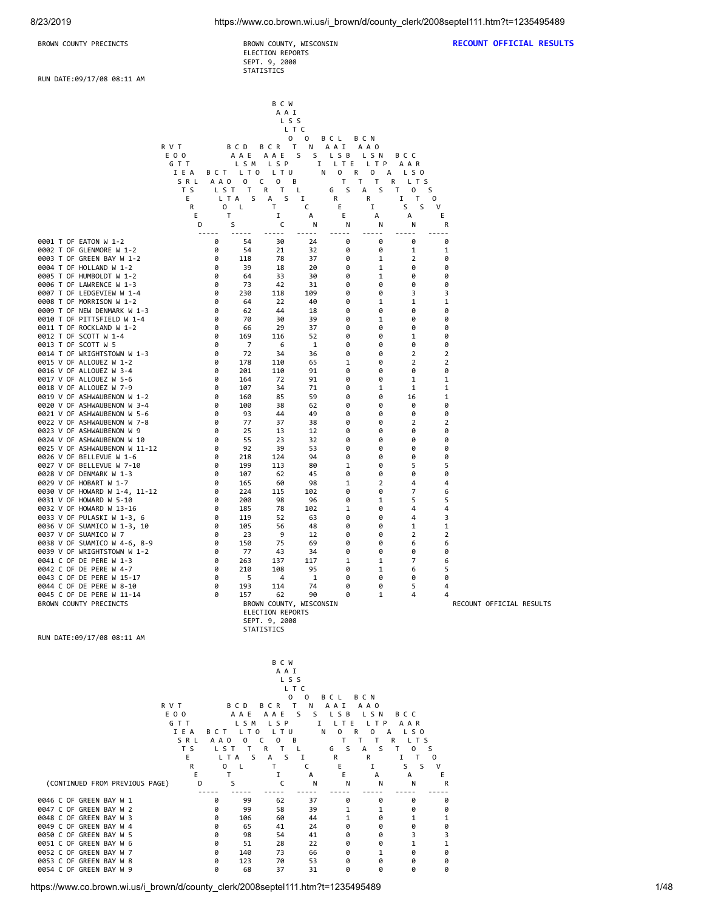BROWN COUNTY PRECINCTS

BROWN COUNTY, WISCONSIN
ELECTION REPORTS
SEPT. 9, 2008
STATISTICS

**RECOUNT OFFICIAL RESULTS**

RUN DATE:09/17/08 08:11 AM

| | REGISTERED VOTERS - TOTAL | BALLOTS CAST - TOTAL | BALLOTS CAST DEMOCRATIC | BALLOTS CAST REPUBLICAN | BALLOTS CAST WISCONSIN GREEN | BALLOTS CAST LIBERTARIAN | BALLOTS CAST NONPARTISAN | BALLOTS CAST CROSSOVER |
|---|---|---|---|---|---|---|---|---|
| 0001 T OF EATON W 1-2 | 0 | 54 | 30 | 24 | 0 | 0 | 0 | 0 |
| 0002 T OF GLENMORE W 1-2 | 0 | 54 | 21 | 32 | 0 | 0 | 1 | 1 |
| 0003 T OF GREEN BAY W 1-2 | 0 | 118 | 78 | 37 | 0 | 1 | 2 | 0 |
| 0004 T OF HOLLAND W 1-2 | 0 | 39 | 18 | 20 | 0 | 1 | 0 | 0 |
| 0005 T OF HUMBOLDT W 1-2 | 0 | 64 | 33 | 30 | 0 | 1 | 0 | 0 |
| 0006 T OF LAWRENCE W 1-3 | 0 | 73 | 42 | 31 | 0 | 0 | 0 | 0 |
| 0007 T OF LEDGEVIEW W 1-4 | 0 | 230 | 118 | 109 | 0 | 0 | 3 | 3 |
| 0008 T OF MORRISON W 1-2 | 0 | 64 | 22 | 40 | 0 | 1 | 1 | 1 |
| 0009 T OF NEW DENMARK W 1-3 | 0 | 62 | 44 | 18 | 0 | 0 | 0 | 0 |
| 0010 T OF PITTSFIELD W 1-4 | 0 | 70 | 30 | 39 | 0 | 1 | 0 | 0 |
| 0011 T OF ROCKLAND W 1-2 | 0 | 66 | 29 | 37 | 0 | 0 | 0 | 0 |
| 0012 T OF SCOTT W 1-4 | 0 | 169 | 116 | 52 | 0 | 0 | 1 | 0 |
| 0013 T OF SCOTT W 5 | 0 | 7 | 6 | 1 | 0 | 0 | 0 | 0 |
| 0014 T OF WRIGHTSTOWN W 1-3 | 0 | 72 | 34 | 36 | 0 | 0 | 2 | 2 |
| 0015 V OF ALLOUEZ W 1-2 | 0 | 178 | 110 | 65 | 1 | 0 | 2 | 2 |
| 0016 V OF ALLOUEZ W 3-4 | 0 | 201 | 110 | 91 | 0 | 0 | 0 | 0 |
| 0017 V OF ALLOUEZ W 5-6 | 0 | 164 | 72 | 91 | 0 | 0 | 1 | 1 |
| 0018 V OF ALLOUEZ W 7-9 | 0 | 107 | 34 | 71 | 0 | 1 | 1 | 1 |
| 0019 V OF ASHWAUBENON W 1-2 | 0 | 160 | 85 | 59 | 0 | 0 | 16 | 1 |
| 0020 V OF ASHWAUBENON W 3-4 | 0 | 100 | 38 | 62 | 0 | 0 | 0 | 0 |
| 0021 V OF ASHWAUBENON W 5-6 | 0 | 93 | 44 | 49 | 0 | 0 | 0 | 0 |
| 0022 V OF ASHWAUBENON W 7-8 | 0 | 77 | 37 | 38 | 0 | 0 | 2 | 2 |
| 0023 V OF ASHWAUBENON W 9 | 0 | 25 | 13 | 12 | 0 | 0 | 0 | 0 |
| 0024 V OF ASHWAUBENON W 10 | 0 | 55 | 23 | 32 | 0 | 0 | 0 | 0 |
| 0025 V OF ASHWAUBENON W 11-12 | 0 | 92 | 39 | 53 | 0 | 0 | 0 | 0 |
| 0026 V OF BELLEVUE W 1-6 | 0 | 218 | 124 | 94 | 0 | 0 | 0 | 0 |
| 0027 V OF BELLEVUE W 7-10 | 0 | 199 | 113 | 80 | 1 | 0 | 5 | 5 |
| 0028 V OF DENMARK W 1-3 | 0 | 107 | 62 | 45 | 0 | 0 | 0 | 0 |
| 0029 V OF HOBART W 1-7 | 0 | 165 | 60 | 98 | 1 | 2 | 4 | 4 |
| 0030 V OF HOWARD W 1-4, 11-12 | 0 | 224 | 115 | 102 | 0 | 0 | 7 | 6 |
| 0031 V OF HOWARD W 5-10 | 0 | 200 | 98 | 96 | 0 | 1 | 5 | 5 |
| 0032 V OF HOWARD W 13-16 | 0 | 185 | 78 | 102 | 1 | 0 | 4 | 4 |
| 0033 V OF PULASKI W 1-3, 6 | 0 | 119 | 52 | 63 | 0 | 0 | 4 | 3 |
| 0036 V OF SUAMICO W 1-3, 10 | 0 | 105 | 56 | 48 | 0 | 0 | 1 | 1 |
| 0037 V OF SUAMICO W 7 | 0 | 23 | 9 | 12 | 0 | 0 | 2 | 2 |
| 0038 V OF SUAMICO W 4-6, 8-9 | 0 | 150 | 75 | 69 | 0 | 0 | 6 | 6 |
| 0039 V OF WRIGHTSTOWN W 1-2 | 0 | 77 | 43 | 34 | 0 | 0 | 0 | 0 |
| 0041 C OF DE PERE W 1-3 | 0 | 263 | 137 | 117 | 1 | 1 | 7 | 6 |
| 0042 C OF DE PERE W 4-7 | 0 | 210 | 108 | 95 | 0 | 1 | 6 | 5 |
| 0043 C OF DE PERE W 15-17 | 0 | 5 | 4 | 1 | 0 | 0 | 0 | 0 |
| 0044 C OF DE PERE W 8-10 | 0 | 193 | 114 | 74 | 0 | 0 | 5 | 4 |
| 0045 C OF DE PERE W 11-14 | 0 | 157 | 62 | 90 | 0 | 1 | 4 | 4 |

BROWN COUNTY PRECINCTS

BROWN COUNTY, WISCONSIN
ELECTION REPORTS
SEPT. 9, 2008
STATISTICS

RECOUNT OFFICIAL RESULTS

RUN DATE:09/17/08 08:11 AM

| (CONTINUED FROM PREVIOUS PAGE) | REGISTERED VOTERS - TOTAL | BALLOTS CAST - TOTAL | BALLOTS CAST DEMOCRATIC | BALLOTS CAST REPUBLICAN | BALLOTS CAST WISCONSIN GREEN | BALLOTS CAST LIBERTARIAN | BALLOTS CAST NONPARTISAN | BALLOTS CAST CROSSOVER |
|---|---|---|---|---|---|---|---|---|
| 0046 C OF GREEN BAY W 1 | 0 | 99 | 62 | 37 | 0 | 0 | 0 | 0 |
| 0047 C OF GREEN BAY W 2 | 0 | 99 | 58 | 39 | 1 | 1 | 0 | 0 |
| 0048 C OF GREEN BAY W 3 | 0 | 106 | 60 | 44 | 1 | 0 | 1 | 1 |
| 0049 C OF GREEN BAY W 4 | 0 | 65 | 41 | 24 | 0 | 0 | 0 | 0 |
| 0050 C OF GREEN BAY W 5 | 0 | 98 | 54 | 41 | 0 | 0 | 3 | 3 |
| 0051 C OF GREEN BAY W 6 | 0 | 51 | 28 | 22 | 0 | 0 | 1 | 1 |
| 0052 C OF GREEN BAY W 7 | 0 | 140 | 73 | 66 | 0 | 1 | 0 | 0 |
| 0053 C OF GREEN BAY W 8 | 0 | 123 | 70 | 53 | 0 | 0 | 0 | 0 |
| 0054 C OF GREEN BAY W 9 | 0 | 68 | 37 | 31 | 0 | 0 | 0 | 0 |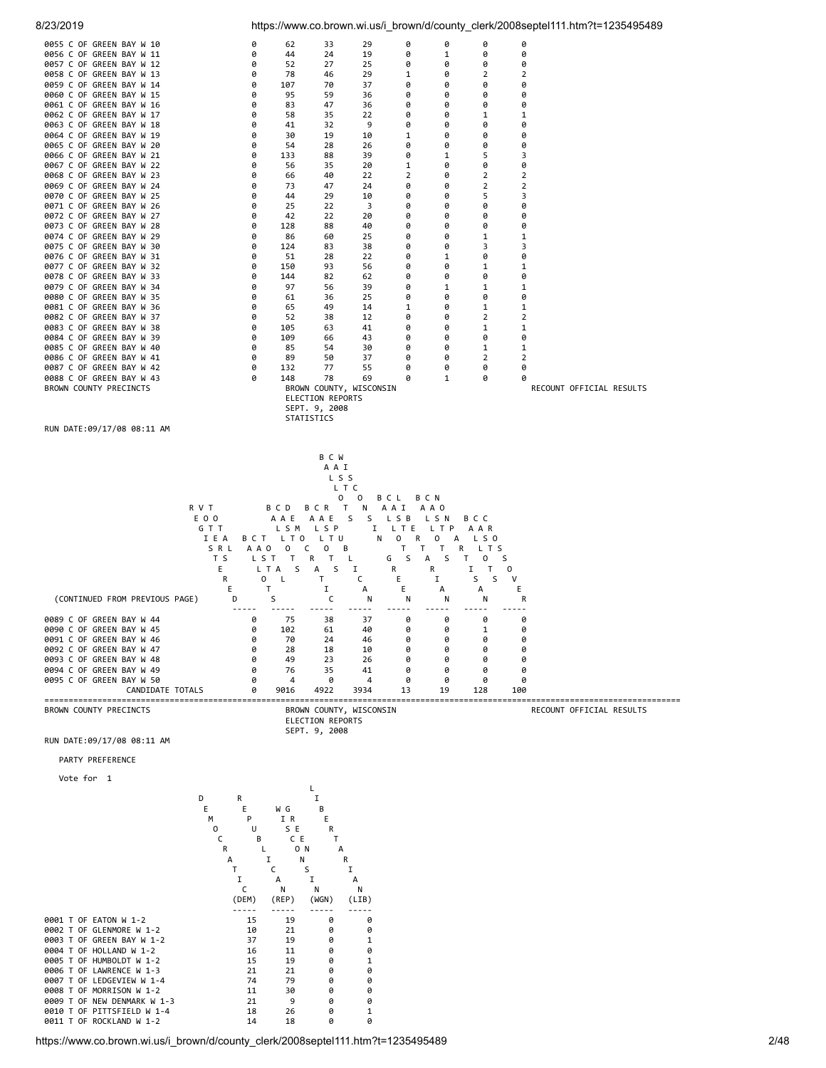| Precinct | REGISTERED VOTERS - TOTAL | BALLOTS CAST - TOTAL | BALLOTS CAST DEMOCRATIC | BALLOTS CAST REPUBLICAN | BALLOTS CAST WISCONSIN GREEN | BALLOTS CAST LIBERTARIAN | BALLOTS CAST NONPARTISAN | BALLOTS CAST CROSSOVER |
|---|---|---|---|---|---|---|---|---|
| 0055 C OF GREEN BAY W 10 | 0 | 62 | 33 | 29 | 0 | 0 | 0 | 0 |
| 0056 C OF GREEN BAY W 11 | 0 | 44 | 24 | 19 | 0 | 1 | 0 | 0 |
| 0057 C OF GREEN BAY W 12 | 0 | 52 | 27 | 25 | 0 | 0 | 0 | 0 |
| 0058 C OF GREEN BAY W 13 | 0 | 78 | 46 | 29 | 1 | 0 | 2 | 2 |
| 0059 C OF GREEN BAY W 14 | 0 | 107 | 70 | 37 | 0 | 0 | 0 | 0 |
| 0060 C OF GREEN BAY W 15 | 0 | 95 | 59 | 36 | 0 | 0 | 0 | 0 |
| 0061 C OF GREEN BAY W 16 | 0 | 83 | 47 | 36 | 0 | 0 | 0 | 0 |
| 0062 C OF GREEN BAY W 17 | 0 | 58 | 35 | 22 | 0 | 0 | 1 | 1 |
| 0063 C OF GREEN BAY W 18 | 0 | 41 | 32 | 9 | 0 | 0 | 0 | 0 |
| 0064 C OF GREEN BAY W 19 | 0 | 30 | 19 | 10 | 1 | 0 | 0 | 0 |
| 0065 C OF GREEN BAY W 20 | 0 | 54 | 28 | 26 | 0 | 0 | 0 | 0 |
| 0066 C OF GREEN BAY W 21 | 0 | 133 | 88 | 39 | 0 | 1 | 5 | 3 |
| 0067 C OF GREEN BAY W 22 | 0 | 56 | 35 | 20 | 1 | 0 | 0 | 0 |
| 0068 C OF GREEN BAY W 23 | 0 | 66 | 40 | 22 | 2 | 0 | 2 | 2 |
| 0069 C OF GREEN BAY W 24 | 0 | 73 | 47 | 24 | 0 | 0 | 2 | 2 |
| 0070 C OF GREEN BAY W 25 | 0 | 44 | 29 | 10 | 0 | 0 | 5 | 3 |
| 0071 C OF GREEN BAY W 26 | 0 | 25 | 22 | 3 | 0 | 0 | 0 | 0 |
| 0072 C OF GREEN BAY W 27 | 0 | 42 | 22 | 20 | 0 | 0 | 0 | 0 |
| 0073 C OF GREEN BAY W 28 | 0 | 128 | 88 | 40 | 0 | 0 | 0 | 0 |
| 0074 C OF GREEN BAY W 29 | 0 | 86 | 60 | 25 | 0 | 0 | 1 | 1 |
| 0075 C OF GREEN BAY W 30 | 0 | 124 | 83 | 38 | 0 | 0 | 3 | 3 |
| 0076 C OF GREEN BAY W 31 | 0 | 51 | 28 | 22 | 0 | 1 | 0 | 0 |
| 0077 C OF GREEN BAY W 32 | 0 | 150 | 93 | 56 | 0 | 0 | 1 | 1 |
| 0078 C OF GREEN BAY W 33 | 0 | 144 | 82 | 62 | 0 | 0 | 0 | 0 |
| 0079 C OF GREEN BAY W 34 | 0 | 97 | 56 | 39 | 0 | 1 | 1 | 1 |
| 0080 C OF GREEN BAY W 35 | 0 | 61 | 36 | 25 | 0 | 0 | 0 | 0 |
| 0081 C OF GREEN BAY W 36 | 0 | 65 | 49 | 14 | 1 | 0 | 1 | 1 |
| 0082 C OF GREEN BAY W 37 | 0 | 52 | 38 | 12 | 0 | 0 | 2 | 2 |
| 0083 C OF GREEN BAY W 38 | 0 | 105 | 63 | 41 | 0 | 0 | 1 | 1 |
| 0084 C OF GREEN BAY W 39 | 0 | 109 | 66 | 43 | 0 | 0 | 0 | 0 |
| 0085 C OF GREEN BAY W 40 | 0 | 85 | 54 | 30 | 0 | 0 | 1 | 1 |
| 0086 C OF GREEN BAY W 41 | 0 | 89 | 50 | 37 | 0 | 0 | 2 | 2 |
| 0087 C OF GREEN BAY W 42 | 0 | 132 | 77 | 55 | 0 | 0 | 0 | 0 |
| 0088 C OF GREEN BAY W 43 | 0 | 148 | 78 | 69 | 0 | 1 | 0 | 0 |

BROWN COUNTY PRECINCTS — BROWN COUNTY, WISCONSIN — RECOUNT OFFICIAL RESULTS

ELECTION REPORTS

SEPT. 9, 2008

STATISTICS

RUN DATE:09/17/08 08:11 AM

| (CONTINUED FROM PREVIOUS PAGE) | REGISTERED VOTERS - TOTAL | BALLOTS CAST - TOTAL | BALLOTS CAST DEMOCRATIC | BALLOTS CAST REPUBLICAN | BALLOTS CAST WISCONSIN GREEN | BALLOTS CAST LIBERTARIAN | BALLOTS CAST NONPARTISAN | BALLOTS CAST CROSSOVER |
|---|---|---|---|---|---|---|---|---|
| 0089 C OF GREEN BAY W 44 | 0 | 75 | 38 | 37 | 0 | 0 | 0 | 0 |
| 0090 C OF GREEN BAY W 45 | 0 | 102 | 61 | 40 | 0 | 0 | 1 | 0 |
| 0091 C OF GREEN BAY W 46 | 0 | 70 | 24 | 46 | 0 | 0 | 0 | 0 |
| 0092 C OF GREEN BAY W 47 | 0 | 28 | 18 | 10 | 0 | 0 | 0 | 0 |
| 0093 C OF GREEN BAY W 48 | 0 | 49 | 23 | 26 | 0 | 0 | 0 | 0 |
| 0094 C OF GREEN BAY W 49 | 0 | 76 | 35 | 41 | 0 | 0 | 0 | 0 |
| 0095 C OF GREEN BAY W 50 | 0 | 4 | 0 | 4 | 0 | 0 | 0 | 0 |
| CANDIDATE TOTALS | 0 | 9016 | 4922 | 3934 | 13 | 19 | 128 | 100 |

BROWN COUNTY PRECINCTS — BROWN COUNTY, WISCONSIN — RECOUNT OFFICIAL RESULTS

ELECTION REPORTS

SEPT. 9, 2008

RUN DATE:09/17/08 08:11 AM

PARTY PREFERENCE

Vote for 1

| Precinct | DEMOCRATIC (DEM) | REPUBLICAN (REP) | WISCONSIN GREENS (WGN) | LIBERTARIAN (LIB) |
|---|---|---|---|---|
| 0001 T OF EATON W 1-2 | 15 | 19 | 0 | 0 |
| 0002 T OF GLENMORE W 1-2 | 10 | 21 | 0 | 0 |
| 0003 T OF GREEN BAY W 1-2 | 37 | 19 | 0 | 1 |
| 0004 T OF HOLLAND W 1-2 | 16 | 11 | 0 | 0 |
| 0005 T OF HUMBOLDT W 1-2 | 15 | 19 | 0 | 1 |
| 0006 T OF LAWRENCE W 1-3 | 21 | 21 | 0 | 0 |
| 0007 T OF LEDGEVIEW W 1-4 | 74 | 79 | 0 | 0 |
| 0008 T OF MORRISON W 1-2 | 11 | 30 | 0 | 0 |
| 0009 T OF NEW DENMARK W 1-3 | 21 | 9 | 0 | 0 |
| 0010 T OF PITTSFIELD W 1-4 | 18 | 26 | 0 | 1 |
| 0011 T OF ROCKLAND W 1-2 | 14 | 18 | 0 | 0 |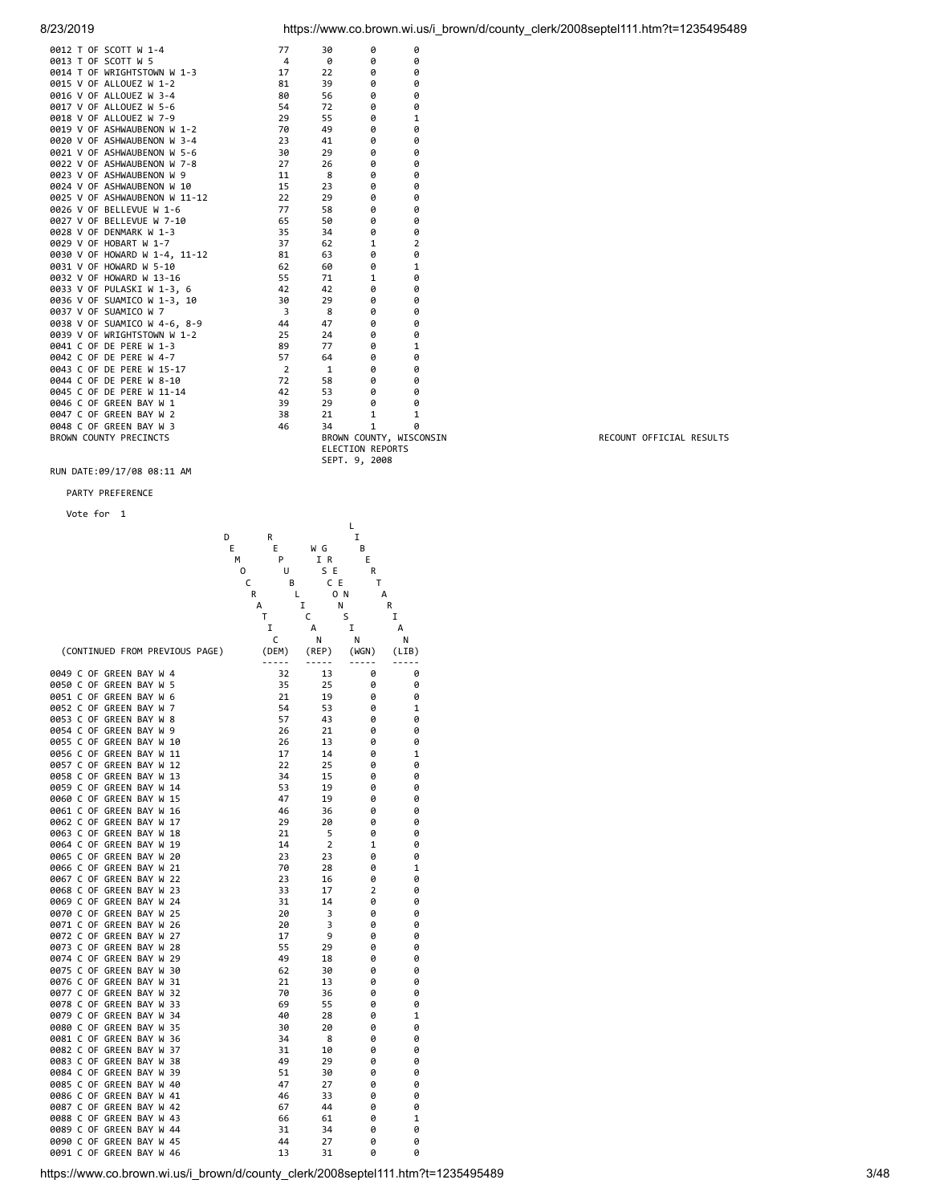| Precinct | (DEM) | (REP) | (WGN) | (LIB) |
|---|---|---|---|---|
| 0012 T OF SCOTT W 1-4 | 77 | 30 | 0 | 0 |
| 0013 T OF SCOTT W 5 | 4 | 0 | 0 | 0 |
| 0014 T OF WRIGHTSTOWN W 1-3 | 17 | 22 | 0 | 0 |
| 0015 V OF ALLOUEZ W 1-2 | 81 | 39 | 0 | 0 |
| 0016 V OF ALLOUEZ W 3-4 | 80 | 56 | 0 | 0 |
| 0017 V OF ALLOUEZ W 5-6 | 54 | 72 | 0 | 0 |
| 0018 V OF ALLOUEZ W 7-9 | 29 | 55 | 0 | 1 |
| 0019 V OF ASHWAUBENON W 1-2 | 70 | 49 | 0 | 0 |
| 0020 V OF ASHWAUBENON W 3-4 | 23 | 41 | 0 | 0 |
| 0021 V OF ASHWAUBENON W 5-6 | 30 | 29 | 0 | 0 |
| 0022 V OF ASHWAUBENON W 7-8 | 27 | 26 | 0 | 0 |
| 0023 V OF ASHWAUBENON W 9 | 11 | 8 | 0 | 0 |
| 0024 V OF ASHWAUBENON W 10 | 15 | 23 | 0 | 0 |
| 0025 V OF ASHWAUBENON W 11-12 | 22 | 29 | 0 | 0 |
| 0026 V OF BELLEVUE W 1-6 | 77 | 58 | 0 | 0 |
| 0027 V OF BELLEVUE W 7-10 | 65 | 50 | 0 | 0 |
| 0028 V OF DENMARK W 1-3 | 35 | 34 | 0 | 0 |
| 0029 V OF HOBART W 1-7 | 37 | 62 | 1 | 2 |
| 0030 V OF HOWARD W 1-4, 11-12 | 81 | 63 | 0 | 0 |
| 0031 V OF HOWARD W 5-10 | 62 | 60 | 0 | 1 |
| 0032 V OF HOWARD W 13-16 | 55 | 71 | 1 | 0 |
| 0033 V OF PULASKI W 1-3, 6 | 42 | 42 | 0 | 0 |
| 0036 V OF SUAMICO W 1-3, 10 | 30 | 29 | 0 | 0 |
| 0037 V OF SUAMICO W 7 | 3 | 8 | 0 | 0 |
| 0038 V OF SUAMICO W 4-6, 8-9 | 44 | 47 | 0 | 0 |
| 0039 V OF WRIGHTSTOWN W 1-2 | 25 | 24 | 0 | 0 |
| 0041 C OF DE PERE W 1-3 | 89 | 77 | 0 | 1 |
| 0042 C OF DE PERE W 4-7 | 57 | 64 | 0 | 0 |
| 0043 C OF DE PERE W 15-17 | 2 | 1 | 0 | 0 |
| 0044 C OF DE PERE W 8-10 | 72 | 58 | 0 | 0 |
| 0045 C OF DE PERE W 11-14 | 42 | 53 | 0 | 0 |
| 0046 C OF GREEN BAY W 1 | 39 | 29 | 0 | 0 |
| 0047 C OF GREEN BAY W 2 | 38 | 21 | 1 | 1 |
| 0048 C OF GREEN BAY W 3 | 46 | 34 | 1 | 0 |

BROWN COUNTY PRECINCTS

BROWN COUNTY, WISCONSIN
ELECTION REPORTS
SEPT. 9, 2008

RECOUNT OFFICIAL RESULTS

RUN DATE:09/17/08 08:11 AM

PARTY PREFERENCE

Vote for 1

| (CONTINUED FROM PREVIOUS PAGE) | DEMOCRATIC (DEM) | REPUBLICAN (REP) | WIG GREENS (WGN) | LIBERTARIAN (LIB) |
|---|---|---|---|---|
| 0049 C OF GREEN BAY W 4 | 32 | 13 | 0 | 0 |
| 0050 C OF GREEN BAY W 5 | 35 | 25 | 0 | 0 |
| 0051 C OF GREEN BAY W 6 | 21 | 19 | 0 | 0 |
| 0052 C OF GREEN BAY W 7 | 54 | 53 | 0 | 1 |
| 0053 C OF GREEN BAY W 8 | 57 | 43 | 0 | 0 |
| 0054 C OF GREEN BAY W 9 | 26 | 21 | 0 | 0 |
| 0055 C OF GREEN BAY W 10 | 26 | 13 | 0 | 0 |
| 0056 C OF GREEN BAY W 11 | 17 | 14 | 0 | 1 |
| 0057 C OF GREEN BAY W 12 | 22 | 25 | 0 | 0 |
| 0058 C OF GREEN BAY W 13 | 34 | 15 | 0 | 0 |
| 0059 C OF GREEN BAY W 14 | 53 | 19 | 0 | 0 |
| 0060 C OF GREEN BAY W 15 | 47 | 19 | 0 | 0 |
| 0061 C OF GREEN BAY W 16 | 46 | 36 | 0 | 0 |
| 0062 C OF GREEN BAY W 17 | 29 | 20 | 0 | 0 |
| 0063 C OF GREEN BAY W 18 | 21 | 5 | 0 | 0 |
| 0064 C OF GREEN BAY W 19 | 14 | 2 | 1 | 0 |
| 0065 C OF GREEN BAY W 20 | 23 | 23 | 0 | 0 |
| 0066 C OF GREEN BAY W 21 | 70 | 28 | 0 | 1 |
| 0067 C OF GREEN BAY W 22 | 23 | 16 | 0 | 0 |
| 0068 C OF GREEN BAY W 23 | 33 | 17 | 2 | 0 |
| 0069 C OF GREEN BAY W 24 | 31 | 14 | 0 | 0 |
| 0070 C OF GREEN BAY W 25 | 20 | 3 | 0 | 0 |
| 0071 C OF GREEN BAY W 26 | 20 | 3 | 0 | 0 |
| 0072 C OF GREEN BAY W 27 | 17 | 9 | 0 | 0 |
| 0073 C OF GREEN BAY W 28 | 55 | 29 | 0 | 0 |
| 0074 C OF GREEN BAY W 29 | 49 | 18 | 0 | 0 |
| 0075 C OF GREEN BAY W 30 | 62 | 30 | 0 | 0 |
| 0076 C OF GREEN BAY W 31 | 21 | 13 | 0 | 0 |
| 0077 C OF GREEN BAY W 32 | 70 | 36 | 0 | 0 |
| 0078 C OF GREEN BAY W 33 | 69 | 55 | 0 | 0 |
| 0079 C OF GREEN BAY W 34 | 40 | 28 | 0 | 1 |
| 0080 C OF GREEN BAY W 35 | 30 | 20 | 0 | 0 |
| 0081 C OF GREEN BAY W 36 | 34 | 8 | 0 | 0 |
| 0082 C OF GREEN BAY W 37 | 31 | 10 | 0 | 0 |
| 0083 C OF GREEN BAY W 38 | 49 | 29 | 0 | 0 |
| 0084 C OF GREEN BAY W 39 | 51 | 30 | 0 | 0 |
| 0085 C OF GREEN BAY W 40 | 47 | 27 | 0 | 0 |
| 0086 C OF GREEN BAY W 41 | 46 | 33 | 0 | 0 |
| 0087 C OF GREEN BAY W 42 | 67 | 44 | 0 | 0 |
| 0088 C OF GREEN BAY W 43 | 66 | 61 | 0 | 1 |
| 0089 C OF GREEN BAY W 44 | 31 | 34 | 0 | 0 |
| 0090 C OF GREEN BAY W 45 | 44 | 27 | 0 | 0 |
| 0091 C OF GREEN BAY W 46 | 13 | 31 | 0 | 0 |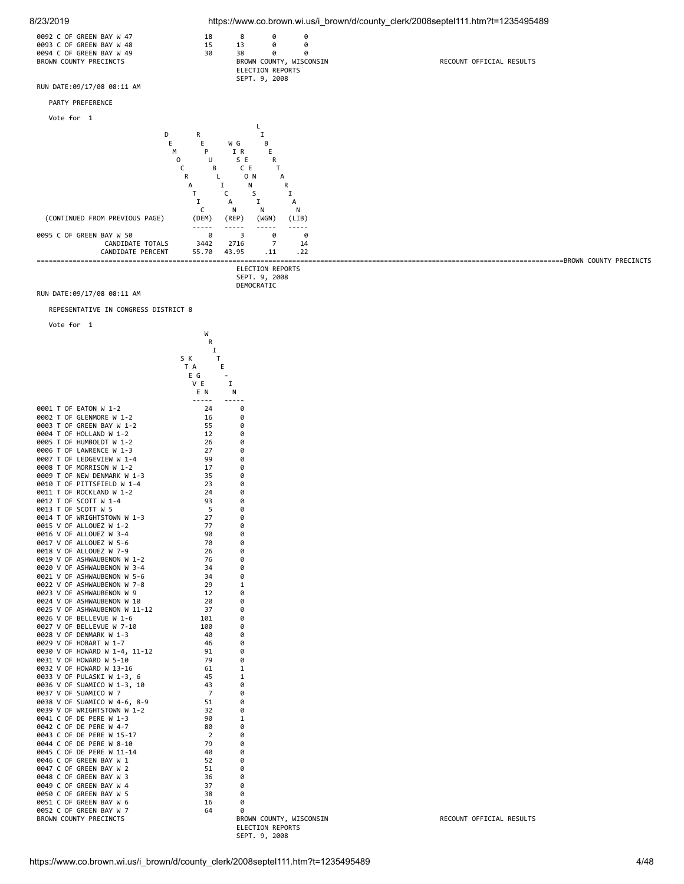| | | | | |
|---|---|---|---|---|
| 0092 C OF GREEN BAY W 47 | 18 | 8 | 0 | 0 |
| 0093 C OF GREEN BAY W 48 | 15 | 13 | 0 | 0 |
| 0094 C OF GREEN BAY W 49 | 30 | 38 | 0 | 0 |

BROWN COUNTY PRECINCTS — BROWN COUNTY, WISCONSIN — RECOUNT OFFICIAL RESULTS

ELECTION REPORTS

SEPT. 9, 2008

RUN DATE:09/17/08 08:11 AM

PARTY PREFERENCE

Vote for 1

| (CONTINUED FROM PREVIOUS PAGE) | DEMOCRATIC (DEM) | REPUBLICAN (REP) | WI GREEN (WGN) | LIBERTARIAN (LIB) |
|---|---|---|---|---|
| 0095 C OF GREEN BAY W 50 | 0 | 3 | 0 | 0 |
| CANDIDATE TOTALS | 3442 | 2716 | 7 | 14 |
| CANDIDATE PERCENT | 55.70 | 43.95 | .11 | .22 |

BROWN COUNTY PRECINCTS

ELECTION REPORTS

SEPT. 9, 2008

DEMOCRATIC

RUN DATE:09/17/08 08:11 AM

REPESENTATIVE IN CONGRESS DISTRICT 8

Vote for 1

| | STEVE KAGEN | WRITE-IN |
|---|---|---|
| 0001 T OF EATON W 1-2 | 24 | 0 |
| 0002 T OF GLENMORE W 1-2 | 16 | 0 |
| 0003 T OF GREEN BAY W 1-2 | 55 | 0 |
| 0004 T OF HOLLAND W 1-2 | 12 | 0 |
| 0005 T OF HUMBOLDT W 1-2 | 26 | 0 |
| 0006 T OF LAWRENCE W 1-3 | 27 | 0 |
| 0007 T OF LEDGEVIEW W 1-4 | 99 | 0 |
| 0008 T OF MORRISON W 1-2 | 17 | 0 |
| 0009 T OF NEW DENMARK W 1-3 | 35 | 0 |
| 0010 T OF PITTSFIELD W 1-4 | 23 | 0 |
| 0011 T OF ROCKLAND W 1-2 | 24 | 0 |
| 0012 T OF SCOTT W 1-4 | 93 | 0 |
| 0013 T OF SCOTT W 5 | 5 | 0 |
| 0014 T OF WRIGHTSTOWN W 1-3 | 27 | 0 |
| 0015 V OF ALLOUEZ W 1-2 | 77 | 0 |
| 0016 V OF ALLOUEZ W 3-4 | 90 | 0 |
| 0017 V OF ALLOUEZ W 5-6 | 70 | 0 |
| 0018 V OF ALLOUEZ W 7-9 | 26 | 0 |
| 0019 V OF ASHWAUBENON W 1-2 | 76 | 0 |
| 0020 V OF ASHWAUBENON W 3-4 | 34 | 0 |
| 0021 V OF ASHWAUBENON W 5-6 | 34 | 0 |
| 0022 V OF ASHWAUBENON W 7-8 | 29 | 1 |
| 0023 V OF ASHWAUBENON W 9 | 12 | 0 |
| 0024 V OF ASHWAUBENON W 10 | 20 | 0 |
| 0025 V OF ASHWAUBENON W 11-12 | 37 | 0 |
| 0026 V OF BELLEVUE W 1-6 | 101 | 0 |
| 0027 V OF BELLEVUE W 7-10 | 100 | 0 |
| 0028 V OF DENMARK W 1-3 | 40 | 0 |
| 0029 V OF HOBART W 1-7 | 46 | 0 |
| 0030 V OF HOWARD W 1-4, 11-12 | 91 | 0 |
| 0031 V OF HOWARD W 5-10 | 79 | 0 |
| 0032 V OF HOWARD W 13-16 | 61 | 1 |
| 0033 V OF PULASKI W 1-3, 6 | 45 | 1 |
| 0036 V OF SUAMICO W 1-3, 10 | 43 | 0 |
| 0037 V OF SUAMICO W 7 | 7 | 0 |
| 0038 V OF SUAMICO W 4-6, 8-9 | 51 | 0 |
| 0039 V OF WRIGHTSTOWN W 1-2 | 32 | 0 |
| 0041 C OF DE PERE W 1-3 | 90 | 1 |
| 0042 C OF DE PERE W 4-7 | 80 | 0 |
| 0043 C OF DE PERE W 15-17 | 2 | 0 |
| 0044 C OF DE PERE W 8-10 | 79 | 0 |
| 0045 C OF DE PERE W 11-14 | 40 | 0 |
| 0046 C OF GREEN BAY W 1 | 52 | 0 |
| 0047 C OF GREEN BAY W 2 | 51 | 0 |
| 0048 C OF GREEN BAY W 3 | 36 | 0 |
| 0049 C OF GREEN BAY W 4 | 37 | 0 |
| 0050 C OF GREEN BAY W 5 | 38 | 0 |
| 0051 C OF GREEN BAY W 6 | 16 | 0 |
| 0052 C OF GREEN BAY W 7 | 64 | 0 |

BROWN COUNTY PRECINCTS — BROWN COUNTY, WISCONSIN — RECOUNT OFFICIAL RESULTS

ELECTION REPORTS

SEPT. 9, 2008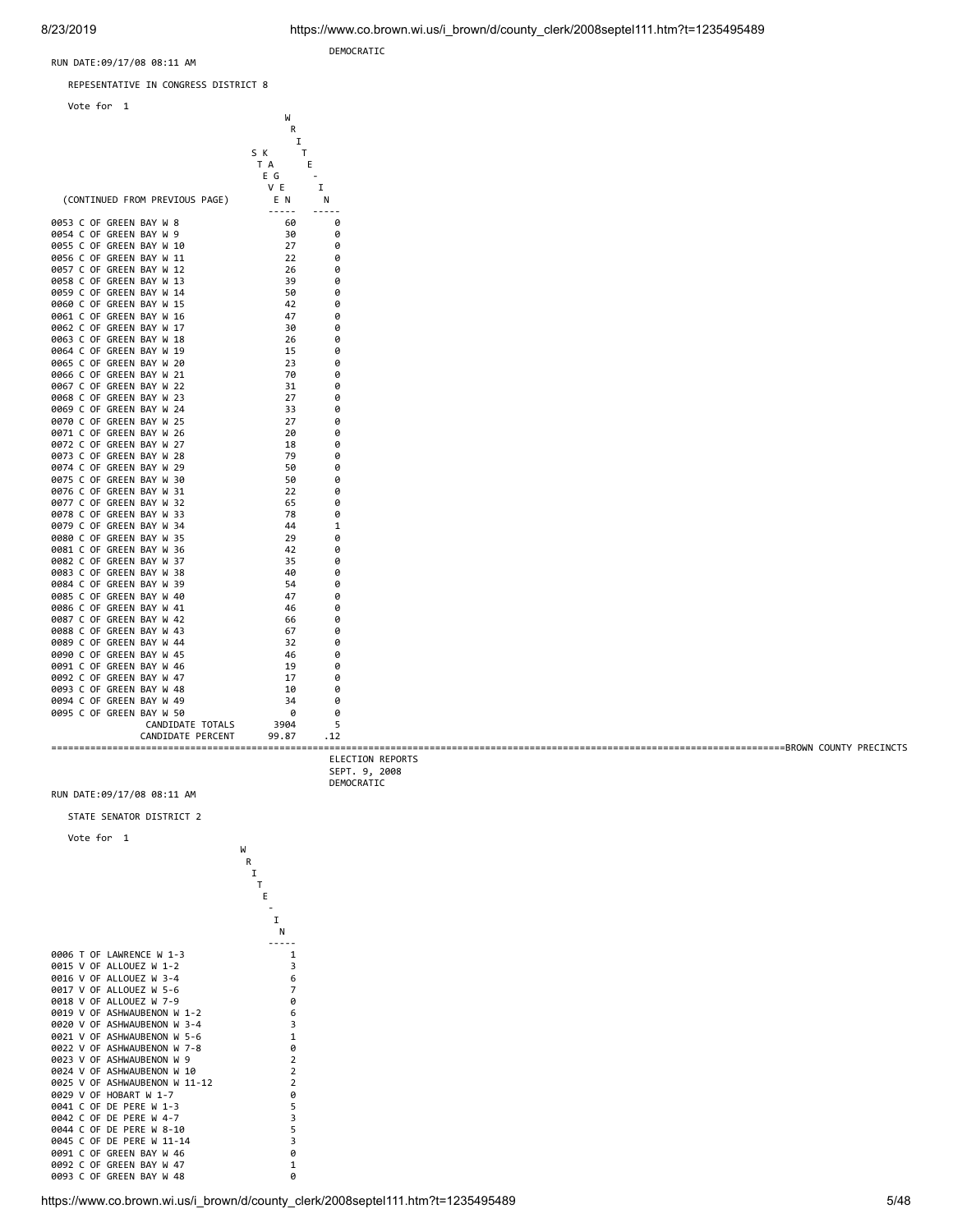DEMOCRATIC

RUN DATE:09/17/08 08:11 AM

REPESENTATIVE IN CONGRESS DISTRICT 8

Vote for 1

| (CONTINUED FROM PREVIOUS PAGE) | STEVE KAGEN | WRITE-IN |
|---|---|---|
| 0053 C OF GREEN BAY W 8 | 60 | 0 |
| 0054 C OF GREEN BAY W 9 | 30 | 0 |
| 0055 C OF GREEN BAY W 10 | 27 | 0 |
| 0056 C OF GREEN BAY W 11 | 22 | 0 |
| 0057 C OF GREEN BAY W 12 | 26 | 0 |
| 0058 C OF GREEN BAY W 13 | 39 | 0 |
| 0059 C OF GREEN BAY W 14 | 50 | 0 |
| 0060 C OF GREEN BAY W 15 | 42 | 0 |
| 0061 C OF GREEN BAY W 16 | 47 | 0 |
| 0062 C OF GREEN BAY W 17 | 30 | 0 |
| 0063 C OF GREEN BAY W 18 | 26 | 0 |
| 0064 C OF GREEN BAY W 19 | 15 | 0 |
| 0065 C OF GREEN BAY W 20 | 23 | 0 |
| 0066 C OF GREEN BAY W 21 | 70 | 0 |
| 0067 C OF GREEN BAY W 22 | 31 | 0 |
| 0068 C OF GREEN BAY W 23 | 27 | 0 |
| 0069 C OF GREEN BAY W 24 | 33 | 0 |
| 0070 C OF GREEN BAY W 25 | 27 | 0 |
| 0071 C OF GREEN BAY W 26 | 20 | 0 |
| 0072 C OF GREEN BAY W 27 | 18 | 0 |
| 0073 C OF GREEN BAY W 28 | 79 | 0 |
| 0074 C OF GREEN BAY W 29 | 50 | 0 |
| 0075 C OF GREEN BAY W 30 | 50 | 0 |
| 0076 C OF GREEN BAY W 31 | 22 | 0 |
| 0077 C OF GREEN BAY W 32 | 65 | 0 |
| 0078 C OF GREEN BAY W 33 | 78 | 0 |
| 0079 C OF GREEN BAY W 34 | 44 | 1 |
| 0080 C OF GREEN BAY W 35 | 29 | 0 |
| 0081 C OF GREEN BAY W 36 | 42 | 0 |
| 0082 C OF GREEN BAY W 37 | 35 | 0 |
| 0083 C OF GREEN BAY W 38 | 40 | 0 |
| 0084 C OF GREEN BAY W 39 | 54 | 0 |
| 0085 C OF GREEN BAY W 40 | 47 | 0 |
| 0086 C OF GREEN BAY W 41 | 46 | 0 |
| 0087 C OF GREEN BAY W 42 | 66 | 0 |
| 0088 C OF GREEN BAY W 43 | 67 | 0 |
| 0089 C OF GREEN BAY W 44 | 32 | 0 |
| 0090 C OF GREEN BAY W 45 | 46 | 0 |
| 0091 C OF GREEN BAY W 46 | 19 | 0 |
| 0092 C OF GREEN BAY W 47 | 17 | 0 |
| 0093 C OF GREEN BAY W 48 | 10 | 0 |
| 0094 C OF GREEN BAY W 49 | 34 | 0 |
| 0095 C OF GREEN BAY W 50 | 0 | 0 |
| CANDIDATE TOTALS | 3904 | 5 |
| CANDIDATE PERCENT | 99.87 | .12 |

BROWN COUNTY PRECINCTS

ELECTION REPORTS
SEPT. 9, 2008
DEMOCRATIC

RUN DATE:09/17/08 08:11 AM

STATE SENATOR DISTRICT 2

Vote for 1

| | WRITE-IN |
|---|---|
| 0006 T OF LAWRENCE W 1-3 | 1 |
| 0015 V OF ALLOUEZ W 1-2 | 3 |
| 0016 V OF ALLOUEZ W 3-4 | 6 |
| 0017 V OF ALLOUEZ W 5-6 | 7 |
| 0018 V OF ALLOUEZ W 7-9 | 0 |
| 0019 V OF ASHWAUBENON W 1-2 | 6 |
| 0020 V OF ASHWAUBENON W 3-4 | 3 |
| 0021 V OF ASHWAUBENON W 5-6 | 1 |
| 0022 V OF ASHWAUBENON W 7-8 | 0 |
| 0023 V OF ASHWAUBENON W 9 | 2 |
| 0024 V OF ASHWAUBENON W 10 | 2 |
| 0025 V OF ASHWAUBENON W 11-12 | 2 |
| 0029 V OF HOBART W 1-7 | 0 |
| 0041 C OF DE PERE W 1-3 | 5 |
| 0042 C OF DE PERE W 4-7 | 3 |
| 0044 C OF DE PERE W 8-10 | 5 |
| 0045 C OF DE PERE W 11-14 | 3 |
| 0091 C OF GREEN BAY W 46 | 0 |
| 0092 C OF GREEN BAY W 47 | 1 |
| 0093 C OF GREEN BAY W 48 | 0 |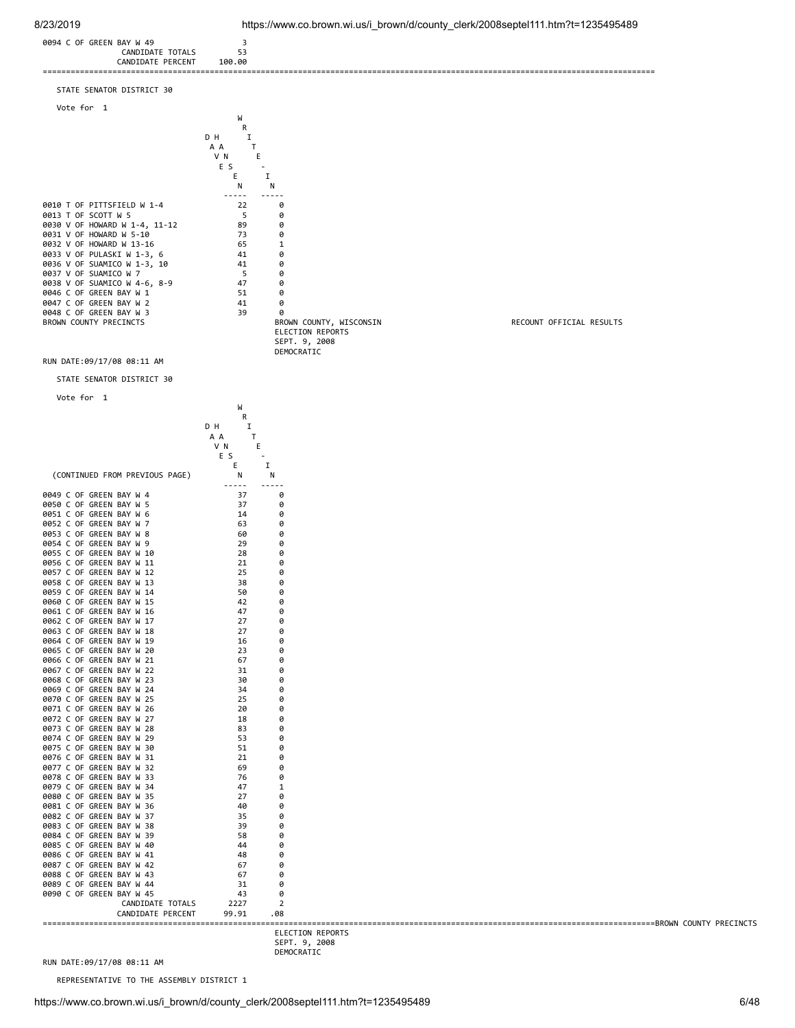| | |
|---|---|
| 0094 C OF GREEN BAY W 49 | 3 |
| CANDIDATE TOTALS | 53 |
| CANDIDATE PERCENT | 100.00 |

STATE SENATOR DISTRICT 30

Vote for 1

| | DAVE HANSEN | WRITE-IN |
|---|---|---|
| 0010 T OF PITTSFIELD W 1-4 | 22 | 0 |
| 0013 T OF SCOTT W 5 | 5 | 0 |
| 0030 V OF HOWARD W 1-4, 11-12 | 89 | 0 |
| 0031 V OF HOWARD W 5-10 | 73 | 0 |
| 0032 V OF HOWARD W 13-16 | 65 | 1 |
| 0033 V OF PULASKI W 1-3, 6 | 41 | 0 |
| 0036 V OF SUAMICO W 1-3, 10 | 41 | 0 |
| 0037 V OF SUAMICO W 7 | 5 | 0 |
| 0038 V OF SUAMICO W 4-6, 8-9 | 47 | 0 |
| 0046 C OF GREEN BAY W 1 | 51 | 0 |
| 0047 C OF GREEN BAY W 2 | 41 | 0 |
| 0048 C OF GREEN BAY W 3 | 39 | 0 |

BROWN COUNTY PRECINCTS

BROWN COUNTY, WISCONSIN
ELECTION REPORTS
SEPT. 9, 2008
DEMOCRATIC

RECOUNT OFFICIAL RESULTS

RUN DATE:09/17/08 08:11 AM

STATE SENATOR DISTRICT 30

Vote for 1

| (CONTINUED FROM PREVIOUS PAGE) | DAVE HANSEN | WRITE-IN |
|---|---|---|
| 0049 C OF GREEN BAY W 4 | 37 | 0 |
| 0050 C OF GREEN BAY W 5 | 37 | 0 |
| 0051 C OF GREEN BAY W 6 | 14 | 0 |
| 0052 C OF GREEN BAY W 7 | 63 | 0 |
| 0053 C OF GREEN BAY W 8 | 60 | 0 |
| 0054 C OF GREEN BAY W 9 | 29 | 0 |
| 0055 C OF GREEN BAY W 10 | 28 | 0 |
| 0056 C OF GREEN BAY W 11 | 21 | 0 |
| 0057 C OF GREEN BAY W 12 | 25 | 0 |
| 0058 C OF GREEN BAY W 13 | 38 | 0 |
| 0059 C OF GREEN BAY W 14 | 50 | 0 |
| 0060 C OF GREEN BAY W 15 | 42 | 0 |
| 0061 C OF GREEN BAY W 16 | 47 | 0 |
| 0062 C OF GREEN BAY W 17 | 27 | 0 |
| 0063 C OF GREEN BAY W 18 | 27 | 0 |
| 0064 C OF GREEN BAY W 19 | 16 | 0 |
| 0065 C OF GREEN BAY W 20 | 23 | 0 |
| 0066 C OF GREEN BAY W 21 | 67 | 0 |
| 0067 C OF GREEN BAY W 22 | 31 | 0 |
| 0068 C OF GREEN BAY W 23 | 30 | 0 |
| 0069 C OF GREEN BAY W 24 | 34 | 0 |
| 0070 C OF GREEN BAY W 25 | 25 | 0 |
| 0071 C OF GREEN BAY W 26 | 20 | 0 |
| 0072 C OF GREEN BAY W 27 | 18 | 0 |
| 0073 C OF GREEN BAY W 28 | 83 | 0 |
| 0074 C OF GREEN BAY W 29 | 53 | 0 |
| 0075 C OF GREEN BAY W 30 | 51 | 0 |
| 0076 C OF GREEN BAY W 31 | 21 | 0 |
| 0077 C OF GREEN BAY W 32 | 69 | 0 |
| 0078 C OF GREEN BAY W 33 | 76 | 0 |
| 0079 C OF GREEN BAY W 34 | 47 | 1 |
| 0080 C OF GREEN BAY W 35 | 27 | 0 |
| 0081 C OF GREEN BAY W 36 | 40 | 0 |
| 0082 C OF GREEN BAY W 37 | 35 | 0 |
| 0083 C OF GREEN BAY W 38 | 39 | 0 |
| 0084 C OF GREEN BAY W 39 | 58 | 0 |
| 0085 C OF GREEN BAY W 40 | 44 | 0 |
| 0086 C OF GREEN BAY W 41 | 48 | 0 |
| 0087 C OF GREEN BAY W 42 | 67 | 0 |
| 0088 C OF GREEN BAY W 43 | 67 | 0 |
| 0089 C OF GREEN BAY W 44 | 31 | 0 |
| 0090 C OF GREEN BAY W 45 | 43 | 0 |
| CANDIDATE TOTALS | 2227 | 2 |
| CANDIDATE PERCENT | 99.91 | .08 |

BROWN COUNTY PRECINCTS

ELECTION REPORTS
SEPT. 9, 2008
DEMOCRATIC

RUN DATE:09/17/08 08:11 AM

REPRESENTATIVE TO THE ASSEMBLY DISTRICT 1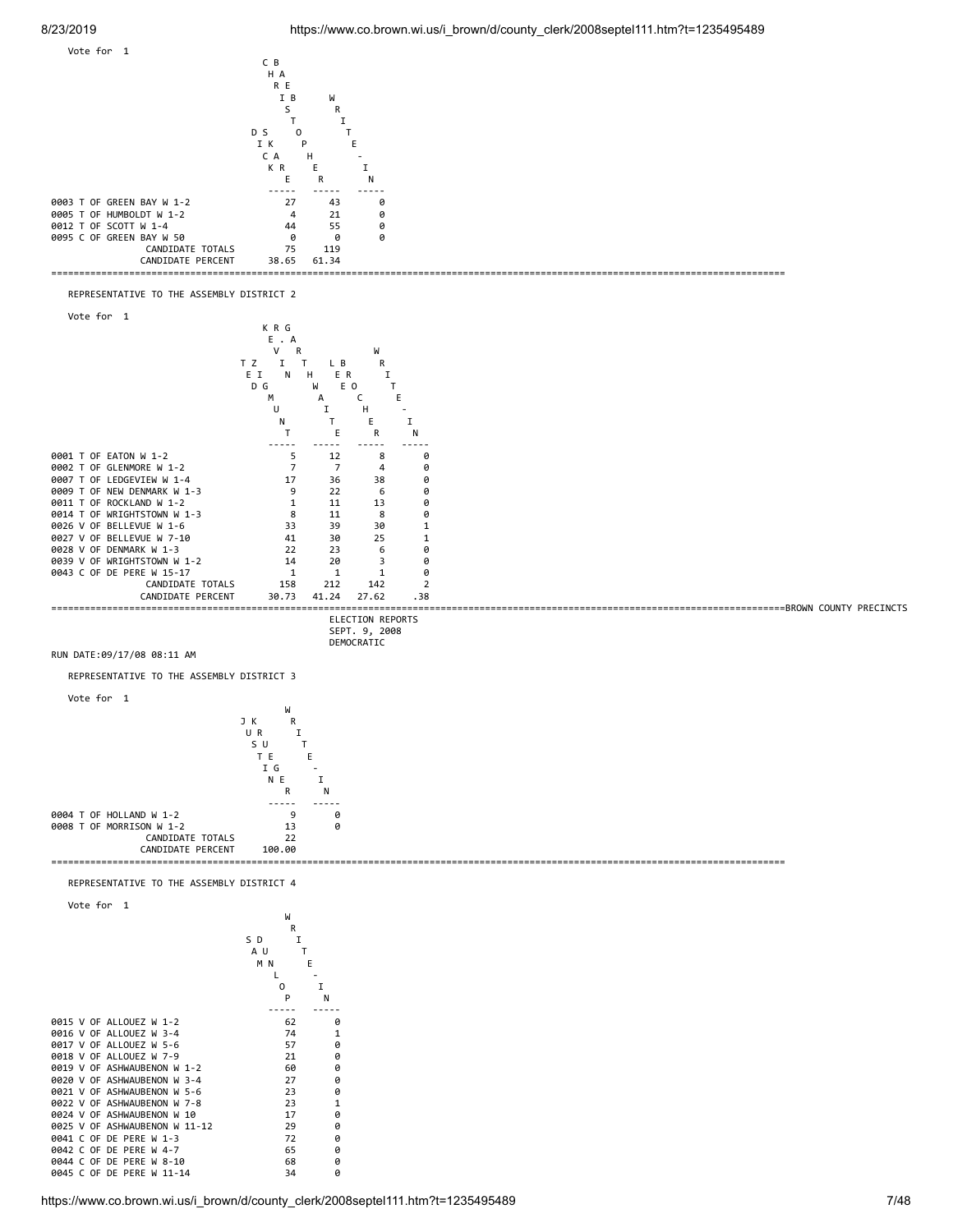Vote for 1

| | CHRIS DICKREBE | BOB SOPHER | WRITE-IN |
|---|---|---|---|
| 0003 T OF GREEN BAY W 1-2 | 27 | 43 | 0 |
| 0005 T OF HUMBOLDT W 1-2 | 4 | 21 | 0 |
| 0012 T OF SCOTT W 1-4 | 44 | 55 | 0 |
| 0095 C OF GREEN BAY W 50 | 0 | 0 | 0 |
| CANDIDATE TOTALS | 75 | 119 | |
| CANDIDATE PERCENT | 38.65 | 61.34 | |

REPRESENTATIVE TO THE ASSEMBLY DISTRICT 2

Vote for 1

| | TED ZIGMUNT | KEVIN RATHWITE | GARY LE BOECHER | WRITE-IN |
|---|---|---|---|---|
| 0001 T OF EATON W 1-2 | 5 | 12 | 8 | 0 |
| 0002 T OF GLENMORE W 1-2 | 7 | 7 | 4 | 0 |
| 0007 T OF LEDGEVIEW W 1-4 | 17 | 36 | 38 | 0 |
| 0009 T OF NEW DENMARK W 1-3 | 9 | 22 | 6 | 0 |
| 0011 T OF ROCKLAND W 1-2 | 1 | 11 | 13 | 0 |
| 0014 T OF WRIGHTSTOWN W 1-3 | 8 | 11 | 8 | 0 |
| 0026 V OF BELLEVUE W 1-6 | 33 | 39 | 30 | 1 |
| 0027 V OF BELLEVUE W 7-10 | 41 | 30 | 25 | 1 |
| 0028 V OF DENMARK W 1-3 | 22 | 23 | 6 | 0 |
| 0039 V OF WRIGHTSTOWN W 1-2 | 14 | 20 | 3 | 0 |
| 0043 C OF DE PERE W 15-17 | 1 | 1 | 1 | 0 |
| CANDIDATE TOTALS | 158 | 212 | 142 | 2 |
| CANDIDATE PERCENT | 30.73 | 41.24 | 27.62 | .38 |

BROWN COUNTY PRECINCTS

ELECTION REPORTS
SEPT. 9, 2008
DEMOCRATIC

RUN DATE:09/17/08 08:11 AM

REPRESENTATIVE TO THE ASSEMBLY DISTRICT 3

Vote for 1

| | JUSTIN KRUEGER | WRITE-IN |
|---|---|---|
| 0004 T OF HOLLAND W 1-2 | 9 | 0 |
| 0008 T OF MORRISON W 1-2 | 13 | 0 |
| CANDIDATE TOTALS | 22 | |
| CANDIDATE PERCENT | 100.00 | |

REPRESENTATIVE TO THE ASSEMBLY DISTRICT 4

Vote for 1

| | SAM DUNLOP | WRITE-IN |
|---|---|---|
| 0015 V OF ALLOUEZ W 1-2 | 62 | 0 |
| 0016 V OF ALLOUEZ W 3-4 | 74 | 1 |
| 0017 V OF ALLOUEZ W 5-6 | 57 | 0 |
| 0018 V OF ALLOUEZ W 7-9 | 21 | 0 |
| 0019 V OF ASHWAUBENON W 1-2 | 60 | 0 |
| 0020 V OF ASHWAUBENON W 3-4 | 27 | 0 |
| 0021 V OF ASHWAUBENON W 5-6 | 23 | 0 |
| 0022 V OF ASHWAUBENON W 7-8 | 23 | 1 |
| 0024 V OF ASHWAUBENON W 10 | 17 | 0 |
| 0025 V OF ASHWAUBENON W 11-12 | 29 | 0 |
| 0041 C OF DE PERE W 1-3 | 72 | 0 |
| 0042 C OF DE PERE W 4-7 | 65 | 0 |
| 0044 C OF DE PERE W 8-10 | 68 | 0 |
| 0045 C OF DE PERE W 11-14 | 34 | 0 |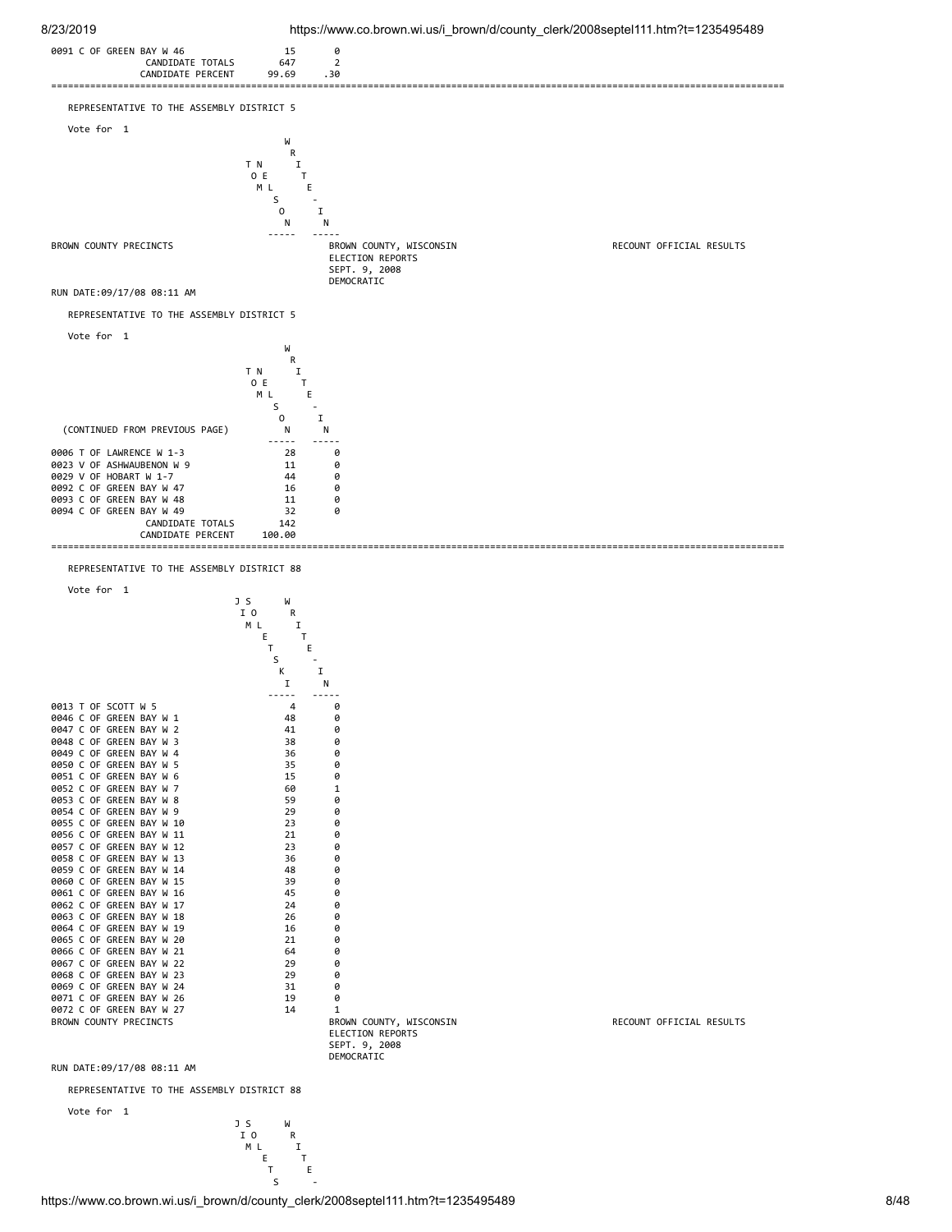| | TOM NELSON | WRITE-IN |
|---|---|---|
| 0091 C OF GREEN BAY W 46 | 15 | 0 |
| CANDIDATE TOTALS | 647 | 2 |
| CANDIDATE PERCENT | 99.69 | .30 |

REPRESENTATIVE TO THE ASSEMBLY DISTRICT 5

Vote for 1

| | TOM NELSON | WRITE-IN |
|---|---|---|

BROWN COUNTY PRECINCTS

BROWN COUNTY, WISCONSIN
ELECTION REPORTS
SEPT. 9, 2008
DEMOCRATIC

RECOUNT OFFICIAL RESULTS

RUN DATE:09/17/08 08:11 AM

REPRESENTATIVE TO THE ASSEMBLY DISTRICT 5

Vote for 1

| (CONTINUED FROM PREVIOUS PAGE) | TOM NELSON | WRITE-IN |
|---|---|---|
| 0006 T OF LAWRENCE W 1-3 | 28 | 0 |
| 0023 V OF ASHWAUBENON W 9 | 11 | 0 |
| 0029 V OF HOBART W 1-7 | 44 | 0 |
| 0092 C OF GREEN BAY W 47 | 16 | 0 |
| 0093 C OF GREEN BAY W 48 | 11 | 0 |
| 0094 C OF GREEN BAY W 49 | 32 | 0 |
| CANDIDATE TOTALS | 142 | |
| CANDIDATE PERCENT | 100.00 | |

REPRESENTATIVE TO THE ASSEMBLY DISTRICT 88

Vote for 1

| | JIM SOLETSKI | WRITE-IN |
|---|---|---|
| 0013 T OF SCOTT W 5 | 4 | 0 |
| 0046 C OF GREEN BAY W 1 | 48 | 0 |
| 0047 C OF GREEN BAY W 2 | 41 | 0 |
| 0048 C OF GREEN BAY W 3 | 38 | 0 |
| 0049 C OF GREEN BAY W 4 | 36 | 0 |
| 0050 C OF GREEN BAY W 5 | 35 | 0 |
| 0051 C OF GREEN BAY W 6 | 15 | 0 |
| 0052 C OF GREEN BAY W 7 | 60 | 1 |
| 0053 C OF GREEN BAY W 8 | 59 | 0 |
| 0054 C OF GREEN BAY W 9 | 29 | 0 |
| 0055 C OF GREEN BAY W 10 | 23 | 0 |
| 0056 C OF GREEN BAY W 11 | 21 | 0 |
| 0057 C OF GREEN BAY W 12 | 23 | 0 |
| 0058 C OF GREEN BAY W 13 | 36 | 0 |
| 0059 C OF GREEN BAY W 14 | 48 | 0 |
| 0060 C OF GREEN BAY W 15 | 39 | 0 |
| 0061 C OF GREEN BAY W 16 | 45 | 0 |
| 0062 C OF GREEN BAY W 17 | 24 | 0 |
| 0063 C OF GREEN BAY W 18 | 26 | 0 |
| 0064 C OF GREEN BAY W 19 | 16 | 0 |
| 0065 C OF GREEN BAY W 20 | 21 | 0 |
| 0066 C OF GREEN BAY W 21 | 64 | 0 |
| 0067 C OF GREEN BAY W 22 | 29 | 0 |
| 0068 C OF GREEN BAY W 23 | 29 | 0 |
| 0069 C OF GREEN BAY W 24 | 31 | 0 |
| 0071 C OF GREEN BAY W 26 | 19 | 0 |
| 0072 C OF GREEN BAY W 27 | 14 | 1 |

BROWN COUNTY PRECINCTS

BROWN COUNTY, WISCONSIN
ELECTION REPORTS
SEPT. 9, 2008
DEMOCRATIC

RECOUNT OFFICIAL RESULTS

RUN DATE:09/17/08 08:11 AM

REPRESENTATIVE TO THE ASSEMBLY DISTRICT 88

Vote for 1

| | JIM SOLETS... | WRITE-... |
|---|---|---|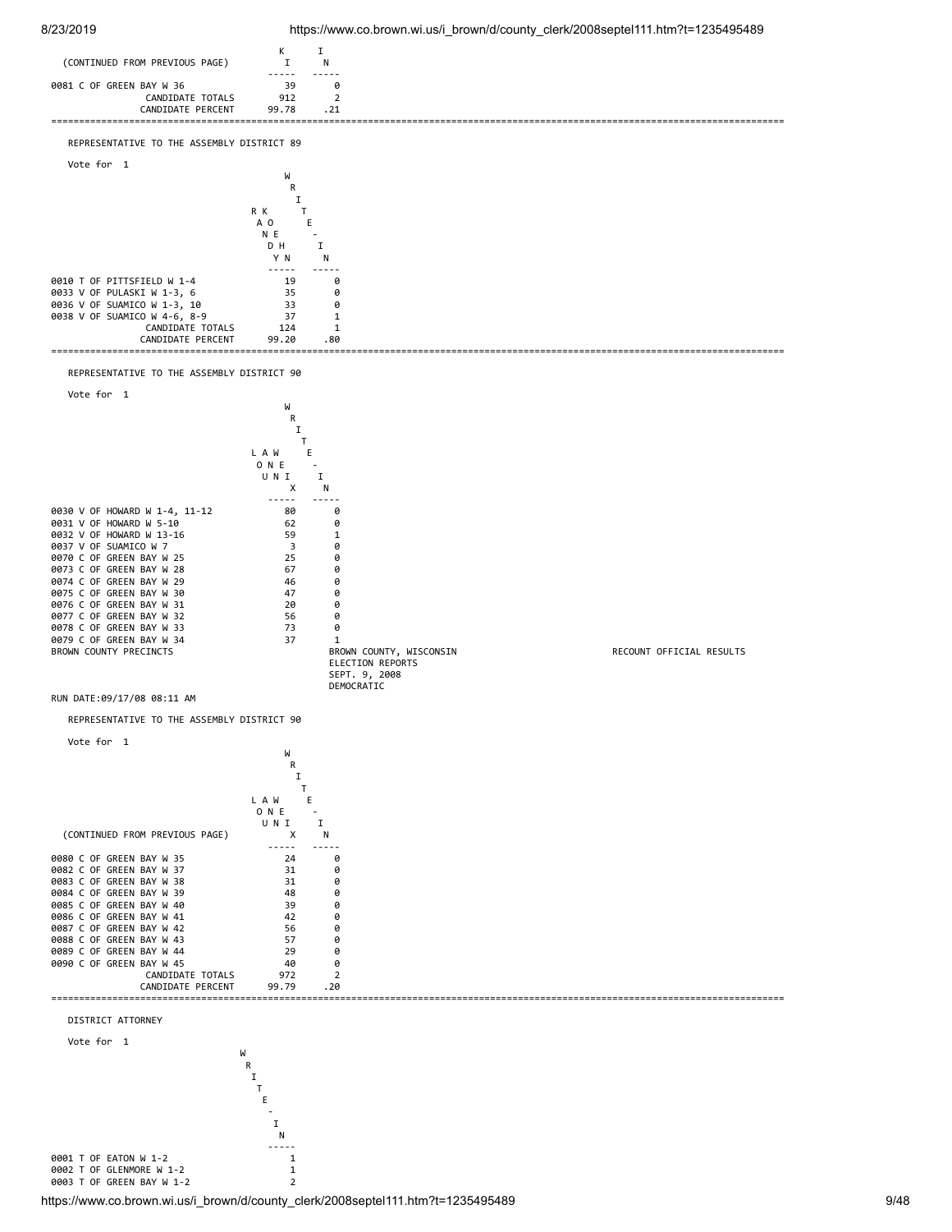(CONTINUED FROM PREVIOUS PAGE)

| | KI | IN |
|---|---|---|
| 0081 C OF GREEN BAY W 36 | 39 | 0 |
| CANDIDATE TOTALS | 912 | 2 |
| CANDIDATE PERCENT | 99.78 | .21 |

## REPRESENTATIVE TO THE ASSEMBLY DISTRICT 89

Vote for 1

| | RANDY KOHN | WRITE-IN |
|---|---|---|
| 0010 T OF PITTSFIELD W 1-4 | 19 | 0 |
| 0033 V OF PULASKI W 1-3, 6 | 35 | 0 |
| 0036 V OF SUAMICO W 1-3, 10 | 33 | 0 |
| 0038 V OF SUAMICO W 4-6, 8-9 | 37 | 1 |
| CANDIDATE TOTALS | 124 | 1 |
| CANDIDATE PERCENT | 99.20 | .80 |

## REPRESENTATIVE TO THE ASSEMBLY DISTRICT 90

Vote for 1

| | LAW ONE UNIX | WRITE-IN |
|---|---|---|
| 0030 V OF HOWARD W 1-4, 11-12 | 80 | 0 |
| 0031 V OF HOWARD W 5-10 | 62 | 0 |
| 0032 V OF HOWARD W 13-16 | 59 | 1 |
| 0037 V OF SUAMICO W 7 | 3 | 0 |
| 0070 C OF GREEN BAY W 25 | 25 | 0 |
| 0073 C OF GREEN BAY W 28 | 67 | 0 |
| 0074 C OF GREEN BAY W 29 | 46 | 0 |
| 0075 C OF GREEN BAY W 30 | 47 | 0 |
| 0076 C OF GREEN BAY W 31 | 20 | 0 |
| 0077 C OF GREEN BAY W 32 | 56 | 0 |
| 0078 C OF GREEN BAY W 33 | 73 | 0 |
| 0079 C OF GREEN BAY W 34 | 37 | 1 |

BROWN COUNTY PRECINCTS — BROWN COUNTY, WISCONSIN — ELECTION REPORTS — SEPT. 9, 2008 — DEMOCRATIC — RECOUNT OFFICIAL RESULTS

RUN DATE:09/17/08 08:11 AM

## REPRESENTATIVE TO THE ASSEMBLY DISTRICT 90

Vote for 1

(CONTINUED FROM PREVIOUS PAGE)

| | LAW ONE UNIX | WRITE-IN |
|---|---|---|
| 0080 C OF GREEN BAY W 35 | 24 | 0 |
| 0082 C OF GREEN BAY W 37 | 31 | 0 |
| 0083 C OF GREEN BAY W 38 | 31 | 0 |
| 0084 C OF GREEN BAY W 39 | 48 | 0 |
| 0085 C OF GREEN BAY W 40 | 39 | 0 |
| 0086 C OF GREEN BAY W 41 | 42 | 0 |
| 0087 C OF GREEN BAY W 42 | 56 | 0 |
| 0088 C OF GREEN BAY W 43 | 57 | 0 |
| 0089 C OF GREEN BAY W 44 | 29 | 0 |
| 0090 C OF GREEN BAY W 45 | 40 | 0 |
| CANDIDATE TOTALS | 972 | 2 |
| CANDIDATE PERCENT | 99.79 | .20 |

## DISTRICT ATTORNEY

Vote for 1

| | WRITE-IN |
|---|---|
| 0001 T OF EATON W 1-2 | 1 |
| 0002 T OF GLENMORE W 1-2 | 1 |
| 0003 T OF GREEN BAY W 1-2 | 2 |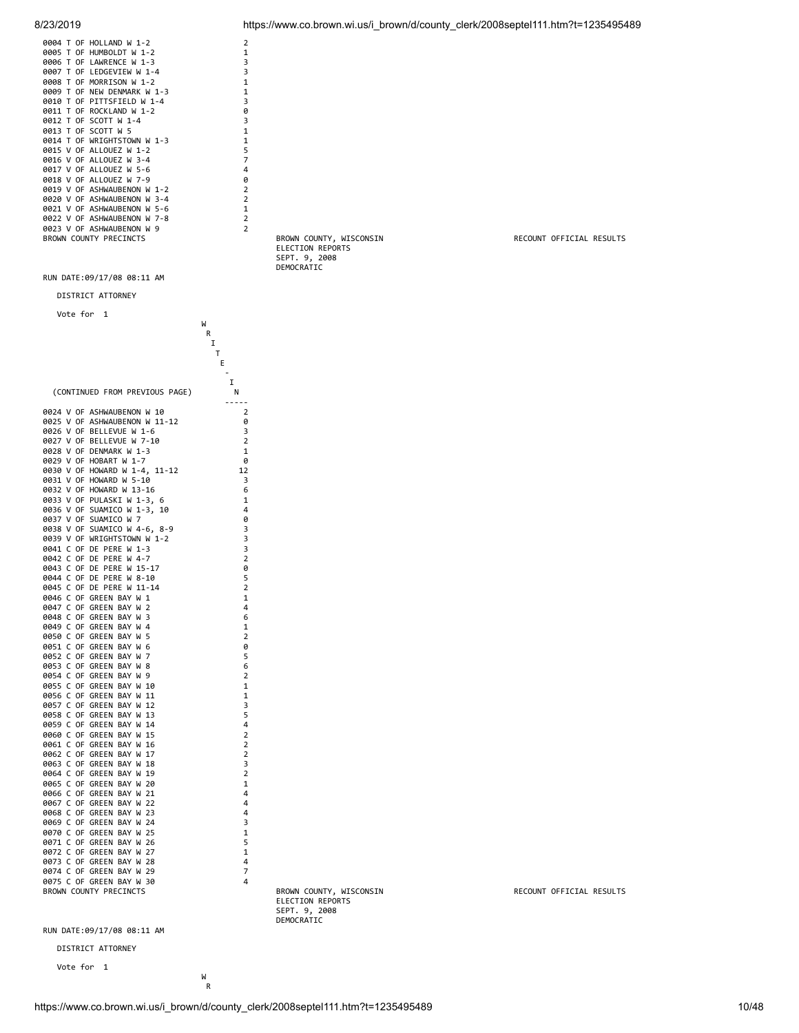| Precinct | WRITE-IN |
|---|---|
| 0004 T OF HOLLAND W 1-2 | 2 |
| 0005 T OF HUMBOLDT W 1-2 | 1 |
| 0006 T OF LAWRENCE W 1-3 | 3 |
| 0007 T OF LEDGEVIEW W 1-4 | 3 |
| 0008 T OF MORRISON W 1-2 | 1 |
| 0009 T OF NEW DENMARK W 1-3 | 1 |
| 0010 T OF PITTSFIELD W 1-4 | 3 |
| 0011 T OF ROCKLAND W 1-2 | 0 |
| 0012 T OF SCOTT W 1-4 | 3 |
| 0013 T OF SCOTT W 5 | 1 |
| 0014 T OF WRIGHTSTOWN W 1-3 | 1 |
| 0015 V OF ALLOUEZ W 1-2 | 5 |
| 0016 V OF ALLOUEZ W 3-4 | 7 |
| 0017 V OF ALLOUEZ W 5-6 | 4 |
| 0018 V OF ALLOUEZ W 7-9 | 0 |
| 0019 V OF ASHWAUBENON W 1-2 | 2 |
| 0020 V OF ASHWAUBENON W 3-4 | 2 |
| 0021 V OF ASHWAUBENON W 5-6 | 1 |
| 0022 V OF ASHWAUBENON W 7-8 | 2 |
| 0023 V OF ASHWAUBENON W 9 | 2 |

BROWN COUNTY PRECINCTS

BROWN COUNTY, WISCONSIN
ELECTION REPORTS
SEPT. 9, 2008
DEMOCRATIC

RECOUNT OFFICIAL RESULTS

RUN DATE:09/17/08 08:11 AM

DISTRICT ATTORNEY

Vote for 1

| (CONTINUED FROM PREVIOUS PAGE) | WRITE-IN |
|---|---|
| 0024 V OF ASHWAUBENON W 10 | 2 |
| 0025 V OF ASHWAUBENON W 11-12 | 0 |
| 0026 V OF BELLEVUE W 1-6 | 3 |
| 0027 V OF BELLEVUE W 7-10 | 2 |
| 0028 V OF DENMARK W 1-3 | 1 |
| 0029 V OF HOBART W 1-7 | 0 |
| 0030 V OF HOWARD W 1-4, 11-12 | 12 |
| 0031 V OF HOWARD W 5-10 | 3 |
| 0032 V OF HOWARD W 13-16 | 6 |
| 0033 V OF PULASKI W 1-3, 6 | 1 |
| 0036 V OF SUAMICO W 1-3, 10 | 4 |
| 0037 V OF SUAMICO W 7 | 0 |
| 0038 V OF SUAMICO W 4-6, 8-9 | 3 |
| 0039 V OF WRIGHTSTOWN W 1-2 | 3 |
| 0041 C OF DE PERE W 1-3 | 3 |
| 0042 C OF DE PERE W 4-7 | 2 |
| 0043 C OF DE PERE W 15-17 | 0 |
| 0044 C OF DE PERE W 8-10 | 5 |
| 0045 C OF DE PERE W 11-14 | 2 |
| 0046 C OF GREEN BAY W 1 | 1 |
| 0047 C OF GREEN BAY W 2 | 4 |
| 0048 C OF GREEN BAY W 3 | 6 |
| 0049 C OF GREEN BAY W 4 | 1 |
| 0050 C OF GREEN BAY W 5 | 2 |
| 0051 C OF GREEN BAY W 6 | 0 |
| 0052 C OF GREEN BAY W 7 | 5 |
| 0053 C OF GREEN BAY W 8 | 6 |
| 0054 C OF GREEN BAY W 9 | 2 |
| 0055 C OF GREEN BAY W 10 | 1 |
| 0056 C OF GREEN BAY W 11 | 1 |
| 0057 C OF GREEN BAY W 12 | 3 |
| 0058 C OF GREEN BAY W 13 | 5 |
| 0059 C OF GREEN BAY W 14 | 4 |
| 0060 C OF GREEN BAY W 15 | 2 |
| 0061 C OF GREEN BAY W 16 | 2 |
| 0062 C OF GREEN BAY W 17 | 2 |
| 0063 C OF GREEN BAY W 18 | 3 |
| 0064 C OF GREEN BAY W 19 | 2 |
| 0065 C OF GREEN BAY W 20 | 1 |
| 0066 C OF GREEN BAY W 21 | 4 |
| 0067 C OF GREEN BAY W 22 | 4 |
| 0068 C OF GREEN BAY W 23 | 4 |
| 0069 C OF GREEN BAY W 24 | 3 |
| 0070 C OF GREEN BAY W 25 | 1 |
| 0071 C OF GREEN BAY W 26 | 5 |
| 0072 C OF GREEN BAY W 27 | 1 |
| 0073 C OF GREEN BAY W 28 | 4 |
| 0074 C OF GREEN BAY W 29 | 7 |
| 0075 C OF GREEN BAY W 30 | 4 |

BROWN COUNTY PRECINCTS

BROWN COUNTY, WISCONSIN
ELECTION REPORTS
SEPT. 9, 2008
DEMOCRATIC

RECOUNT OFFICIAL RESULTS

RUN DATE:09/17/08 08:11 AM

DISTRICT ATTORNEY

Vote for 1

W
R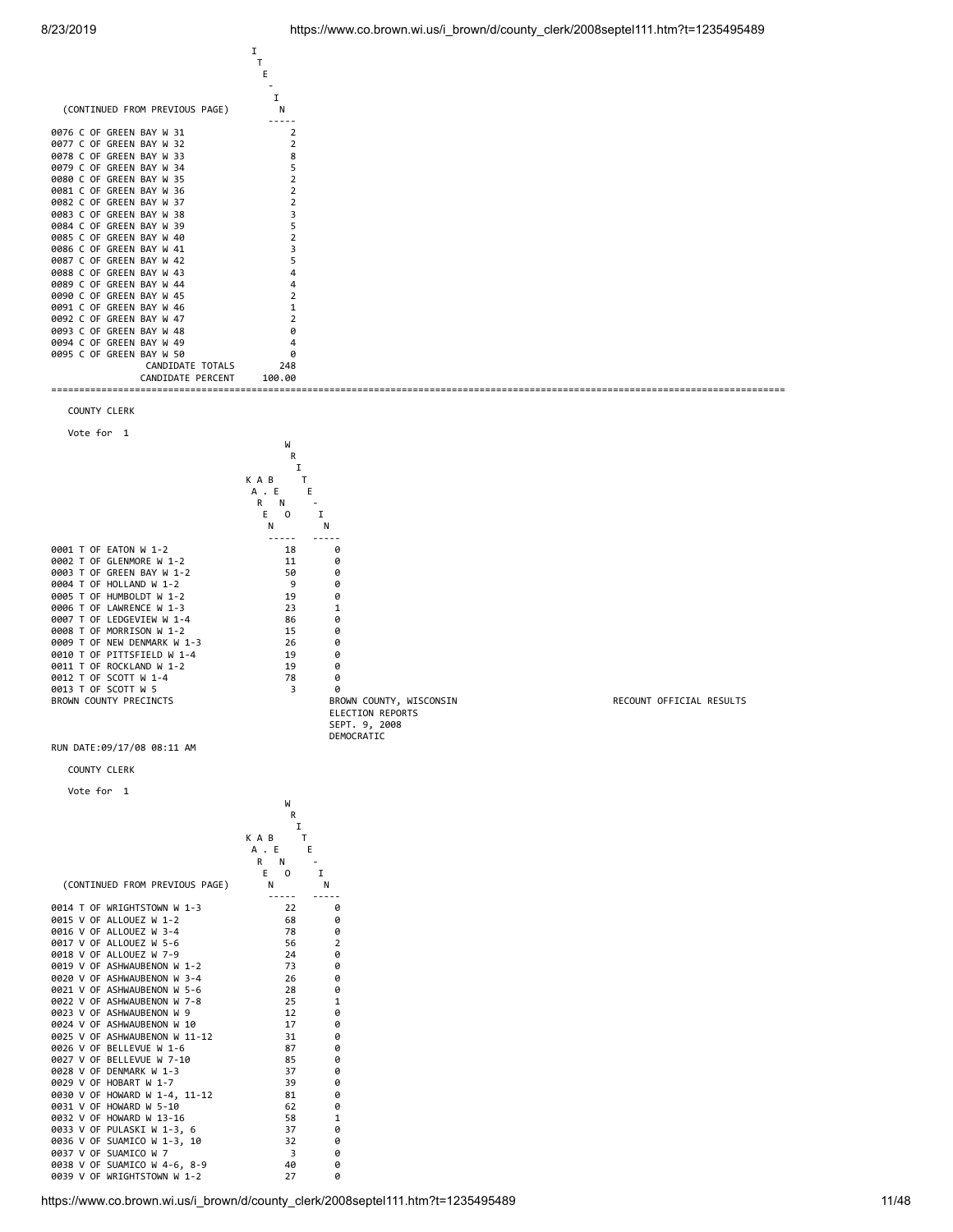(CONTINUED FROM PREVIOUS PAGE)

| | WRITE-IN |
|---|---|
| 0076 C OF GREEN BAY W 31 | 2 |
| 0077 C OF GREEN BAY W 32 | 2 |
| 0078 C OF GREEN BAY W 33 | 8 |
| 0079 C OF GREEN BAY W 34 | 5 |
| 0080 C OF GREEN BAY W 35 | 2 |
| 0081 C OF GREEN BAY W 36 | 2 |
| 0082 C OF GREEN BAY W 37 | 2 |
| 0083 C OF GREEN BAY W 38 | 3 |
| 0084 C OF GREEN BAY W 39 | 5 |
| 0085 C OF GREEN BAY W 40 | 2 |
| 0086 C OF GREEN BAY W 41 | 3 |
| 0087 C OF GREEN BAY W 42 | 5 |
| 0088 C OF GREEN BAY W 43 | 4 |
| 0089 C OF GREEN BAY W 44 | 4 |
| 0090 C OF GREEN BAY W 45 | 2 |
| 0091 C OF GREEN BAY W 46 | 1 |
| 0092 C OF GREEN BAY W 47 | 2 |
| 0093 C OF GREEN BAY W 48 | 0 |
| 0094 C OF GREEN BAY W 49 | 4 |
| 0095 C OF GREEN BAY W 50 | 0 |
| CANDIDATE TOTALS | 248 |
| CANDIDATE PERCENT | 100.00 |

---

COUNTY CLERK

Vote for 1

| | KAREN K A B . E O N | WRITE-IN |
|---|---|---|
| 0001 T OF EATON W 1-2 | 18 | 0 |
| 0002 T OF GLENMORE W 1-2 | 11 | 0 |
| 0003 T OF GREEN BAY W 1-2 | 50 | 0 |
| 0004 T OF HOLLAND W 1-2 | 9 | 0 |
| 0005 T OF HUMBOLDT W 1-2 | 19 | 0 |
| 0006 T OF LAWRENCE W 1-3 | 23 | 1 |
| 0007 T OF LEDGEVIEW W 1-4 | 86 | 0 |
| 0008 T OF MORRISON W 1-2 | 15 | 0 |
| 0009 T OF NEW DENMARK W 1-3 | 26 | 0 |
| 0010 T OF PITTSFIELD W 1-4 | 19 | 0 |
| 0011 T OF ROCKLAND W 1-2 | 19 | 0 |
| 0012 T OF SCOTT W 1-4 | 78 | 0 |
| 0013 T OF SCOTT W 5 | 3 | 0 |

BROWN COUNTY PRECINCTS — BROWN COUNTY, WISCONSIN — RECOUNT OFFICIAL RESULTS
ELECTION REPORTS
SEPT. 9, 2008
DEMOCRATIC

RUN DATE:09/17/08 08:11 AM

COUNTY CLERK

Vote for 1

(CONTINUED FROM PREVIOUS PAGE)

| | KAREN K A B . E O N | WRITE-IN |
|---|---|---|
| 0014 T OF WRIGHTSTOWN W 1-3 | 22 | 0 |
| 0015 V OF ALLOUEZ W 1-2 | 68 | 0 |
| 0016 V OF ALLOUEZ W 3-4 | 78 | 0 |
| 0017 V OF ALLOUEZ W 5-6 | 56 | 2 |
| 0018 V OF ALLOUEZ W 7-9 | 24 | 0 |
| 0019 V OF ASHWAUBENON W 1-2 | 73 | 0 |
| 0020 V OF ASHWAUBENON W 3-4 | 26 | 0 |
| 0021 V OF ASHWAUBENON W 5-6 | 28 | 0 |
| 0022 V OF ASHWAUBENON W 7-8 | 25 | 1 |
| 0023 V OF ASHWAUBENON W 9 | 12 | 0 |
| 0024 V OF ASHWAUBENON W 10 | 17 | 0 |
| 0025 V OF ASHWAUBENON W 11-12 | 31 | 0 |
| 0026 V OF BELLEVUE W 1-6 | 87 | 0 |
| 0027 V OF BELLEVUE W 7-10 | 85 | 0 |
| 0028 V OF DENMARK W 1-3 | 37 | 0 |
| 0029 V OF HOBART W 1-7 | 39 | 0 |
| 0030 V OF HOWARD W 1-4, 11-12 | 81 | 0 |
| 0031 V OF HOWARD W 5-10 | 62 | 0 |
| 0032 V OF HOWARD W 13-16 | 58 | 1 |
| 0033 V OF PULASKI W 1-3, 6 | 37 | 0 |
| 0036 V OF SUAMICO W 1-3, 10 | 32 | 0 |
| 0037 V OF SUAMICO W 7 | 3 | 0 |
| 0038 V OF SUAMICO W 4-6, 8-9 | 40 | 0 |
| 0039 V OF WRIGHTSTOWN W 1-2 | 27 | 0 |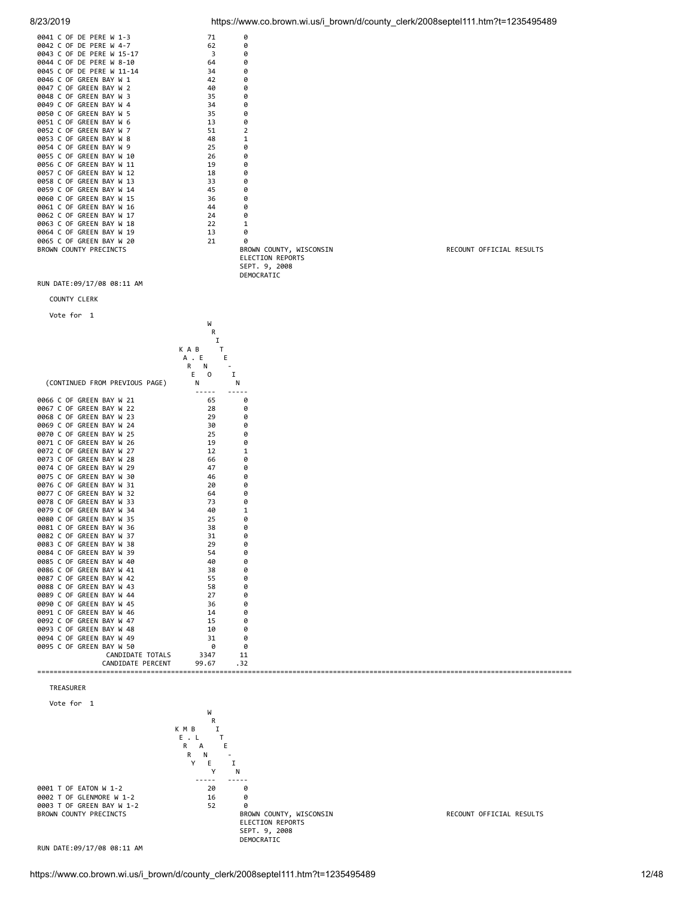| | | |
|---|---|---|
| 0041 C OF DE PERE W 1-3 | 71 | 0 |
| 0042 C OF DE PERE W 4-7 | 62 | 0 |
| 0043 C OF DE PERE W 15-17 | 3 | 0 |
| 0044 C OF DE PERE W 8-10 | 64 | 0 |
| 0045 C OF DE PERE W 11-14 | 34 | 0 |
| 0046 C OF GREEN BAY W 1 | 42 | 0 |
| 0047 C OF GREEN BAY W 2 | 40 | 0 |
| 0048 C OF GREEN BAY W 3 | 35 | 0 |
| 0049 C OF GREEN BAY W 4 | 34 | 0 |
| 0050 C OF GREEN BAY W 5 | 35 | 0 |
| 0051 C OF GREEN BAY W 6 | 13 | 0 |
| 0052 C OF GREEN BAY W 7 | 51 | 2 |
| 0053 C OF GREEN BAY W 8 | 48 | 1 |
| 0054 C OF GREEN BAY W 9 | 25 | 0 |
| 0055 C OF GREEN BAY W 10 | 26 | 0 |
| 0056 C OF GREEN BAY W 11 | 19 | 0 |
| 0057 C OF GREEN BAY W 12 | 18 | 0 |
| 0058 C OF GREEN BAY W 13 | 33 | 0 |
| 0059 C OF GREEN BAY W 14 | 45 | 0 |
| 0060 C OF GREEN BAY W 15 | 36 | 0 |
| 0061 C OF GREEN BAY W 16 | 44 | 0 |
| 0062 C OF GREEN BAY W 17 | 24 | 0 |
| 0063 C OF GREEN BAY W 18 | 22 | 1 |
| 0064 C OF GREEN BAY W 19 | 13 | 0 |
| 0065 C OF GREEN BAY W 20 | 21 | 0 |

BROWN COUNTY PRECINCTS — BROWN COUNTY, WISCONSIN — RECOUNT OFFICIAL RESULTS

ELECTION REPORTS
SEPT. 9, 2008
DEMOCRATIC

RUN DATE:09/17/08 08:11 AM

COUNTY CLERK

Vote for 1

| (CONTINUED FROM PREVIOUS PAGE) | KAREN A. BEO | WRITE-IN |
|---|---|---|
| 0066 C OF GREEN BAY W 21 | 65 | 0 |
| 0067 C OF GREEN BAY W 22 | 28 | 0 |
| 0068 C OF GREEN BAY W 23 | 29 | 0 |
| 0069 C OF GREEN BAY W 24 | 30 | 0 |
| 0070 C OF GREEN BAY W 25 | 25 | 0 |
| 0071 C OF GREEN BAY W 26 | 19 | 0 |
| 0072 C OF GREEN BAY W 27 | 12 | 1 |
| 0073 C OF GREEN BAY W 28 | 66 | 0 |
| 0074 C OF GREEN BAY W 29 | 47 | 0 |
| 0075 C OF GREEN BAY W 30 | 46 | 0 |
| 0076 C OF GREEN BAY W 31 | 20 | 0 |
| 0077 C OF GREEN BAY W 32 | 64 | 0 |
| 0078 C OF GREEN BAY W 33 | 73 | 0 |
| 0079 C OF GREEN BAY W 34 | 40 | 1 |
| 0080 C OF GREEN BAY W 35 | 25 | 0 |
| 0081 C OF GREEN BAY W 36 | 38 | 0 |
| 0082 C OF GREEN BAY W 37 | 31 | 0 |
| 0083 C OF GREEN BAY W 38 | 29 | 0 |
| 0084 C OF GREEN BAY W 39 | 54 | 0 |
| 0085 C OF GREEN BAY W 40 | 40 | 0 |
| 0086 C OF GREEN BAY W 41 | 38 | 0 |
| 0087 C OF GREEN BAY W 42 | 55 | 0 |
| 0088 C OF GREEN BAY W 43 | 58 | 0 |
| 0089 C OF GREEN BAY W 44 | 27 | 0 |
| 0090 C OF GREEN BAY W 45 | 36 | 0 |
| 0091 C OF GREEN BAY W 46 | 14 | 0 |
| 0092 C OF GREEN BAY W 47 | 15 | 0 |
| 0093 C OF GREEN BAY W 48 | 10 | 0 |
| 0094 C OF GREEN BAY W 49 | 31 | 0 |
| 0095 C OF GREEN BAY W 50 | 0 | 0 |
| CANDIDATE TOTALS | 3347 | 11 |
| CANDIDATE PERCENT | 99.67 | .32 |

---

TREASURER

Vote for 1

| | KERRY M. BLANEY | WRITE-IN |
|---|---|---|
| 0001 T OF EATON W 1-2 | 20 | 0 |
| 0002 T OF GLENMORE W 1-2 | 16 | 0 |
| 0003 T OF GREEN BAY W 1-2 | 52 | 0 |

BROWN COUNTY PRECINCTS — BROWN COUNTY, WISCONSIN — RECOUNT OFFICIAL RESULTS

ELECTION REPORTS
SEPT. 9, 2008
DEMOCRATIC

RUN DATE:09/17/08 08:11 AM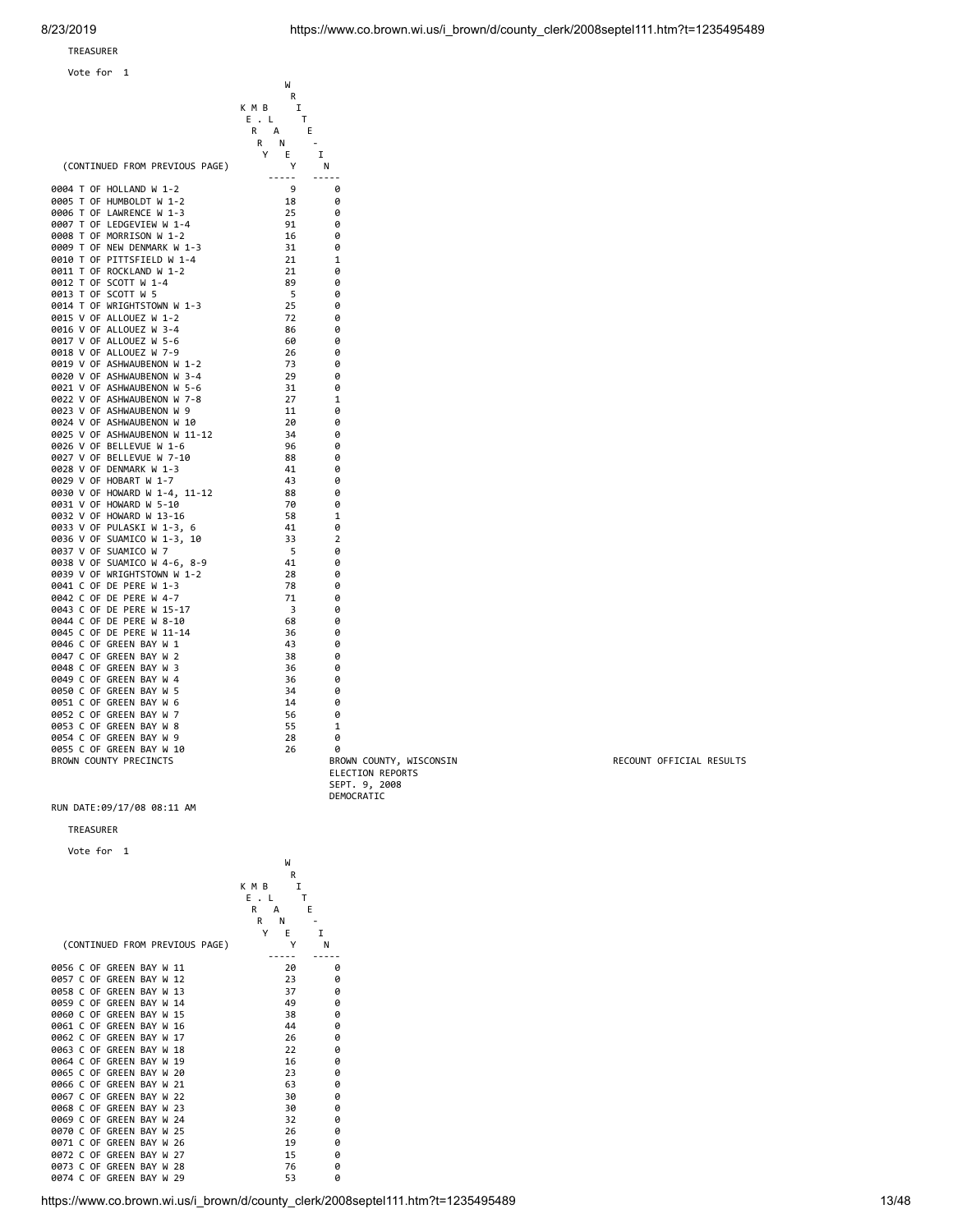TREASURER

Vote for 1

(CONTINUED FROM PREVIOUS PAGE)

| Precinct | KERRY MBLANE | WRITE-IN |
|---|---|---|
| 0004 T OF HOLLAND W 1-2 | 9 | 0 |
| 0005 T OF HUMBOLDT W 1-2 | 18 | 0 |
| 0006 T OF LAWRENCE W 1-3 | 25 | 0 |
| 0007 T OF LEDGEVIEW W 1-4 | 91 | 0 |
| 0008 T OF MORRISON W 1-2 | 16 | 0 |
| 0009 T OF NEW DENMARK W 1-3 | 31 | 0 |
| 0010 T OF PITTSFIELD W 1-4 | 21 | 1 |
| 0011 T OF ROCKLAND W 1-2 | 21 | 0 |
| 0012 T OF SCOTT W 1-4 | 89 | 0 |
| 0013 T OF SCOTT W 5 | 5 | 0 |
| 0014 T OF WRIGHTSTOWN W 1-3 | 25 | 0 |
| 0015 V OF ALLOUEZ W 1-2 | 72 | 0 |
| 0016 V OF ALLOUEZ W 3-4 | 86 | 0 |
| 0017 V OF ALLOUEZ W 5-6 | 60 | 0 |
| 0018 V OF ALLOUEZ W 7-9 | 26 | 0 |
| 0019 V OF ASHWAUBENON W 1-2 | 73 | 0 |
| 0020 V OF ASHWAUBENON W 3-4 | 29 | 0 |
| 0021 V OF ASHWAUBENON W 5-6 | 31 | 0 |
| 0022 V OF ASHWAUBENON W 7-8 | 27 | 1 |
| 0023 V OF ASHWAUBENON W 9 | 11 | 0 |
| 0024 V OF ASHWAUBENON W 10 | 20 | 0 |
| 0025 V OF ASHWAUBENON W 11-12 | 34 | 0 |
| 0026 V OF BELLEVUE W 1-6 | 96 | 0 |
| 0027 V OF BELLEVUE W 7-10 | 88 | 0 |
| 0028 V OF DENMARK W 1-3 | 41 | 0 |
| 0029 V OF HOBART W 1-7 | 43 | 0 |
| 0030 V OF HOWARD W 1-4, 11-12 | 88 | 0 |
| 0031 V OF HOWARD W 5-10 | 70 | 0 |
| 0032 V OF HOWARD W 13-16 | 58 | 1 |
| 0033 V OF PULASKI W 1-3, 6 | 41 | 0 |
| 0036 V OF SUAMICO W 1-3, 10 | 33 | 2 |
| 0037 V OF SUAMICO W 7 | 5 | 0 |
| 0038 V OF SUAMICO W 4-6, 8-9 | 41 | 0 |
| 0039 V OF WRIGHTSTOWN W 1-2 | 28 | 0 |
| 0041 C OF DE PERE W 1-3 | 78 | 0 |
| 0042 C OF DE PERE W 4-7 | 71 | 0 |
| 0043 C OF DE PERE W 15-17 | 3 | 0 |
| 0044 C OF DE PERE W 8-10 | 68 | 0 |
| 0045 C OF DE PERE W 11-14 | 36 | 0 |
| 0046 C OF GREEN BAY W 1 | 43 | 0 |
| 0047 C OF GREEN BAY W 2 | 38 | 0 |
| 0048 C OF GREEN BAY W 3 | 36 | 0 |
| 0049 C OF GREEN BAY W 4 | 36 | 0 |
| 0050 C OF GREEN BAY W 5 | 34 | 0 |
| 0051 C OF GREEN BAY W 6 | 14 | 0 |
| 0052 C OF GREEN BAY W 7 | 56 | 0 |
| 0053 C OF GREEN BAY W 8 | 55 | 1 |
| 0054 C OF GREEN BAY W 9 | 28 | 0 |
| 0055 C OF GREEN BAY W 10 | 26 | 0 |

BROWN COUNTY PRECINCTS

BROWN COUNTY, WISCONSIN
ELECTION REPORTS
SEPT. 9, 2008
DEMOCRATIC

RECOUNT OFFICIAL RESULTS

RUN DATE:09/17/08 08:11 AM

TREASURER

Vote for 1

(CONTINUED FROM PREVIOUS PAGE)

| Precinct | KERRY MBLANE | WRITE-IN |
|---|---|---|
| 0056 C OF GREEN BAY W 11 | 20 | 0 |
| 0057 C OF GREEN BAY W 12 | 23 | 0 |
| 0058 C OF GREEN BAY W 13 | 37 | 0 |
| 0059 C OF GREEN BAY W 14 | 49 | 0 |
| 0060 C OF GREEN BAY W 15 | 38 | 0 |
| 0061 C OF GREEN BAY W 16 | 44 | 0 |
| 0062 C OF GREEN BAY W 17 | 26 | 0 |
| 0063 C OF GREEN BAY W 18 | 22 | 0 |
| 0064 C OF GREEN BAY W 19 | 16 | 0 |
| 0065 C OF GREEN BAY W 20 | 23 | 0 |
| 0066 C OF GREEN BAY W 21 | 63 | 0 |
| 0067 C OF GREEN BAY W 22 | 30 | 0 |
| 0068 C OF GREEN BAY W 23 | 30 | 0 |
| 0069 C OF GREEN BAY W 24 | 32 | 0 |
| 0070 C OF GREEN BAY W 25 | 26 | 0 |
| 0071 C OF GREEN BAY W 26 | 19 | 0 |
| 0072 C OF GREEN BAY W 27 | 15 | 0 |
| 0073 C OF GREEN BAY W 28 | 76 | 0 |
| 0074 C OF GREEN BAY W 29 | 53 | 0 |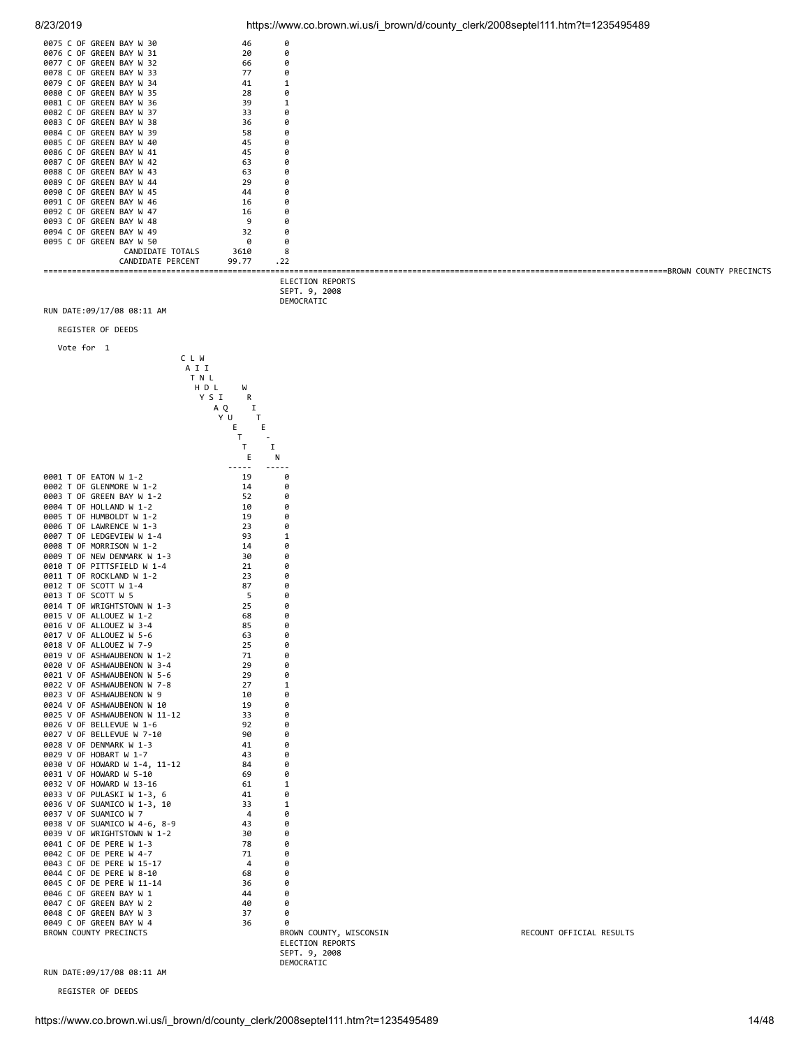| Precinct | | |
|---|---|---|
| 0075 C OF GREEN BAY W 30 | 46 | 0 |
| 0076 C OF GREEN BAY W 31 | 20 | 0 |
| 0077 C OF GREEN BAY W 32 | 66 | 0 |
| 0078 C OF GREEN BAY W 33 | 77 | 0 |
| 0079 C OF GREEN BAY W 34 | 41 | 1 |
| 0080 C OF GREEN BAY W 35 | 28 | 0 |
| 0081 C OF GREEN BAY W 36 | 39 | 1 |
| 0082 C OF GREEN BAY W 37 | 33 | 0 |
| 0083 C OF GREEN BAY W 38 | 36 | 0 |
| 0084 C OF GREEN BAY W 39 | 58 | 0 |
| 0085 C OF GREEN BAY W 40 | 45 | 0 |
| 0086 C OF GREEN BAY W 41 | 45 | 0 |
| 0087 C OF GREEN BAY W 42 | 63 | 0 |
| 0088 C OF GREEN BAY W 43 | 63 | 0 |
| 0089 C OF GREEN BAY W 44 | 29 | 0 |
| 0090 C OF GREEN BAY W 45 | 44 | 0 |
| 0091 C OF GREEN BAY W 46 | 16 | 0 |
| 0092 C OF GREEN BAY W 47 | 16 | 0 |
| 0093 C OF GREEN BAY W 48 | 9 | 0 |
| 0094 C OF GREEN BAY W 49 | 32 | 0 |
| 0095 C OF GREEN BAY W 50 | 0 | 0 |
| CANDIDATE TOTALS | 3610 | 8 |
| CANDIDATE PERCENT | 99.77 | .22 |

BROWN COUNTY PRECINCTS

ELECTION REPORTS
SEPT. 9, 2008
DEMOCRATIC

RUN DATE:09/17/08 08:11 AM

REGISTER OF DEEDS

Vote for 1

| Precinct | CATHY L. WILLQUETTE | WRITE-IN |
|---|---|---|
| 0001 T OF EATON W 1-2 | 19 | 0 |
| 0002 T OF GLENMORE W 1-2 | 14 | 0 |
| 0003 T OF GREEN BAY W 1-2 | 52 | 0 |
| 0004 T OF HOLLAND W 1-2 | 10 | 0 |
| 0005 T OF HUMBOLDT W 1-2 | 19 | 0 |
| 0006 T OF LAWRENCE W 1-3 | 23 | 0 |
| 0007 T OF LEDGEVIEW W 1-4 | 93 | 1 |
| 0008 T OF MORRISON W 1-2 | 14 | 0 |
| 0009 T OF NEW DENMARK W 1-3 | 30 | 0 |
| 0010 T OF PITTSFIELD W 1-4 | 21 | 0 |
| 0011 T OF ROCKLAND W 1-2 | 23 | 0 |
| 0012 T OF SCOTT W 1-4 | 87 | 0 |
| 0013 T OF SCOTT W 5 | 5 | 0 |
| 0014 T OF WRIGHTSTOWN W 1-3 | 25 | 0 |
| 0015 V OF ALLOUEZ W 1-2 | 68 | 0 |
| 0016 V OF ALLOUEZ W 3-4 | 85 | 0 |
| 0017 V OF ALLOUEZ W 5-6 | 63 | 0 |
| 0018 V OF ALLOUEZ W 7-9 | 25 | 0 |
| 0019 V OF ASHWAUBENON W 1-2 | 71 | 0 |
| 0020 V OF ASHWAUBENON W 3-4 | 29 | 0 |
| 0021 V OF ASHWAUBENON W 5-6 | 29 | 0 |
| 0022 V OF ASHWAUBENON W 7-8 | 27 | 1 |
| 0023 V OF ASHWAUBENON W 9 | 10 | 0 |
| 0024 V OF ASHWAUBENON W 10 | 19 | 0 |
| 0025 V OF ASHWAUBENON W 11-12 | 33 | 0 |
| 0026 V OF BELLEVUE W 1-6 | 92 | 0 |
| 0027 V OF BELLEVUE W 7-10 | 90 | 0 |
| 0028 V OF DENMARK W 1-3 | 41 | 0 |
| 0029 V OF HOBART W 1-7 | 43 | 0 |
| 0030 V OF HOWARD W 1-4, 11-12 | 84 | 0 |
| 0031 V OF HOWARD W 5-10 | 69 | 0 |
| 0032 V OF HOWARD W 13-16 | 61 | 1 |
| 0033 V OF PULASKI W 1-3, 6 | 41 | 0 |
| 0036 V OF SUAMICO W 1-3, 10 | 33 | 1 |
| 0037 V OF SUAMICO W 7 | 4 | 0 |
| 0038 V OF SUAMICO W 4-6, 8-9 | 43 | 0 |
| 0039 V OF WRIGHTSTOWN W 1-2 | 30 | 0 |
| 0041 C OF DE PERE W 1-3 | 78 | 0 |
| 0042 C OF DE PERE W 4-7 | 71 | 0 |
| 0043 C OF DE PERE W 15-17 | 4 | 0 |
| 0044 C OF DE PERE W 8-10 | 68 | 0 |
| 0045 C OF DE PERE W 11-14 | 36 | 0 |
| 0046 C OF GREEN BAY W 1 | 44 | 0 |
| 0047 C OF GREEN BAY W 2 | 40 | 0 |
| 0048 C OF GREEN BAY W 3 | 37 | 0 |
| 0049 C OF GREEN BAY W 4 | 36 | 0 |

BROWN COUNTY PRECINCTS — BROWN COUNTY, WISCONSIN — RECOUNT OFFICIAL RESULTS

ELECTION REPORTS
SEPT. 9, 2008
DEMOCRATIC

RUN DATE:09/17/08 08:11 AM

REGISTER OF DEEDS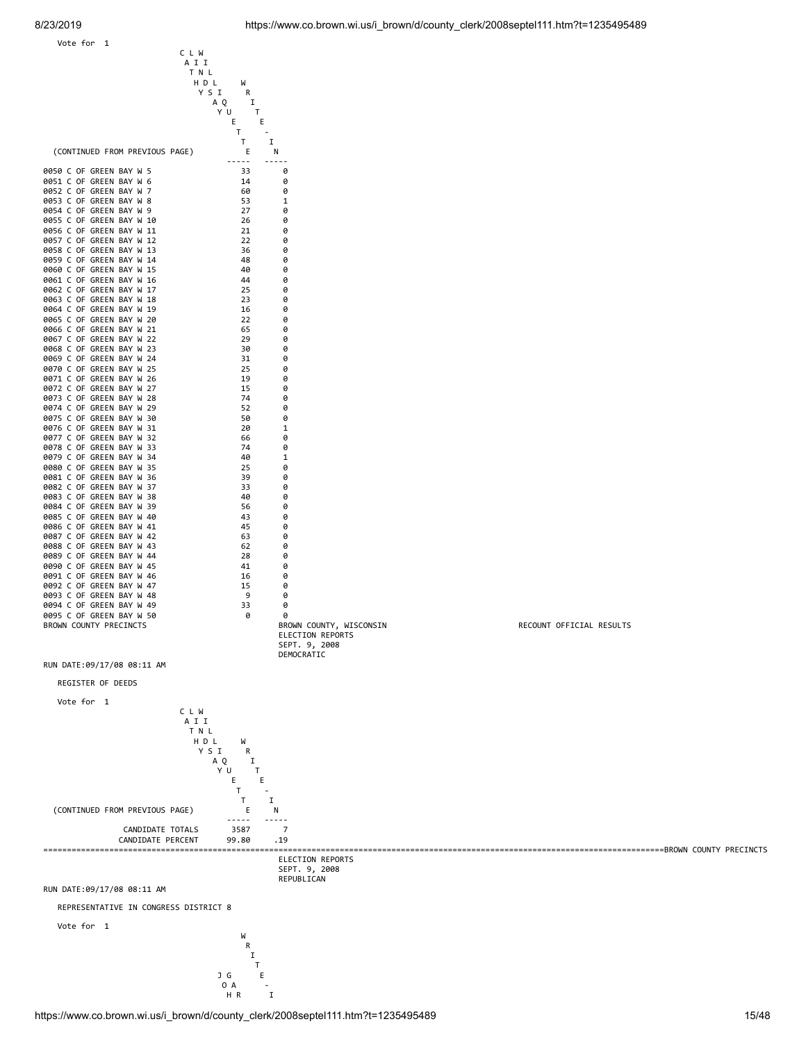Vote for 1

(CONTINUED FROM PREVIOUS PAGE)

| Precinct | CATHY DALQUIST | WRITE-IN |
|---|---|---|
| 0050 C OF GREEN BAY W 5 | 33 | 0 |
| 0051 C OF GREEN BAY W 6 | 14 | 0 |
| 0052 C OF GREEN BAY W 7 | 60 | 0 |
| 0053 C OF GREEN BAY W 8 | 53 | 1 |
| 0054 C OF GREEN BAY W 9 | 27 | 0 |
| 0055 C OF GREEN BAY W 10 | 26 | 0 |
| 0056 C OF GREEN BAY W 11 | 21 | 0 |
| 0057 C OF GREEN BAY W 12 | 22 | 0 |
| 0058 C OF GREEN BAY W 13 | 36 | 0 |
| 0059 C OF GREEN BAY W 14 | 48 | 0 |
| 0060 C OF GREEN BAY W 15 | 40 | 0 |
| 0061 C OF GREEN BAY W 16 | 44 | 0 |
| 0062 C OF GREEN BAY W 17 | 25 | 0 |
| 0063 C OF GREEN BAY W 18 | 23 | 0 |
| 0064 C OF GREEN BAY W 19 | 16 | 0 |
| 0065 C OF GREEN BAY W 20 | 22 | 0 |
| 0066 C OF GREEN BAY W 21 | 65 | 0 |
| 0067 C OF GREEN BAY W 22 | 29 | 0 |
| 0068 C OF GREEN BAY W 23 | 30 | 0 |
| 0069 C OF GREEN BAY W 24 | 31 | 0 |
| 0070 C OF GREEN BAY W 25 | 25 | 0 |
| 0071 C OF GREEN BAY W 26 | 19 | 0 |
| 0072 C OF GREEN BAY W 27 | 15 | 0 |
| 0073 C OF GREEN BAY W 28 | 74 | 0 |
| 0074 C OF GREEN BAY W 29 | 52 | 0 |
| 0075 C OF GREEN BAY W 30 | 50 | 0 |
| 0076 C OF GREEN BAY W 31 | 20 | 1 |
| 0077 C OF GREEN BAY W 32 | 66 | 0 |
| 0078 C OF GREEN BAY W 33 | 74 | 0 |
| 0079 C OF GREEN BAY W 34 | 40 | 1 |
| 0080 C OF GREEN BAY W 35 | 25 | 0 |
| 0081 C OF GREEN BAY W 36 | 39 | 0 |
| 0082 C OF GREEN BAY W 37 | 33 | 0 |
| 0083 C OF GREEN BAY W 38 | 40 | 0 |
| 0084 C OF GREEN BAY W 39 | 56 | 0 |
| 0085 C OF GREEN BAY W 40 | 43 | 0 |
| 0086 C OF GREEN BAY W 41 | 45 | 0 |
| 0087 C OF GREEN BAY W 42 | 63 | 0 |
| 0088 C OF GREEN BAY W 43 | 62 | 0 |
| 0089 C OF GREEN BAY W 44 | 28 | 0 |
| 0090 C OF GREEN BAY W 45 | 41 | 0 |
| 0091 C OF GREEN BAY W 46 | 16 | 0 |
| 0092 C OF GREEN BAY W 47 | 15 | 0 |
| 0093 C OF GREEN BAY W 48 | 9 | 0 |
| 0094 C OF GREEN BAY W 49 | 33 | 0 |
| 0095 C OF GREEN BAY W 50 | 0 | 0 |

BROWN COUNTY PRECINCTS

BROWN COUNTY, WISCONSIN
ELECTION REPORTS
SEPT. 9, 2008
DEMOCRATIC

RECOUNT OFFICIAL RESULTS

RUN DATE:09/17/08 08:11 AM

REGISTER OF DEEDS

Vote for 1

(CONTINUED FROM PREVIOUS PAGE)

| | CATHY DALQUIST | WRITE-IN |
|---|---|---|
| CANDIDATE TOTALS | 3587 | 7 |
| CANDIDATE PERCENT | 99.80 | .19 |

BROWN COUNTY PRECINCTS

ELECTION REPORTS
SEPT. 9, 2008
REPUBLICAN

RUN DATE:09/17/08 08:11 AM

REPRESENTATIVE IN CONGRESS DISTRICT 8

Vote for 1

J G O A H R ... WRITE-I...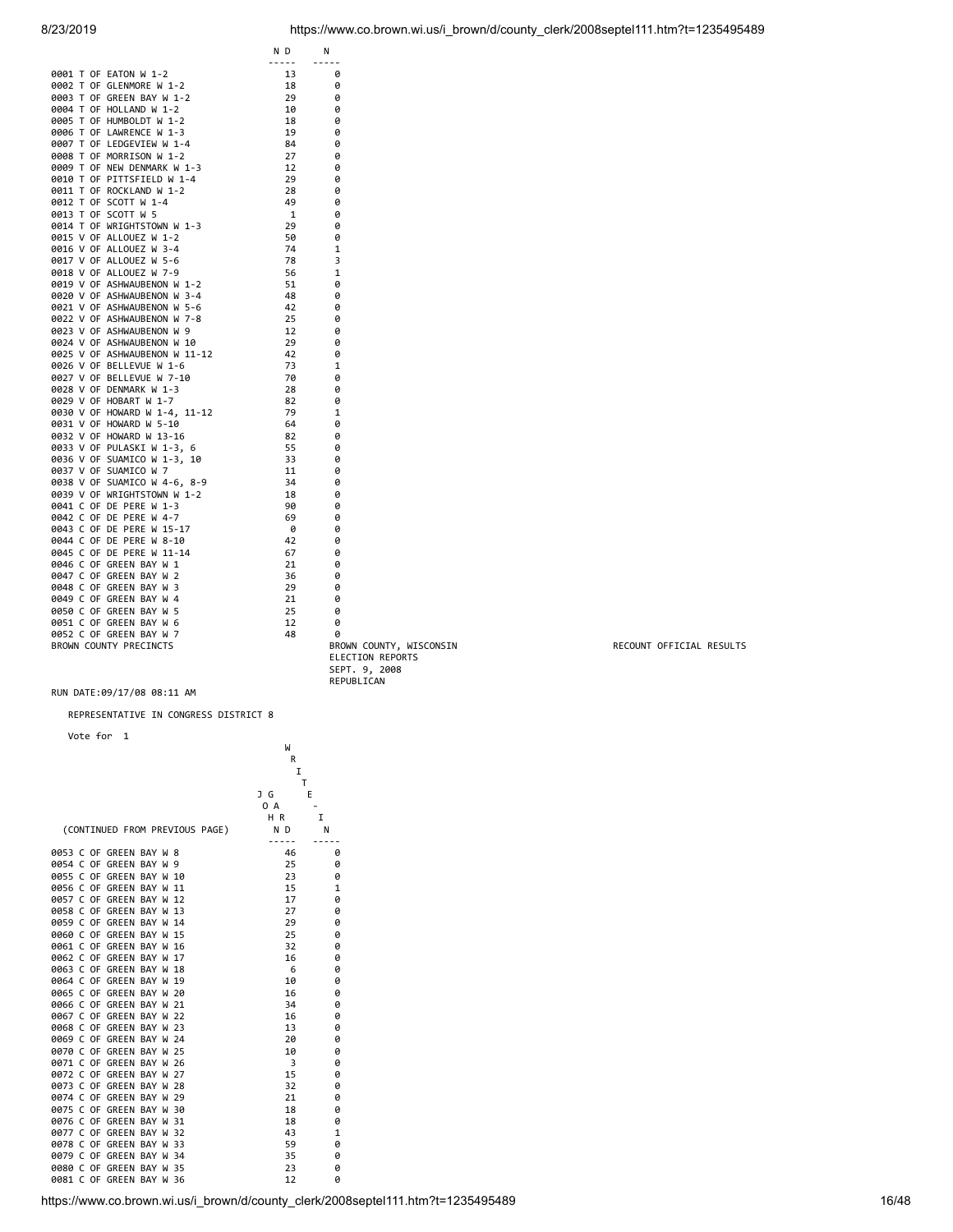| | JOHN GARD | WRITE-IN |
|---|---|---|
| 0001 T OF EATON W 1-2 | 13 | 0 |
| 0002 T OF GLENMORE W 1-2 | 18 | 0 |
| 0003 T OF GREEN BAY W 1-2 | 29 | 0 |
| 0004 T OF HOLLAND W 1-2 | 10 | 0 |
| 0005 T OF HUMBOLDT W 1-2 | 18 | 0 |
| 0006 T OF LAWRENCE W 1-3 | 19 | 0 |
| 0007 T OF LEDGEVIEW W 1-4 | 84 | 0 |
| 0008 T OF MORRISON W 1-2 | 27 | 0 |
| 0009 T OF NEW DENMARK W 1-3 | 12 | 0 |
| 0010 T OF PITTSFIELD W 1-4 | 29 | 0 |
| 0011 T OF ROCKLAND W 1-2 | 28 | 0 |
| 0012 T OF SCOTT W 1-4 | 49 | 0 |
| 0013 T OF SCOTT W 5 | 1 | 0 |
| 0014 T OF WRIGHTSTOWN W 1-3 | 29 | 0 |
| 0015 V OF ALLOUEZ W 1-2 | 50 | 0 |
| 0016 V OF ALLOUEZ W 3-4 | 74 | 1 |
| 0017 V OF ALLOUEZ W 5-6 | 78 | 3 |
| 0018 V OF ALLOUEZ W 7-9 | 56 | 1 |
| 0019 V OF ASHWAUBENON W 1-2 | 51 | 0 |
| 0020 V OF ASHWAUBENON W 3-4 | 48 | 0 |
| 0021 V OF ASHWAUBENON W 5-6 | 42 | 0 |
| 0022 V OF ASHWAUBENON W 7-8 | 25 | 0 |
| 0023 V OF ASHWAUBENON W 9 | 12 | 0 |
| 0024 V OF ASHWAUBENON W 10 | 29 | 0 |
| 0025 V OF ASHWAUBENON W 11-12 | 42 | 0 |
| 0026 V OF BELLEVUE W 1-6 | 73 | 1 |
| 0027 V OF BELLEVUE W 7-10 | 70 | 0 |
| 0028 V OF DENMARK W 1-3 | 28 | 0 |
| 0029 V OF HOBART W 1-7 | 82 | 0 |
| 0030 V OF HOWARD W 1-4, 11-12 | 79 | 1 |
| 0031 V OF HOWARD W 5-10 | 64 | 0 |
| 0032 V OF HOWARD W 13-16 | 82 | 0 |
| 0033 V OF PULASKI W 1-3, 6 | 55 | 0 |
| 0036 V OF SUAMICO W 1-3, 10 | 33 | 0 |
| 0037 V OF SUAMICO W 7 | 11 | 0 |
| 0038 V OF SUAMICO W 4-6, 8-9 | 34 | 0 |
| 0039 V OF WRIGHTSTOWN W 1-2 | 18 | 0 |
| 0041 C OF DE PERE W 1-3 | 90 | 0 |
| 0042 C OF DE PERE W 4-7 | 69 | 0 |
| 0043 C OF DE PERE W 15-17 | 0 | 0 |
| 0044 C OF DE PERE W 8-10 | 42 | 0 |
| 0045 C OF DE PERE W 11-14 | 67 | 0 |
| 0046 C OF GREEN BAY W 1 | 21 | 0 |
| 0047 C OF GREEN BAY W 2 | 36 | 0 |
| 0048 C OF GREEN BAY W 3 | 29 | 0 |
| 0049 C OF GREEN BAY W 4 | 21 | 0 |
| 0050 C OF GREEN BAY W 5 | 25 | 0 |
| 0051 C OF GREEN BAY W 6 | 12 | 0 |
| 0052 C OF GREEN BAY W 7 | 48 | 0 |

BROWN COUNTY PRECINCTS

BROWN COUNTY, WISCONSIN
ELECTION REPORTS
SEPT. 9, 2008
REPUBLICAN

RECOUNT OFFICIAL RESULTS

RUN DATE:09/17/08 08:11 AM

REPRESENTATIVE IN CONGRESS DISTRICT 8

Vote for 1

| (CONTINUED FROM PREVIOUS PAGE) | JOHN GARD | WRITE-IN |
|---|---|---|
| 0053 C OF GREEN BAY W 8 | 46 | 0 |
| 0054 C OF GREEN BAY W 9 | 25 | 0 |
| 0055 C OF GREEN BAY W 10 | 23 | 0 |
| 0056 C OF GREEN BAY W 11 | 15 | 1 |
| 0057 C OF GREEN BAY W 12 | 17 | 0 |
| 0058 C OF GREEN BAY W 13 | 27 | 0 |
| 0059 C OF GREEN BAY W 14 | 29 | 0 |
| 0060 C OF GREEN BAY W 15 | 25 | 0 |
| 0061 C OF GREEN BAY W 16 | 32 | 0 |
| 0062 C OF GREEN BAY W 17 | 16 | 0 |
| 0063 C OF GREEN BAY W 18 | 6 | 0 |
| 0064 C OF GREEN BAY W 19 | 10 | 0 |
| 0065 C OF GREEN BAY W 20 | 16 | 0 |
| 0066 C OF GREEN BAY W 21 | 34 | 0 |
| 0067 C OF GREEN BAY W 22 | 16 | 0 |
| 0068 C OF GREEN BAY W 23 | 13 | 0 |
| 0069 C OF GREEN BAY W 24 | 20 | 0 |
| 0070 C OF GREEN BAY W 25 | 10 | 0 |
| 0071 C OF GREEN BAY W 26 | 3 | 0 |
| 0072 C OF GREEN BAY W 27 | 15 | 0 |
| 0073 C OF GREEN BAY W 28 | 32 | 0 |
| 0074 C OF GREEN BAY W 29 | 21 | 0 |
| 0075 C OF GREEN BAY W 30 | 18 | 0 |
| 0076 C OF GREEN BAY W 31 | 18 | 0 |
| 0077 C OF GREEN BAY W 32 | 43 | 1 |
| 0078 C OF GREEN BAY W 33 | 59 | 0 |
| 0079 C OF GREEN BAY W 34 | 35 | 0 |
| 0080 C OF GREEN BAY W 35 | 23 | 0 |
| 0081 C OF GREEN BAY W 36 | 12 | 0 |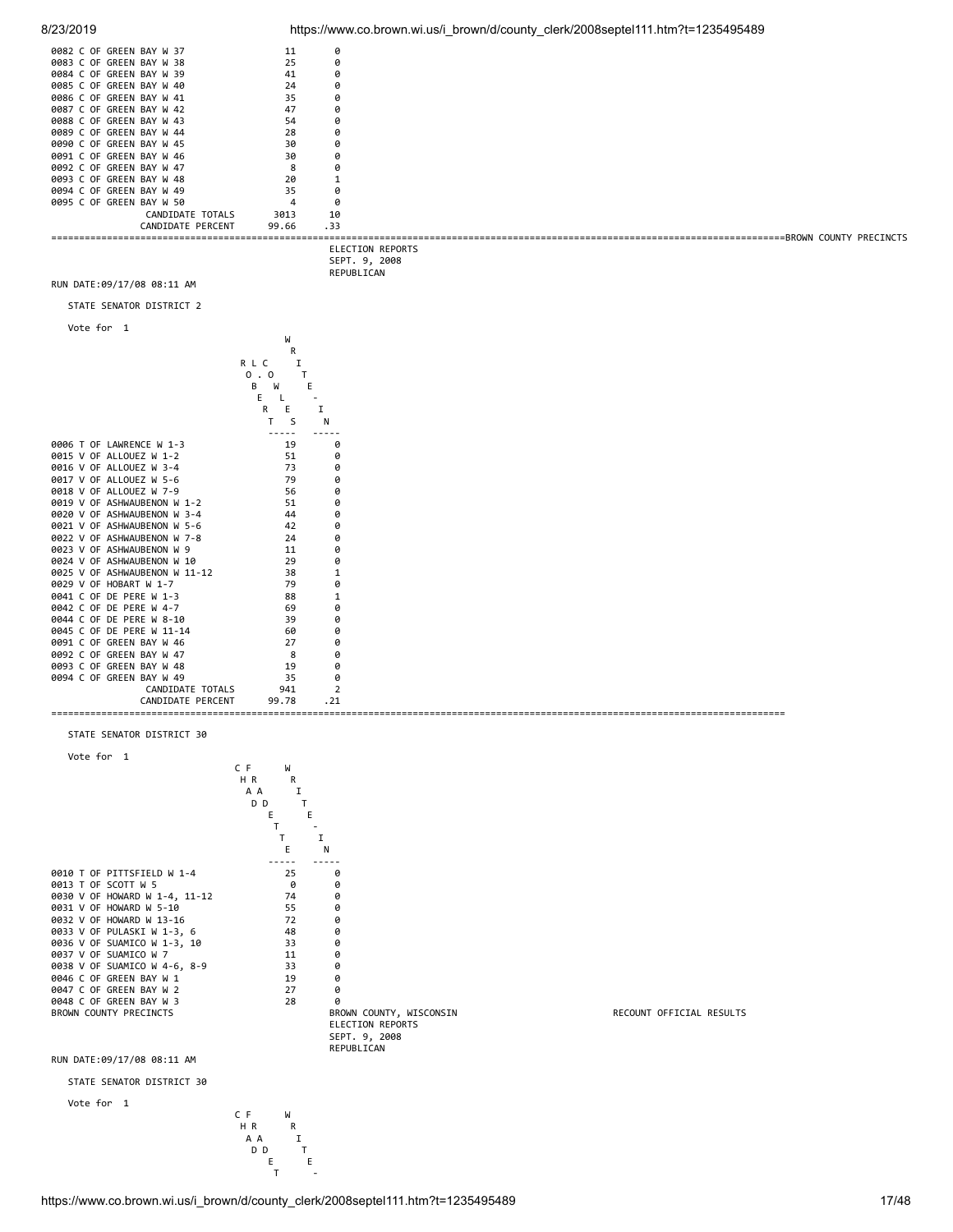| Precinct | | |
|---|---|---|
| 0082 C OF GREEN BAY W 37 | 11 | 0 |
| 0083 C OF GREEN BAY W 38 | 25 | 0 |
| 0084 C OF GREEN BAY W 39 | 41 | 0 |
| 0085 C OF GREEN BAY W 40 | 24 | 0 |
| 0086 C OF GREEN BAY W 41 | 35 | 0 |
| 0087 C OF GREEN BAY W 42 | 47 | 0 |
| 0088 C OF GREEN BAY W 43 | 54 | 0 |
| 0089 C OF GREEN BAY W 44 | 28 | 0 |
| 0090 C OF GREEN BAY W 45 | 30 | 0 |
| 0091 C OF GREEN BAY W 46 | 30 | 0 |
| 0092 C OF GREEN BAY W 47 | 8 | 0 |
| 0093 C OF GREEN BAY W 48 | 20 | 1 |
| 0094 C OF GREEN BAY W 49 | 35 | 0 |
| 0095 C OF GREEN BAY W 50 | 4 | 0 |
| CANDIDATE TOTALS | 3013 | 10 |
| CANDIDATE PERCENT | 99.66 | .33 |

BROWN COUNTY PRECINCTS

ELECTION REPORTS
SEPT. 9, 2008
REPUBLICAN

RUN DATE:09/17/08 08:11 AM

## STATE SENATOR DISTRICT 2

Vote for 1

| Precinct | ROB COWLES | WRITE-IN |
|---|---|---|
| 0006 T OF LAWRENCE W 1-3 | 19 | 0 |
| 0015 V OF ALLOUEZ W 1-2 | 51 | 0 |
| 0016 V OF ALLOUEZ W 3-4 | 73 | 0 |
| 0017 V OF ALLOUEZ W 5-6 | 79 | 0 |
| 0018 V OF ALLOUEZ W 7-9 | 56 | 0 |
| 0019 V OF ASHWAUBENON W 1-2 | 51 | 0 |
| 0020 V OF ASHWAUBENON W 3-4 | 44 | 0 |
| 0021 V OF ASHWAUBENON W 5-6 | 42 | 0 |
| 0022 V OF ASHWAUBENON W 7-8 | 24 | 0 |
| 0023 V OF ASHWAUBENON W 9 | 11 | 0 |
| 0024 V OF ASHWAUBENON W 10 | 29 | 0 |
| 0025 V OF ASHWAUBENON W 11-12 | 38 | 1 |
| 0029 V OF HOBART W 1-7 | 79 | 0 |
| 0041 C OF DE PERE W 1-3 | 88 | 1 |
| 0042 C OF DE PERE W 4-7 | 69 | 0 |
| 0044 C OF DE PERE W 8-10 | 39 | 0 |
| 0045 C OF DE PERE W 11-14 | 60 | 0 |
| 0091 C OF GREEN BAY W 46 | 27 | 0 |
| 0092 C OF GREEN BAY W 47 | 8 | 0 |
| 0093 C OF GREEN BAY W 48 | 19 | 0 |
| 0094 C OF GREEN BAY W 49 | 35 | 0 |
| CANDIDATE TOTALS | 941 | 2 |
| CANDIDATE PERCENT | 99.78 | .21 |

## STATE SENATOR DISTRICT 30

Vote for 1

| Precinct | CHAD FRADETTE | WRITE-IN |
|---|---|---|
| 0010 T OF PITTSFIELD W 1-4 | 25 | 0 |
| 0013 T OF SCOTT W 5 | 0 | 0 |
| 0030 V OF HOWARD W 1-4, 11-12 | 74 | 0 |
| 0031 V OF HOWARD W 5-10 | 55 | 0 |
| 0032 V OF HOWARD W 13-16 | 72 | 0 |
| 0033 V OF PULASKI W 1-3, 6 | 48 | 0 |
| 0036 V OF SUAMICO W 1-3, 10 | 33 | 0 |
| 0037 V OF SUAMICO W 7 | 11 | 0 |
| 0038 V OF SUAMICO W 4-6, 8-9 | 33 | 0 |
| 0046 C OF GREEN BAY W 1 | 19 | 0 |
| 0047 C OF GREEN BAY W 2 | 27 | 0 |
| 0048 C OF GREEN BAY W 3 | 28 | 0 |

BROWN COUNTY PRECINCTS BROWN COUNTY, WISCONSIN RECOUNT OFFICIAL RESULTS
ELECTION REPORTS
SEPT. 9, 2008
REPUBLICAN

RUN DATE:09/17/08 08:11 AM

## STATE SENATOR DISTRICT 30

Vote for 1

| | CHAD FRADETTE | WRITE- |
|---|---|---|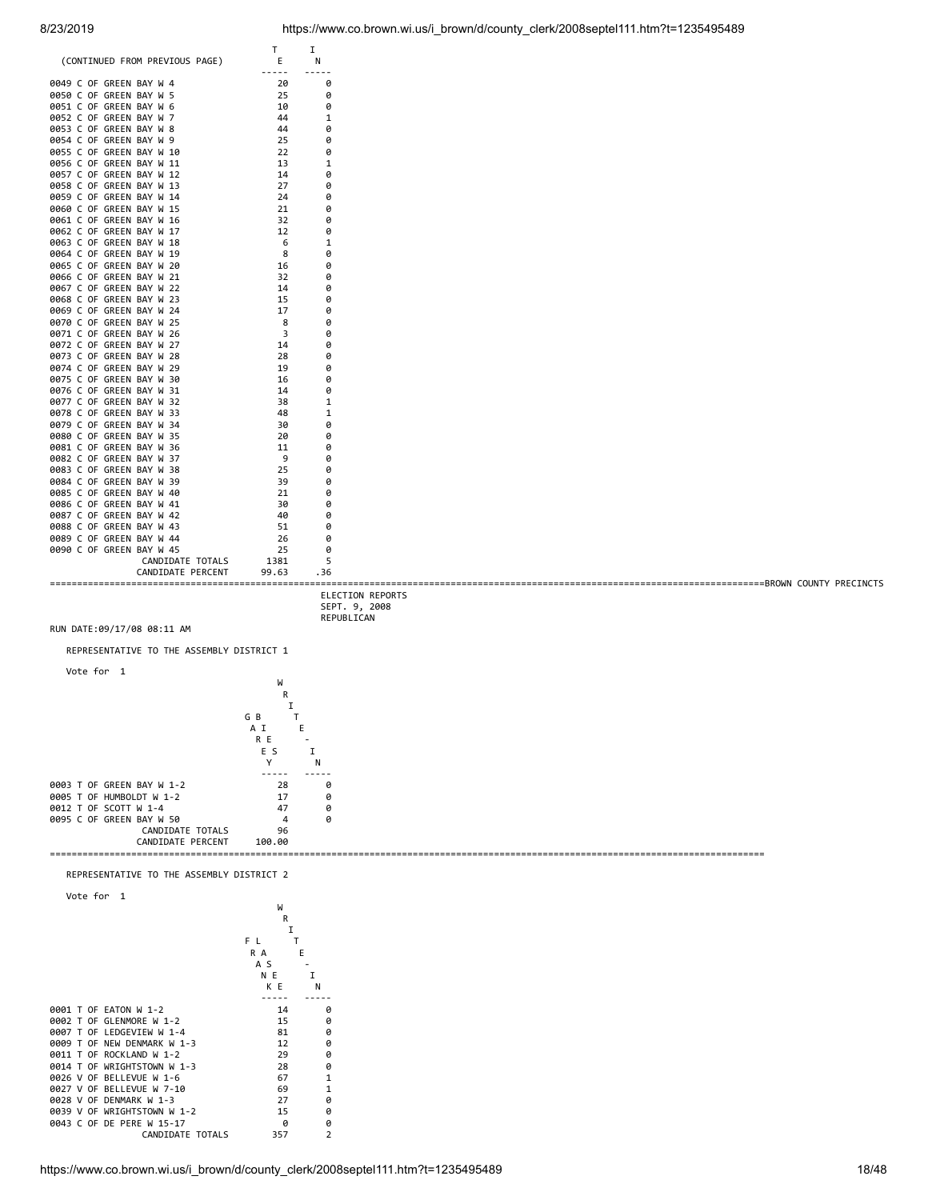(CONTINUED FROM PREVIOUS PAGE)

| | TE | IN |
|---|---|---|
| 0049 C OF GREEN BAY W 4 | 20 | 0 |
| 0050 C OF GREEN BAY W 5 | 25 | 0 |
| 0051 C OF GREEN BAY W 6 | 10 | 0 |
| 0052 C OF GREEN BAY W 7 | 44 | 1 |
| 0053 C OF GREEN BAY W 8 | 44 | 0 |
| 0054 C OF GREEN BAY W 9 | 25 | 0 |
| 0055 C OF GREEN BAY W 10 | 22 | 0 |
| 0056 C OF GREEN BAY W 11 | 13 | 1 |
| 0057 C OF GREEN BAY W 12 | 14 | 0 |
| 0058 C OF GREEN BAY W 13 | 27 | 0 |
| 0059 C OF GREEN BAY W 14 | 24 | 0 |
| 0060 C OF GREEN BAY W 15 | 21 | 0 |
| 0061 C OF GREEN BAY W 16 | 32 | 0 |
| 0062 C OF GREEN BAY W 17 | 12 | 0 |
| 0063 C OF GREEN BAY W 18 | 6 | 1 |
| 0064 C OF GREEN BAY W 19 | 8 | 0 |
| 0065 C OF GREEN BAY W 20 | 16 | 0 |
| 0066 C OF GREEN BAY W 21 | 32 | 0 |
| 0067 C OF GREEN BAY W 22 | 14 | 0 |
| 0068 C OF GREEN BAY W 23 | 15 | 0 |
| 0069 C OF GREEN BAY W 24 | 17 | 0 |
| 0070 C OF GREEN BAY W 25 | 8 | 0 |
| 0071 C OF GREEN BAY W 26 | 3 | 0 |
| 0072 C OF GREEN BAY W 27 | 14 | 0 |
| 0073 C OF GREEN BAY W 28 | 28 | 0 |
| 0074 C OF GREEN BAY W 29 | 19 | 0 |
| 0075 C OF GREEN BAY W 30 | 16 | 0 |
| 0076 C OF GREEN BAY W 31 | 14 | 0 |
| 0077 C OF GREEN BAY W 32 | 38 | 1 |
| 0078 C OF GREEN BAY W 33 | 48 | 1 |
| 0079 C OF GREEN BAY W 34 | 30 | 0 |
| 0080 C OF GREEN BAY W 35 | 20 | 0 |
| 0081 C OF GREEN BAY W 36 | 11 | 0 |
| 0082 C OF GREEN BAY W 37 | 9 | 0 |
| 0083 C OF GREEN BAY W 38 | 25 | 0 |
| 0084 C OF GREEN BAY W 39 | 39 | 0 |
| 0085 C OF GREEN BAY W 40 | 21 | 0 |
| 0086 C OF GREEN BAY W 41 | 30 | 0 |
| 0087 C OF GREEN BAY W 42 | 40 | 0 |
| 0088 C OF GREEN BAY W 43 | 51 | 0 |
| 0089 C OF GREEN BAY W 44 | 26 | 0 |
| 0090 C OF GREEN BAY W 45 | 25 | 0 |
| CANDIDATE TOTALS | 1381 | 5 |
| CANDIDATE PERCENT | 99.63 | .36 |

BROWN COUNTY PRECINCTS

ELECTION REPORTS
SEPT. 9, 2008
REPUBLICAN

RUN DATE:09/17/08 08:11 AM

## REPRESENTATIVE TO THE ASSEMBLY DISTRICT 1

Vote for 1

| | GARRY BIES | WRITE-IN |
|---|---|---|
| 0003 T OF GREEN BAY W 1-2 | 28 | 0 |
| 0005 T OF HUMBOLDT W 1-2 | 17 | 0 |
| 0012 T OF SCOTT W 1-4 | 47 | 0 |
| 0095 C OF GREEN BAY W 50 | 4 | 0 |
| CANDIDATE TOTALS | 96 | |
| CANDIDATE PERCENT | 100.00 | |

## REPRESENTATIVE TO THE ASSEMBLY DISTRICT 2

Vote for 1

| | FRANK LASEE | WRITE-IN |
|---|---|---|
| 0001 T OF EATON W 1-2 | 14 | 0 |
| 0002 T OF GLENMORE W 1-2 | 15 | 0 |
| 0007 T OF LEDGEVIEW W 1-4 | 81 | 0 |
| 0009 T OF NEW DENMARK W 1-3 | 12 | 0 |
| 0011 T OF ROCKLAND W 1-2 | 29 | 0 |
| 0014 T OF WRIGHTSTOWN W 1-3 | 28 | 0 |
| 0026 V OF BELLEVUE W 1-6 | 67 | 1 |
| 0027 V OF BELLEVUE W 7-10 | 69 | 1 |
| 0028 V OF DENMARK W 1-3 | 27 | 0 |
| 0039 V OF WRIGHTSTOWN W 1-2 | 15 | 0 |
| 0043 C OF DE PERE W 15-17 | 0 | 0 |
| CANDIDATE TOTALS | 357 | 2 |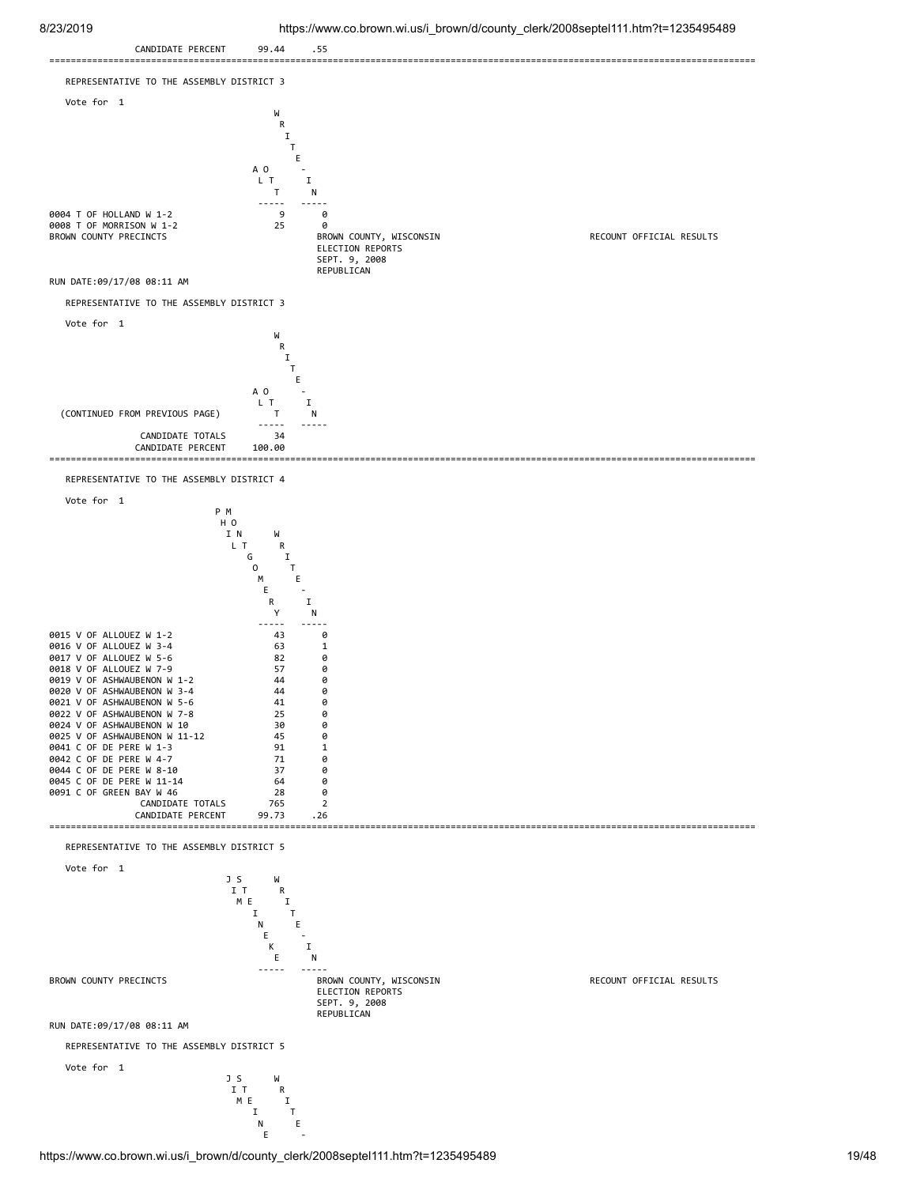| | | |
|---|---|---|
| CANDIDATE PERCENT | 99.44 | .55 |

## REPRESENTATIVE TO THE ASSEMBLY DISTRICT 3

Vote for 1

| | ALTO | WRITE-IN |
|---|---|---|
| 0004 T OF HOLLAND W 1-2 | 9 | 0 |
| 0008 T OF MORRISON W 1-2 | 25 | 0 |

BROWN COUNTY PRECINCTS — BROWN COUNTY, WISCONSIN — ELECTION REPORTS — SEPT. 9, 2008 — REPUBLICAN — RECOUNT OFFICIAL RESULTS

RUN DATE:09/17/08 08:11 AM

## REPRESENTATIVE TO THE ASSEMBLY DISTRICT 3

Vote for 1

| | ALTO | WRITE-IN |
|---|---|---|
| (CONTINUED FROM PREVIOUS PAGE) | | |
| CANDIDATE TOTALS | 34 | |
| CANDIDATE PERCENT | 100.00 | |

## REPRESENTATIVE TO THE ASSEMBLY DISTRICT 4

Vote for 1

| | PHIL MONTGOMERY | WRITE-IN |
|---|---|---|
| 0015 V OF ALLOUEZ W 1-2 | 43 | 0 |
| 0016 V OF ALLOUEZ W 3-4 | 63 | 1 |
| 0017 V OF ALLOUEZ W 5-6 | 82 | 0 |
| 0018 V OF ALLOUEZ W 7-9 | 57 | 0 |
| 0019 V OF ASHWAUBENON W 1-2 | 44 | 0 |
| 0020 V OF ASHWAUBENON W 3-4 | 44 | 0 |
| 0021 V OF ASHWAUBENON W 5-6 | 41 | 0 |
| 0022 V OF ASHWAUBENON W 7-8 | 25 | 0 |
| 0024 V OF ASHWAUBENON W 10 | 30 | 0 |
| 0025 V OF ASHWAUBENON W 11-12 | 45 | 0 |
| 0041 C OF DE PERE W 1-3 | 91 | 1 |
| 0042 C OF DE PERE W 4-7 | 71 | 0 |
| 0044 C OF DE PERE W 8-10 | 37 | 0 |
| 0045 C OF DE PERE W 11-14 | 64 | 0 |
| 0091 C OF GREEN BAY W 46 | 28 | 0 |
| CANDIDATE TOTALS | 765 | 2 |
| CANDIDATE PERCENT | 99.73 | .26 |

## REPRESENTATIVE TO THE ASSEMBLY DISTRICT 5

Vote for 1

| | JIM STEINEKE | WRITE-IN |
|---|---|---|

BROWN COUNTY PRECINCTS — BROWN COUNTY, WISCONSIN — ELECTION REPORTS — SEPT. 9, 2008 — REPUBLICAN — RECOUNT OFFICIAL RESULTS

RUN DATE:09/17/08 08:11 AM

## REPRESENTATIVE TO THE ASSEMBLY DISTRICT 5

Vote for 1

| | JIM STEINE- | WRITE- |
|---|---|---|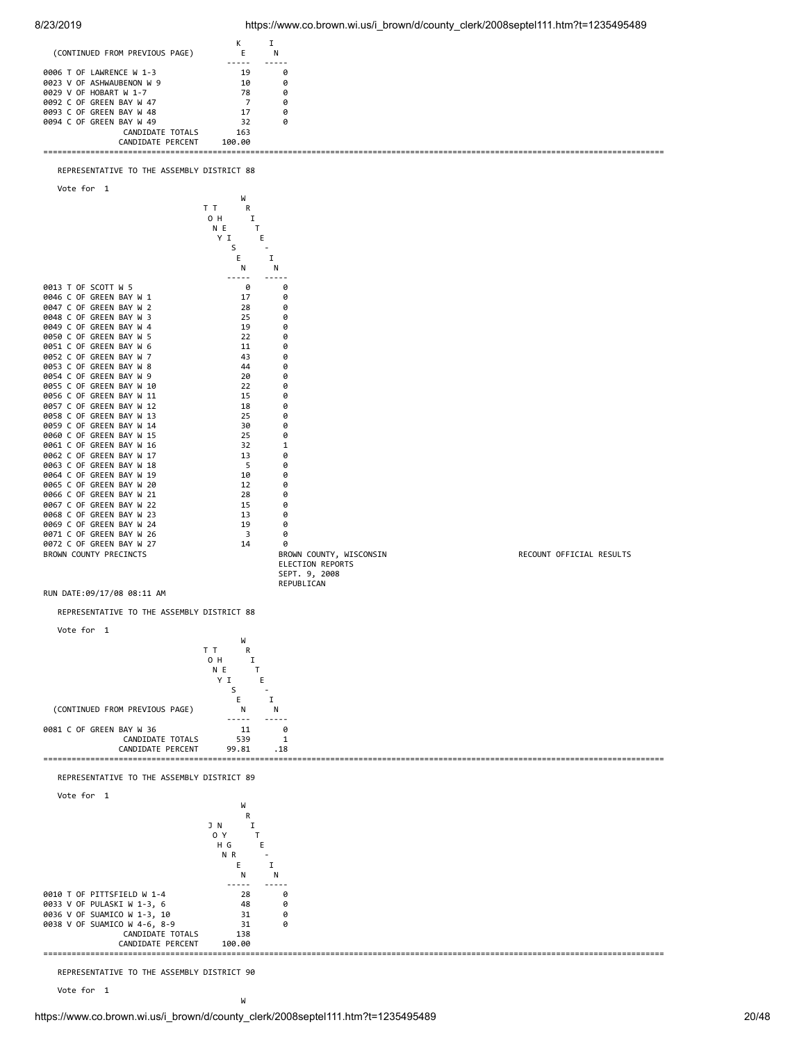(CONTINUED FROM PREVIOUS PAGE)

| | KEN | IN |
|---|---|---|
| 0006 T OF LAWRENCE W 1-3 | 19 | 0 |
| 0023 V OF ASHWAUBENON W 9 | 10 | 0 |
| 0029 V OF HOBART W 1-7 | 78 | 0 |
| 0092 C OF GREEN BAY W 47 | 7 | 0 |
| 0093 C OF GREEN BAY W 48 | 17 | 0 |
| 0094 C OF GREEN BAY W 49 | 32 | 0 |
| CANDIDATE TOTALS | 163 | |
| CANDIDATE PERCENT | 100.00 | |

REPRESENTATIVE TO THE ASSEMBLY DISTRICT 88

Vote for 1

| | TONY THEISEN | WRITE-IN |
|---|---|---|
| 0013 T OF SCOTT W 5 | 0 | 0 |
| 0046 C OF GREEN BAY W 1 | 17 | 0 |
| 0047 C OF GREEN BAY W 2 | 28 | 0 |
| 0048 C OF GREEN BAY W 3 | 25 | 0 |
| 0049 C OF GREEN BAY W 4 | 19 | 0 |
| 0050 C OF GREEN BAY W 5 | 22 | 0 |
| 0051 C OF GREEN BAY W 6 | 11 | 0 |
| 0052 C OF GREEN BAY W 7 | 43 | 0 |
| 0053 C OF GREEN BAY W 8 | 44 | 0 |
| 0054 C OF GREEN BAY W 9 | 20 | 0 |
| 0055 C OF GREEN BAY W 10 | 22 | 0 |
| 0056 C OF GREEN BAY W 11 | 15 | 0 |
| 0057 C OF GREEN BAY W 12 | 18 | 0 |
| 0058 C OF GREEN BAY W 13 | 25 | 0 |
| 0059 C OF GREEN BAY W 14 | 30 | 0 |
| 0060 C OF GREEN BAY W 15 | 25 | 0 |
| 0061 C OF GREEN BAY W 16 | 32 | 1 |
| 0062 C OF GREEN BAY W 17 | 13 | 0 |
| 0063 C OF GREEN BAY W 18 | 5 | 0 |
| 0064 C OF GREEN BAY W 19 | 10 | 0 |
| 0065 C OF GREEN BAY W 20 | 12 | 0 |
| 0066 C OF GREEN BAY W 21 | 28 | 0 |
| 0067 C OF GREEN BAY W 22 | 15 | 0 |
| 0068 C OF GREEN BAY W 23 | 13 | 0 |
| 0069 C OF GREEN BAY W 24 | 19 | 0 |
| 0071 C OF GREEN BAY W 26 | 3 | 0 |
| 0072 C OF GREEN BAY W 27 | 14 | 0 |

BROWN COUNTY PRECINCTS — BROWN COUNTY, WISCONSIN — RECOUNT OFFICIAL RESULTS
ELECTION REPORTS
SEPT. 9, 2008
REPUBLICAN

RUN DATE:09/17/08 08:11 AM

REPRESENTATIVE TO THE ASSEMBLY DISTRICT 88

Vote for 1

(CONTINUED FROM PREVIOUS PAGE)

| | TONY THEISEN | WRITE-IN |
|---|---|---|
| 0081 C OF GREEN BAY W 36 | 11 | 0 |
| CANDIDATE TOTALS | 539 | 1 |
| CANDIDATE PERCENT | 99.81 | .18 |

REPRESENTATIVE TO THE ASSEMBLY DISTRICT 89

Vote for 1

| | JOHN NYGREN | WRITE-IN |
|---|---|---|
| 0010 T OF PITTSFIELD W 1-4 | 28 | 0 |
| 0033 V OF PULASKI W 1-3, 6 | 48 | 0 |
| 0036 V OF SUAMICO W 1-3, 10 | 31 | 0 |
| 0038 V OF SUAMICO W 4-6, 8-9 | 31 | 0 |
| CANDIDATE TOTALS | 138 | |
| CANDIDATE PERCENT | 100.00 | |

REPRESENTATIVE TO THE ASSEMBLY DISTRICT 90

Vote for 1

W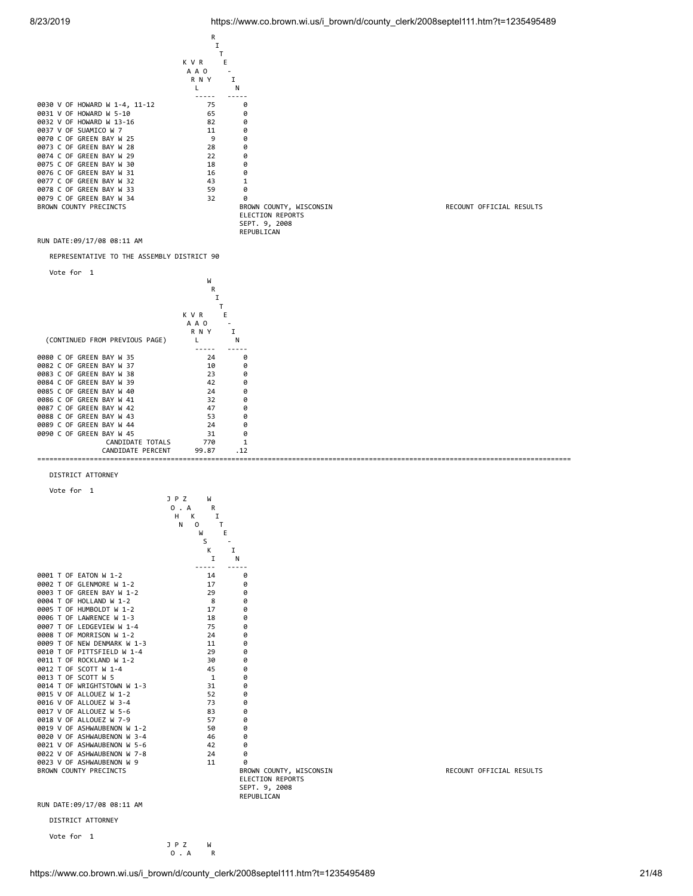| | KARL VAN ROY | WRITE-IN |
|---|---|---|
| 0030 V OF HOWARD W 1-4, 11-12 | 75 | 0 |
| 0031 V OF HOWARD W 5-10 | 65 | 0 |
| 0032 V OF HOWARD W 13-16 | 82 | 0 |
| 0037 V OF SUAMICO W 7 | 11 | 0 |
| 0070 C OF GREEN BAY W 25 | 9 | 0 |
| 0073 C OF GREEN BAY W 28 | 28 | 0 |
| 0074 C OF GREEN BAY W 29 | 22 | 0 |
| 0075 C OF GREEN BAY W 30 | 18 | 0 |
| 0076 C OF GREEN BAY W 31 | 16 | 0 |
| 0077 C OF GREEN BAY W 32 | 43 | 1 |
| 0078 C OF GREEN BAY W 33 | 59 | 0 |
| 0079 C OF GREEN BAY W 34 | 32 | 0 |

BROWN COUNTY PRECINCTS

BROWN COUNTY, WISCONSIN
ELECTION REPORTS
SEPT. 9, 2008
REPUBLICAN

RECOUNT OFFICIAL RESULTS

RUN DATE:09/17/08 08:11 AM

## REPRESENTATIVE TO THE ASSEMBLY DISTRICT 90

Vote for 1

| (CONTINUED FROM PREVIOUS PAGE) | KARL VAN ROY | WRITE-IN |
|---|---|---|
| 0080 C OF GREEN BAY W 35 | 24 | 0 |
| 0082 C OF GREEN BAY W 37 | 10 | 0 |
| 0083 C OF GREEN BAY W 38 | 23 | 0 |
| 0084 C OF GREEN BAY W 39 | 42 | 0 |
| 0085 C OF GREEN BAY W 40 | 24 | 0 |
| 0086 C OF GREEN BAY W 41 | 32 | 0 |
| 0087 C OF GREEN BAY W 42 | 47 | 0 |
| 0088 C OF GREEN BAY W 43 | 53 | 0 |
| 0089 C OF GREEN BAY W 44 | 24 | 0 |
| 0090 C OF GREEN BAY W 45 | 31 | 0 |
| CANDIDATE TOTALS | 770 | 1 |
| CANDIDATE PERCENT | 99.87 | .12 |

## DISTRICT ATTORNEY

Vote for 1

| | JOHN P. ZAKOWSKI | WRITE-IN |
|---|---|---|
| 0001 T OF EATON W 1-2 | 14 | 0 |
| 0002 T OF GLENMORE W 1-2 | 17 | 0 |
| 0003 T OF GREEN BAY W 1-2 | 29 | 0 |
| 0004 T OF HOLLAND W 1-2 | 8 | 0 |
| 0005 T OF HUMBOLDT W 1-2 | 17 | 0 |
| 0006 T OF LAWRENCE W 1-3 | 18 | 0 |
| 0007 T OF LEDGEVIEW W 1-4 | 75 | 0 |
| 0008 T OF MORRISON W 1-2 | 24 | 0 |
| 0009 T OF NEW DENMARK W 1-3 | 11 | 0 |
| 0010 T OF PITTSFIELD W 1-4 | 29 | 0 |
| 0011 T OF ROCKLAND W 1-2 | 30 | 0 |
| 0012 T OF SCOTT W 1-4 | 45 | 0 |
| 0013 T OF SCOTT W 5 | 1 | 0 |
| 0014 T OF WRIGHTSTOWN W 1-3 | 31 | 0 |
| 0015 V OF ALLOUEZ W 1-2 | 52 | 0 |
| 0016 V OF ALLOUEZ W 3-4 | 73 | 0 |
| 0017 V OF ALLOUEZ W 5-6 | 83 | 0 |
| 0018 V OF ALLOUEZ W 7-9 | 57 | 0 |
| 0019 V OF ASHWAUBENON W 1-2 | 50 | 0 |
| 0020 V OF ASHWAUBENON W 3-4 | 46 | 0 |
| 0021 V OF ASHWAUBENON W 5-6 | 42 | 0 |
| 0022 V OF ASHWAUBENON W 7-8 | 24 | 0 |
| 0023 V OF ASHWAUBENON W 9 | 11 | 0 |

BROWN COUNTY PRECINCTS

BROWN COUNTY, WISCONSIN
ELECTION REPORTS
SEPT. 9, 2008
REPUBLICAN

RECOUNT OFFICIAL RESULTS

RUN DATE:09/17/08 08:11 AM

## DISTRICT ATTORNEY

Vote for 1

JPZ W
O.A R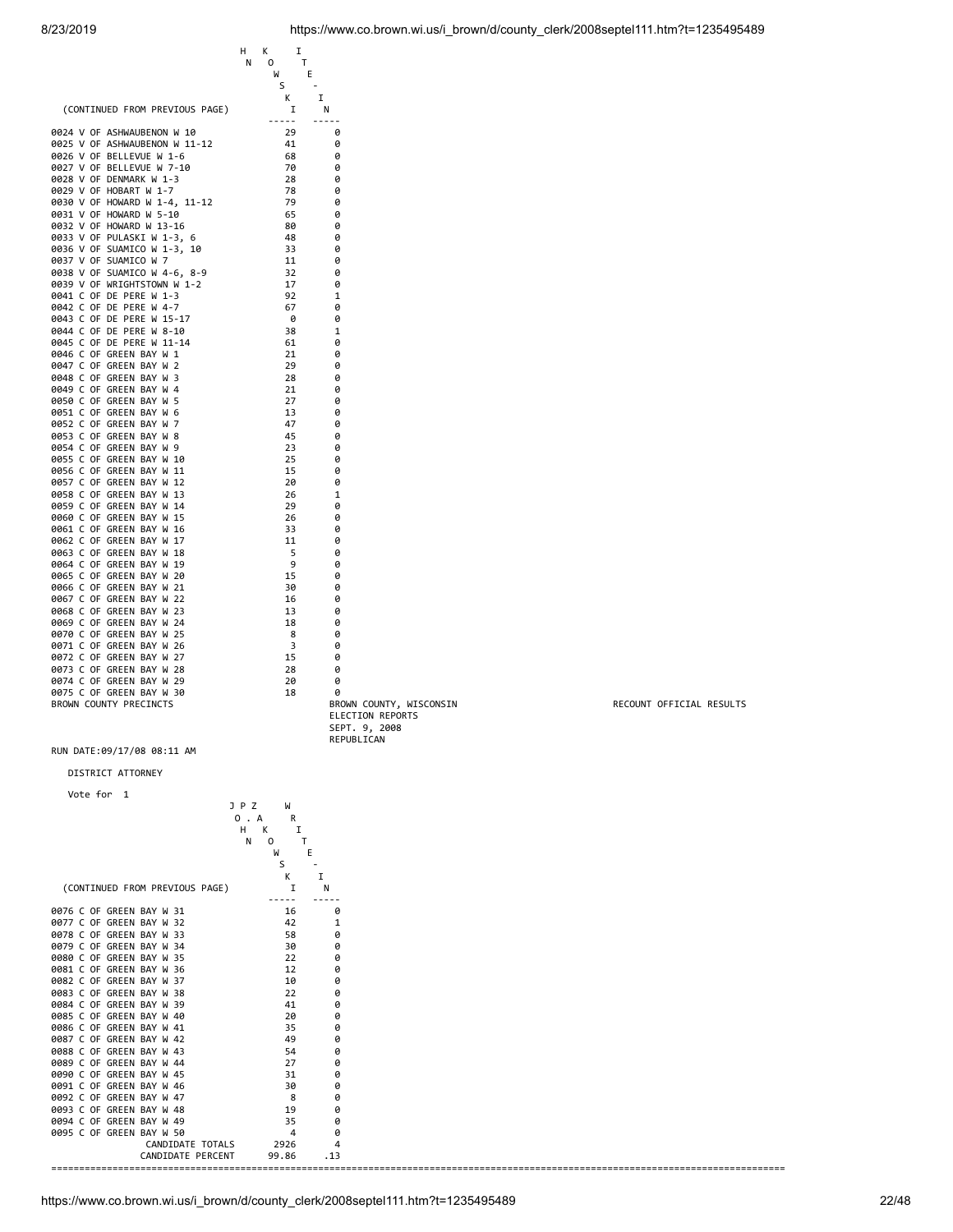| (CONTINUED FROM PREVIOUS PAGE) | JOHN KOSKI | WRITE-IN |
|---|---|---|
| 0024 V OF ASHWAUBENON W 10 | 29 | 0 |
| 0025 V OF ASHWAUBENON W 11-12 | 41 | 0 |
| 0026 V OF BELLEVUE W 1-6 | 68 | 0 |
| 0027 V OF BELLEVUE W 7-10 | 70 | 0 |
| 0028 V OF DENMARK W 1-3 | 28 | 0 |
| 0029 V OF HOBART W 1-7 | 78 | 0 |
| 0030 V OF HOWARD W 1-4, 11-12 | 79 | 0 |
| 0031 V OF HOWARD W 5-10 | 65 | 0 |
| 0032 V OF HOWARD W 13-16 | 80 | 0 |
| 0033 V OF PULASKI W 1-3, 6 | 48 | 0 |
| 0036 V OF SUAMICO W 1-3, 10 | 33 | 0 |
| 0037 V OF SUAMICO W 7 | 11 | 0 |
| 0038 V OF SUAMICO W 4-6, 8-9 | 32 | 0 |
| 0039 V OF WRIGHTSTOWN W 1-2 | 17 | 0 |
| 0041 C OF DE PERE W 1-3 | 92 | 1 |
| 0042 C OF DE PERE W 4-7 | 67 | 0 |
| 0043 C OF DE PERE W 15-17 | 0 | 0 |
| 0044 C OF DE PERE W 8-10 | 38 | 1 |
| 0045 C OF DE PERE W 11-14 | 61 | 0 |
| 0046 C OF GREEN BAY W 1 | 21 | 0 |
| 0047 C OF GREEN BAY W 2 | 29 | 0 |
| 0048 C OF GREEN BAY W 3 | 28 | 0 |
| 0049 C OF GREEN BAY W 4 | 21 | 0 |
| 0050 C OF GREEN BAY W 5 | 27 | 0 |
| 0051 C OF GREEN BAY W 6 | 13 | 0 |
| 0052 C OF GREEN BAY W 7 | 47 | 0 |
| 0053 C OF GREEN BAY W 8 | 45 | 0 |
| 0054 C OF GREEN BAY W 9 | 23 | 0 |
| 0055 C OF GREEN BAY W 10 | 25 | 0 |
| 0056 C OF GREEN BAY W 11 | 15 | 0 |
| 0057 C OF GREEN BAY W 12 | 20 | 0 |
| 0058 C OF GREEN BAY W 13 | 26 | 1 |
| 0059 C OF GREEN BAY W 14 | 29 | 0 |
| 0060 C OF GREEN BAY W 15 | 26 | 0 |
| 0061 C OF GREEN BAY W 16 | 33 | 0 |
| 0062 C OF GREEN BAY W 17 | 11 | 0 |
| 0063 C OF GREEN BAY W 18 | 5 | 0 |
| 0064 C OF GREEN BAY W 19 | 9 | 0 |
| 0065 C OF GREEN BAY W 20 | 15 | 0 |
| 0066 C OF GREEN BAY W 21 | 30 | 0 |
| 0067 C OF GREEN BAY W 22 | 16 | 0 |
| 0068 C OF GREEN BAY W 23 | 13 | 0 |
| 0069 C OF GREEN BAY W 24 | 18 | 0 |
| 0070 C OF GREEN BAY W 25 | 8 | 0 |
| 0071 C OF GREEN BAY W 26 | 3 | 0 |
| 0072 C OF GREEN BAY W 27 | 15 | 0 |
| 0073 C OF GREEN BAY W 28 | 28 | 0 |
| 0074 C OF GREEN BAY W 29 | 20 | 0 |
| 0075 C OF GREEN BAY W 30 | 18 | 0 |

BROWN COUNTY PRECINCTS

BROWN COUNTY, WISCONSIN
ELECTION REPORTS
SEPT. 9, 2008
REPUBLICAN

RECOUNT OFFICIAL RESULTS

RUN DATE:09/17/08 08:11 AM

DISTRICT ATTORNEY

Vote for 1

| (CONTINUED FROM PREVIOUS PAGE) | JOHN P. ZAKOWSKI | WRITE-IN |
|---|---|---|
| 0076 C OF GREEN BAY W 31 | 16 | 0 |
| 0077 C OF GREEN BAY W 32 | 42 | 1 |
| 0078 C OF GREEN BAY W 33 | 58 | 0 |
| 0079 C OF GREEN BAY W 34 | 30 | 0 |
| 0080 C OF GREEN BAY W 35 | 22 | 0 |
| 0081 C OF GREEN BAY W 36 | 12 | 0 |
| 0082 C OF GREEN BAY W 37 | 10 | 0 |
| 0083 C OF GREEN BAY W 38 | 22 | 0 |
| 0084 C OF GREEN BAY W 39 | 41 | 0 |
| 0085 C OF GREEN BAY W 40 | 20 | 0 |
| 0086 C OF GREEN BAY W 41 | 35 | 0 |
| 0087 C OF GREEN BAY W 42 | 49 | 0 |
| 0088 C OF GREEN BAY W 43 | 54 | 0 |
| 0089 C OF GREEN BAY W 44 | 27 | 0 |
| 0090 C OF GREEN BAY W 45 | 31 | 0 |
| 0091 C OF GREEN BAY W 46 | 30 | 0 |
| 0092 C OF GREEN BAY W 47 | 8 | 0 |
| 0093 C OF GREEN BAY W 48 | 19 | 0 |
| 0094 C OF GREEN BAY W 49 | 35 | 0 |
| 0095 C OF GREEN BAY W 50 | 4 | 0 |
| CANDIDATE TOTALS | 2926 | 4 |
| CANDIDATE PERCENT | 99.86 | .13 |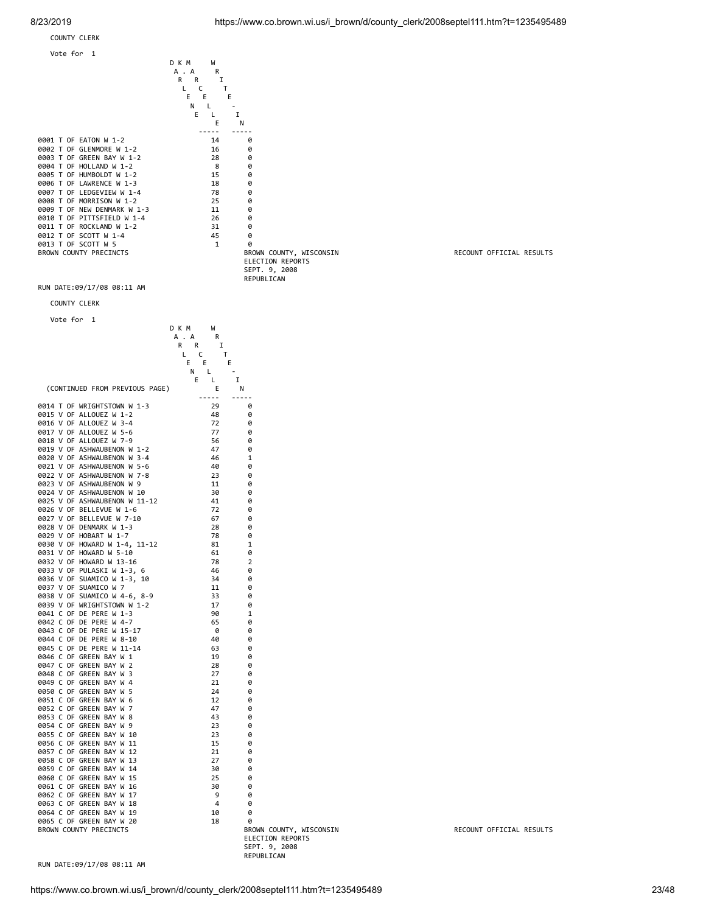COUNTY CLERK

Vote for 1

| Precinct | DARCENE KMAREL | WRITE-IN |
|---|---|---|
| 0001 T OF EATON W 1-2 | 14 | 0 |
| 0002 T OF GLENMORE W 1-2 | 16 | 0 |
| 0003 T OF GREEN BAY W 1-2 | 28 | 0 |
| 0004 T OF HOLLAND W 1-2 | 8 | 0 |
| 0005 T OF HUMBOLDT W 1-2 | 15 | 0 |
| 0006 T OF LAWRENCE W 1-3 | 18 | 0 |
| 0007 T OF LEDGEVIEW W 1-4 | 78 | 0 |
| 0008 T OF MORRISON W 1-2 | 25 | 0 |
| 0009 T OF NEW DENMARK W 1-3 | 11 | 0 |
| 0010 T OF PITTSFIELD W 1-4 | 26 | 0 |
| 0011 T OF ROCKLAND W 1-2 | 31 | 0 |
| 0012 T OF SCOTT W 1-4 | 45 | 0 |
| 0013 T OF SCOTT W 5 | 1 | 0 |

BROWN COUNTY PRECINCTS

BROWN COUNTY, WISCONSIN
ELECTION REPORTS
SEPT. 9, 2008
REPUBLICAN

RECOUNT OFFICIAL RESULTS

RUN DATE:09/17/08 08:11 AM

COUNTY CLERK

Vote for 1

(CONTINUED FROM PREVIOUS PAGE)

| Precinct | DARCENE KMAREL | WRITE-IN |
|---|---|---|
| 0014 T OF WRIGHTSTOWN W 1-3 | 29 | 0 |
| 0015 V OF ALLOUEZ W 1-2 | 48 | 0 |
| 0016 V OF ALLOUEZ W 3-4 | 72 | 0 |
| 0017 V OF ALLOUEZ W 5-6 | 77 | 0 |
| 0018 V OF ALLOUEZ W 7-9 | 56 | 0 |
| 0019 V OF ASHWAUBENON W 1-2 | 47 | 0 |
| 0020 V OF ASHWAUBENON W 3-4 | 46 | 1 |
| 0021 V OF ASHWAUBENON W 5-6 | 40 | 0 |
| 0022 V OF ASHWAUBENON W 7-8 | 23 | 0 |
| 0023 V OF ASHWAUBENON W 9 | 11 | 0 |
| 0024 V OF ASHWAUBENON W 10 | 30 | 0 |
| 0025 V OF ASHWAUBENON W 11-12 | 41 | 0 |
| 0026 V OF BELLEVUE W 1-6 | 72 | 0 |
| 0027 V OF BELLEVUE W 7-10 | 67 | 0 |
| 0028 V OF DENMARK W 1-3 | 28 | 0 |
| 0029 V OF HOBART W 1-7 | 78 | 0 |
| 0030 V OF HOWARD W 1-4, 11-12 | 81 | 1 |
| 0031 V OF HOWARD W 5-10 | 61 | 0 |
| 0032 V OF HOWARD W 13-16 | 78 | 2 |
| 0033 V OF PULASKI W 1-3, 6 | 46 | 0 |
| 0036 V OF SUAMICO W 1-3, 10 | 34 | 0 |
| 0037 V OF SUAMICO W 7 | 11 | 0 |
| 0038 V OF SUAMICO W 4-6, 8-9 | 33 | 0 |
| 0039 V OF WRIGHTSTOWN W 1-2 | 17 | 0 |
| 0041 C OF DE PERE W 1-3 | 90 | 1 |
| 0042 C OF DE PERE W 4-7 | 65 | 0 |
| 0043 C OF DE PERE W 15-17 | 0 | 0 |
| 0044 C OF DE PERE W 8-10 | 40 | 0 |
| 0045 C OF DE PERE W 11-14 | 63 | 0 |
| 0046 C OF GREEN BAY W 1 | 19 | 0 |
| 0047 C OF GREEN BAY W 2 | 28 | 0 |
| 0048 C OF GREEN BAY W 3 | 27 | 0 |
| 0049 C OF GREEN BAY W 4 | 21 | 0 |
| 0050 C OF GREEN BAY W 5 | 24 | 0 |
| 0051 C OF GREEN BAY W 6 | 12 | 0 |
| 0052 C OF GREEN BAY W 7 | 47 | 0 |
| 0053 C OF GREEN BAY W 8 | 43 | 0 |
| 0054 C OF GREEN BAY W 9 | 23 | 0 |
| 0055 C OF GREEN BAY W 10 | 23 | 0 |
| 0056 C OF GREEN BAY W 11 | 15 | 0 |
| 0057 C OF GREEN BAY W 12 | 21 | 0 |
| 0058 C OF GREEN BAY W 13 | 27 | 0 |
| 0059 C OF GREEN BAY W 14 | 30 | 0 |
| 0060 C OF GREEN BAY W 15 | 25 | 0 |
| 0061 C OF GREEN BAY W 16 | 30 | 0 |
| 0062 C OF GREEN BAY W 17 | 9 | 0 |
| 0063 C OF GREEN BAY W 18 | 4 | 0 |
| 0064 C OF GREEN BAY W 19 | 10 | 0 |
| 0065 C OF GREEN BAY W 20 | 18 | 0 |

BROWN COUNTY PRECINCTS

BROWN COUNTY, WISCONSIN
ELECTION REPORTS
SEPT. 9, 2008
REPUBLICAN

RECOUNT OFFICIAL RESULTS

RUN DATE:09/17/08 08:11 AM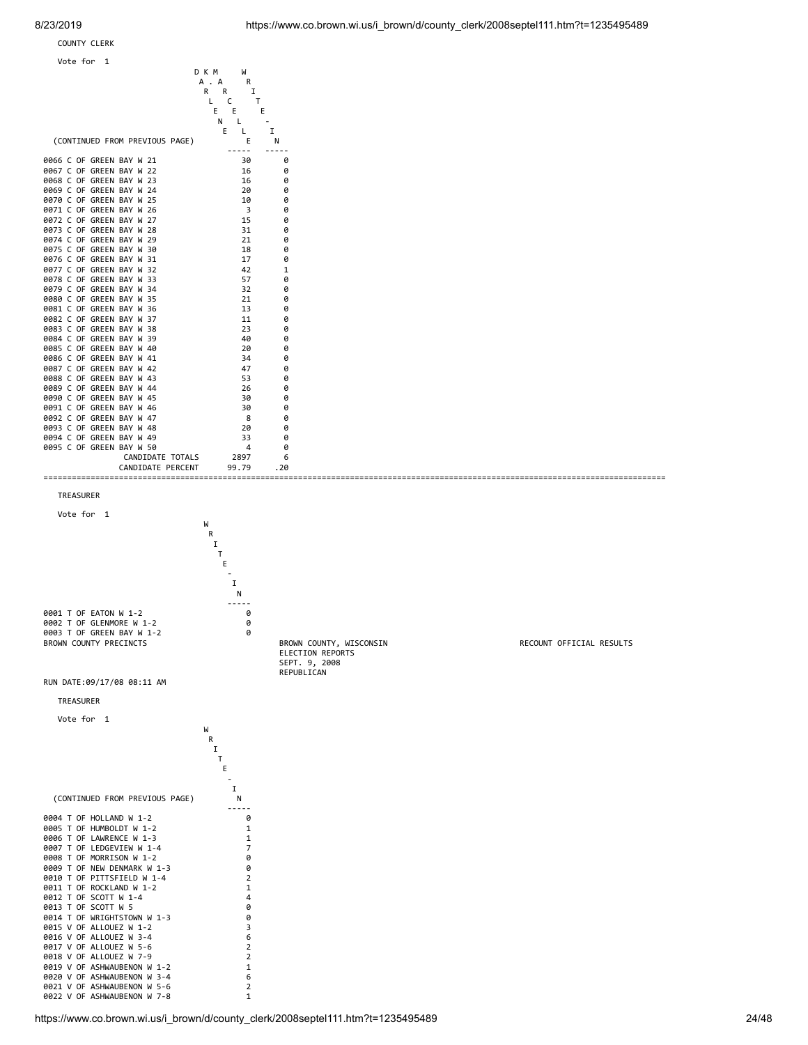## COUNTY CLERK

Vote for 1

(CONTINUED FROM PREVIOUS PAGE)

| Precinct | DARCEL KNEL E | WRITE-IN |
|---|---|---|
| 0066 C OF GREEN BAY W 21 | 30 | 0 |
| 0067 C OF GREEN BAY W 22 | 16 | 0 |
| 0068 C OF GREEN BAY W 23 | 16 | 0 |
| 0069 C OF GREEN BAY W 24 | 20 | 0 |
| 0070 C OF GREEN BAY W 25 | 10 | 0 |
| 0071 C OF GREEN BAY W 26 | 3 | 0 |
| 0072 C OF GREEN BAY W 27 | 15 | 0 |
| 0073 C OF GREEN BAY W 28 | 31 | 0 |
| 0074 C OF GREEN BAY W 29 | 21 | 0 |
| 0075 C OF GREEN BAY W 30 | 18 | 0 |
| 0076 C OF GREEN BAY W 31 | 17 | 0 |
| 0077 C OF GREEN BAY W 32 | 42 | 1 |
| 0078 C OF GREEN BAY W 33 | 57 | 0 |
| 0079 C OF GREEN BAY W 34 | 32 | 0 |
| 0080 C OF GREEN BAY W 35 | 21 | 0 |
| 0081 C OF GREEN BAY W 36 | 13 | 0 |
| 0082 C OF GREEN BAY W 37 | 11 | 0 |
| 0083 C OF GREEN BAY W 38 | 23 | 0 |
| 0084 C OF GREEN BAY W 39 | 40 | 0 |
| 0085 C OF GREEN BAY W 40 | 20 | 0 |
| 0086 C OF GREEN BAY W 41 | 34 | 0 |
| 0087 C OF GREEN BAY W 42 | 47 | 0 |
| 0088 C OF GREEN BAY W 43 | 53 | 0 |
| 0089 C OF GREEN BAY W 44 | 26 | 0 |
| 0090 C OF GREEN BAY W 45 | 30 | 0 |
| 0091 C OF GREEN BAY W 46 | 30 | 0 |
| 0092 C OF GREEN BAY W 47 | 8 | 0 |
| 0093 C OF GREEN BAY W 48 | 20 | 0 |
| 0094 C OF GREEN BAY W 49 | 33 | 0 |
| 0095 C OF GREEN BAY W 50 | 4 | 0 |
| CANDIDATE TOTALS | 2897 | 6 |
| CANDIDATE PERCENT | 99.79 | .20 |

## TREASURER

Vote for 1

| Precinct | WRITE-IN |
|---|---|
| 0001 T OF EATON W 1-2 | 0 |
| 0002 T OF GLENMORE W 1-2 | 0 |
| 0003 T OF GREEN BAY W 1-2 | 0 |

BROWN COUNTY PRECINCTS

BROWN COUNTY, WISCONSIN
ELECTION REPORTS
SEPT. 9, 2008
REPUBLICAN

RECOUNT OFFICIAL RESULTS

RUN DATE:09/17/08 08:11 AM

## TREASURER

Vote for 1

(CONTINUED FROM PREVIOUS PAGE)

| Precinct | WRITE-IN |
|---|---|
| 0004 T OF HOLLAND W 1-2 | 0 |
| 0005 T OF HUMBOLDT W 1-2 | 1 |
| 0006 T OF LAWRENCE W 1-3 | 1 |
| 0007 T OF LEDGEVIEW W 1-4 | 7 |
| 0008 T OF MORRISON W 1-2 | 0 |
| 0009 T OF NEW DENMARK W 1-3 | 0 |
| 0010 T OF PITTSFIELD W 1-4 | 2 |
| 0011 T OF ROCKLAND W 1-2 | 1 |
| 0012 T OF SCOTT W 1-4 | 4 |
| 0013 T OF SCOTT W 5 | 0 |
| 0014 T OF WRIGHTSTOWN W 1-3 | 0 |
| 0015 V OF ALLOUEZ W 1-2 | 3 |
| 0016 V OF ALLOUEZ W 3-4 | 6 |
| 0017 V OF ALLOUEZ W 5-6 | 2 |
| 0018 V OF ALLOUEZ W 7-9 | 2 |
| 0019 V OF ASHWAUBENON W 1-2 | 1 |
| 0020 V OF ASHWAUBENON W 3-4 | 6 |
| 0021 V OF ASHWAUBENON W 5-6 | 2 |
| 0022 V OF ASHWAUBENON W 7-8 | 1 |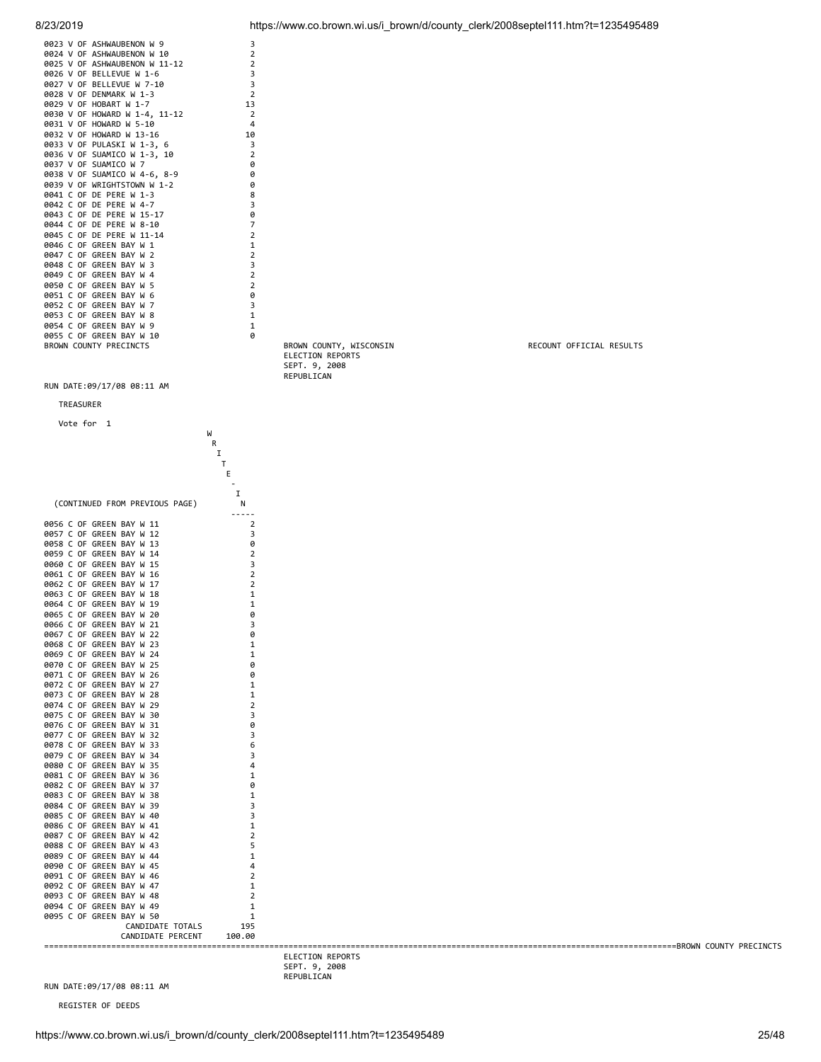| Precinct | WRITE-IN |
|---|---|
| 0023 V OF ASHWAUBENON W 9 | 3 |
| 0024 V OF ASHWAUBENON W 10 | 2 |
| 0025 V OF ASHWAUBENON W 11-12 | 2 |
| 0026 V OF BELLEVUE W 1-6 | 3 |
| 0027 V OF BELLEVUE W 7-10 | 3 |
| 0028 V OF DENMARK W 1-3 | 2 |
| 0029 V OF HOBART W 1-7 | 13 |
| 0030 V OF HOWARD W 1-4, 11-12 | 2 |
| 0031 V OF HOWARD W 5-10 | 4 |
| 0032 V OF HOWARD W 13-16 | 10 |
| 0033 V OF PULASKI W 1-3, 6 | 3 |
| 0036 V OF SUAMICO W 1-3, 10 | 2 |
| 0037 V OF SUAMICO W 7 | 0 |
| 0038 V OF SUAMICO W 4-6, 8-9 | 0 |
| 0039 V OF WRIGHTSTOWN W 1-2 | 0 |
| 0041 C OF DE PERE W 1-3 | 8 |
| 0042 C OF DE PERE W 4-7 | 3 |
| 0043 C OF DE PERE W 15-17 | 0 |
| 0044 C OF DE PERE W 8-10 | 7 |
| 0045 C OF DE PERE W 11-14 | 2 |
| 0046 C OF GREEN BAY W 1 | 1 |
| 0047 C OF GREEN BAY W 2 | 2 |
| 0048 C OF GREEN BAY W 3 | 3 |
| 0049 C OF GREEN BAY W 4 | 2 |
| 0050 C OF GREEN BAY W 5 | 2 |
| 0051 C OF GREEN BAY W 6 | 0 |
| 0052 C OF GREEN BAY W 7 | 3 |
| 0053 C OF GREEN BAY W 8 | 1 |
| 0054 C OF GREEN BAY W 9 | 1 |
| 0055 C OF GREEN BAY W 10 | 0 |

BROWN COUNTY PRECINCTS

BROWN COUNTY, WISCONSIN
ELECTION REPORTS
SEPT. 9, 2008
REPUBLICAN

RECOUNT OFFICIAL RESULTS

RUN DATE:09/17/08 08:11 AM

TREASURER

Vote for 1

| (CONTINUED FROM PREVIOUS PAGE) | WRITE-IN |
|---|---|
| 0056 C OF GREEN BAY W 11 | 2 |
| 0057 C OF GREEN BAY W 12 | 3 |
| 0058 C OF GREEN BAY W 13 | 0 |
| 0059 C OF GREEN BAY W 14 | 2 |
| 0060 C OF GREEN BAY W 15 | 3 |
| 0061 C OF GREEN BAY W 16 | 2 |
| 0062 C OF GREEN BAY W 17 | 2 |
| 0063 C OF GREEN BAY W 18 | 1 |
| 0064 C OF GREEN BAY W 19 | 1 |
| 0065 C OF GREEN BAY W 20 | 0 |
| 0066 C OF GREEN BAY W 21 | 3 |
| 0067 C OF GREEN BAY W 22 | 0 |
| 0068 C OF GREEN BAY W 23 | 1 |
| 0069 C OF GREEN BAY W 24 | 1 |
| 0070 C OF GREEN BAY W 25 | 0 |
| 0071 C OF GREEN BAY W 26 | 0 |
| 0072 C OF GREEN BAY W 27 | 1 |
| 0073 C OF GREEN BAY W 28 | 1 |
| 0074 C OF GREEN BAY W 29 | 2 |
| 0075 C OF GREEN BAY W 30 | 3 |
| 0076 C OF GREEN BAY W 31 | 0 |
| 0077 C OF GREEN BAY W 32 | 3 |
| 0078 C OF GREEN BAY W 33 | 6 |
| 0079 C OF GREEN BAY W 34 | 3 |
| 0080 C OF GREEN BAY W 35 | 4 |
| 0081 C OF GREEN BAY W 36 | 1 |
| 0082 C OF GREEN BAY W 37 | 0 |
| 0083 C OF GREEN BAY W 38 | 1 |
| 0084 C OF GREEN BAY W 39 | 3 |
| 0085 C OF GREEN BAY W 40 | 3 |
| 0086 C OF GREEN BAY W 41 | 1 |
| 0087 C OF GREEN BAY W 42 | 2 |
| 0088 C OF GREEN BAY W 43 | 5 |
| 0089 C OF GREEN BAY W 44 | 1 |
| 0090 C OF GREEN BAY W 45 | 4 |
| 0091 C OF GREEN BAY W 46 | 2 |
| 0092 C OF GREEN BAY W 47 | 1 |
| 0093 C OF GREEN BAY W 48 | 2 |
| 0094 C OF GREEN BAY W 49 | 1 |
| 0095 C OF GREEN BAY W 50 | 1 |
| CANDIDATE TOTALS | 195 |
| CANDIDATE PERCENT | 100.00 |

BROWN COUNTY PRECINCTS

ELECTION REPORTS
SEPT. 9, 2008
REPUBLICAN

RUN DATE:09/17/08 08:11 AM

REGISTER OF DEEDS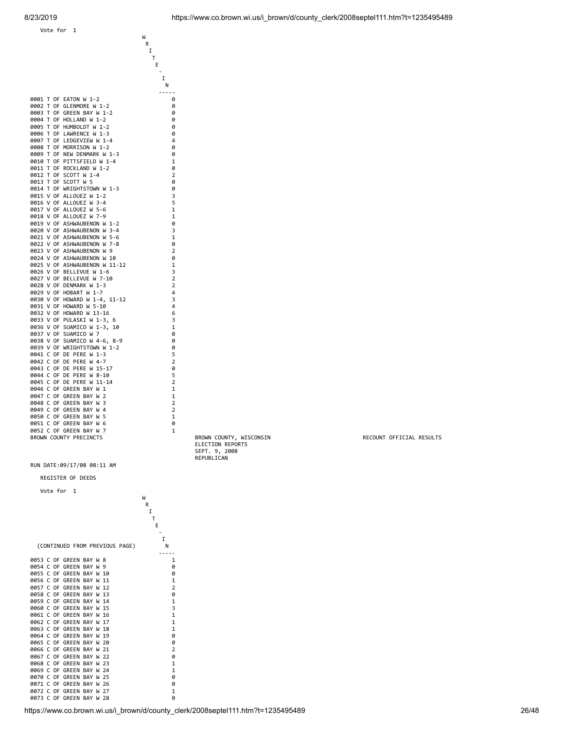Vote for 1

| Precinct | WRITE-IN |
| --- | --- |
| 0001 T OF EATON W 1-2 | 0 |
| 0002 T OF GLENMORE W 1-2 | 0 |
| 0003 T OF GREEN BAY W 1-2 | 0 |
| 0004 T OF HOLLAND W 1-2 | 0 |
| 0005 T OF HUMBOLDT W 1-2 | 0 |
| 0006 T OF LAWRENCE W 1-3 | 0 |
| 0007 T OF LEDGEVIEW W 1-4 | 4 |
| 0008 T OF MORRISON W 1-2 | 0 |
| 0009 T OF NEW DENMARK W 1-3 | 0 |
| 0010 T OF PITTSFIELD W 1-4 | 1 |
| 0011 T OF ROCKLAND W 1-2 | 0 |
| 0012 T OF SCOTT W 1-4 | 2 |
| 0013 T OF SCOTT W 5 | 0 |
| 0014 T OF WRIGHTSTOWN W 1-3 | 0 |
| 0015 V OF ALLOUEZ W 1-2 | 3 |
| 0016 V OF ALLOUEZ W 3-4 | 5 |
| 0017 V OF ALLOUEZ W 5-6 | 1 |
| 0018 V OF ALLOUEZ W 7-9 | 1 |
| 0019 V OF ASHWAUBENON W 1-2 | 0 |
| 0020 V OF ASHWAUBENON W 3-4 | 3 |
| 0021 V OF ASHWAUBENON W 5-6 | 1 |
| 0022 V OF ASHWAUBENON W 7-8 | 0 |
| 0023 V OF ASHWAUBENON W 9 | 2 |
| 0024 V OF ASHWAUBENON W 10 | 0 |
| 0025 V OF ASHWAUBENON W 11-12 | 1 |
| 0026 V OF BELLEVUE W 1-6 | 3 |
| 0027 V OF BELLEVUE W 7-10 | 2 |
| 0028 V OF DENMARK W 1-3 | 2 |
| 0029 V OF HOBART W 1-7 | 4 |
| 0030 V OF HOWARD W 1-4, 11-12 | 3 |
| 0031 V OF HOWARD W 5-10 | 4 |
| 0032 V OF HOWARD W 13-16 | 6 |
| 0033 V OF PULASKI W 1-3, 6 | 3 |
| 0036 V OF SUAMICO W 1-3, 10 | 1 |
| 0037 V OF SUAMICO W 7 | 0 |
| 0038 V OF SUAMICO W 4-6, 8-9 | 0 |
| 0039 V OF WRIGHTSTOWN W 1-2 | 0 |
| 0041 C OF DE PERE W 1-3 | 5 |
| 0042 C OF DE PERE W 4-7 | 2 |
| 0043 C OF DE PERE W 15-17 | 0 |
| 0044 C OF DE PERE W 8-10 | 5 |
| 0045 C OF DE PERE W 11-14 | 2 |
| 0046 C OF GREEN BAY W 1 | 1 |
| 0047 C OF GREEN BAY W 2 | 1 |
| 0048 C OF GREEN BAY W 3 | 2 |
| 0049 C OF GREEN BAY W 4 | 2 |
| 0050 C OF GREEN BAY W 5 | 1 |
| 0051 C OF GREEN BAY W 6 | 0 |
| 0052 C OF GREEN BAY W 7 | 1 |

BROWN COUNTY PRECINCTS

BROWN COUNTY, WISCONSIN
ELECTION REPORTS
SEPT. 9, 2008
REPUBLICAN

RECOUNT OFFICIAL RESULTS

RUN DATE:09/17/08 08:11 AM

REGISTER OF DEEDS

Vote for 1

| (CONTINUED FROM PREVIOUS PAGE) | WRITE-IN |
| --- | --- |
| 0053 C OF GREEN BAY W 8 | 1 |
| 0054 C OF GREEN BAY W 9 | 0 |
| 0055 C OF GREEN BAY W 10 | 0 |
| 0056 C OF GREEN BAY W 11 | 1 |
| 0057 C OF GREEN BAY W 12 | 2 |
| 0058 C OF GREEN BAY W 13 | 0 |
| 0059 C OF GREEN BAY W 14 | 1 |
| 0060 C OF GREEN BAY W 15 | 3 |
| 0061 C OF GREEN BAY W 16 | 1 |
| 0062 C OF GREEN BAY W 17 | 1 |
| 0063 C OF GREEN BAY W 18 | 1 |
| 0064 C OF GREEN BAY W 19 | 0 |
| 0065 C OF GREEN BAY W 20 | 0 |
| 0066 C OF GREEN BAY W 21 | 2 |
| 0067 C OF GREEN BAY W 22 | 0 |
| 0068 C OF GREEN BAY W 23 | 1 |
| 0069 C OF GREEN BAY W 24 | 1 |
| 0070 C OF GREEN BAY W 25 | 0 |
| 0071 C OF GREEN BAY W 26 | 0 |
| 0072 C OF GREEN BAY W 27 | 1 |
| 0073 C OF GREEN BAY W 28 | 0 |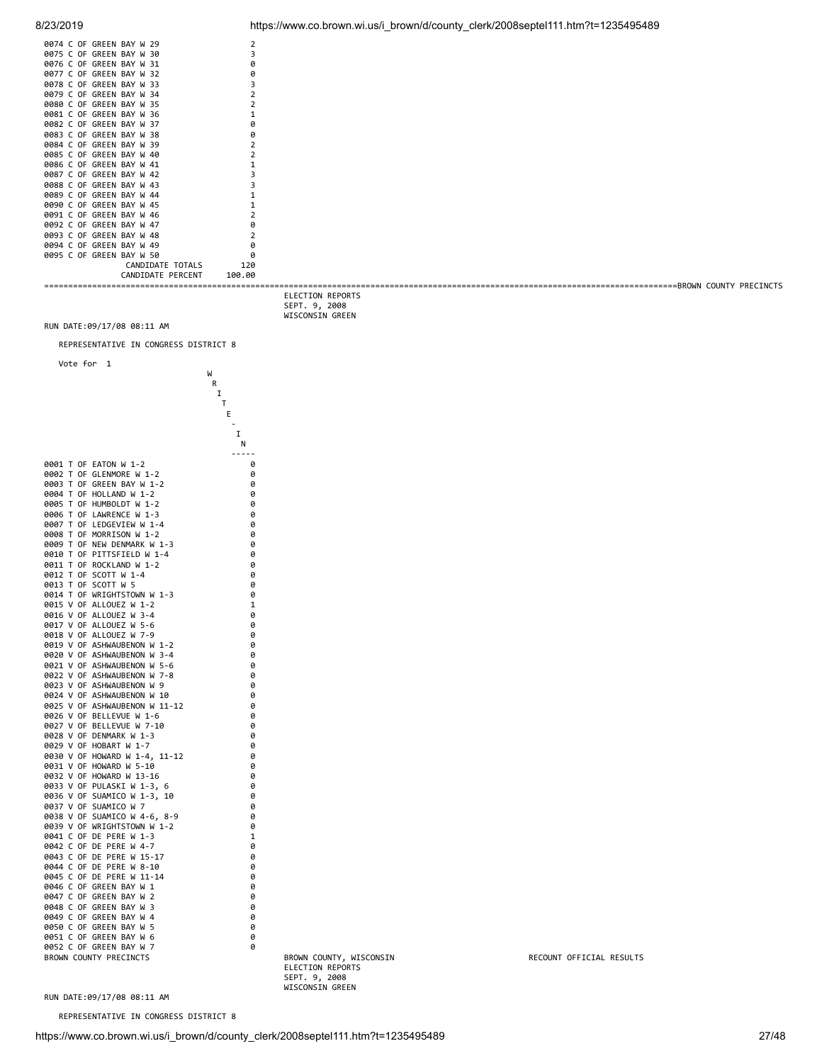| Precinct | |
|---|---|
| 0074 C OF GREEN BAY W 29 | 2 |
| 0075 C OF GREEN BAY W 30 | 3 |
| 0076 C OF GREEN BAY W 31 | 0 |
| 0077 C OF GREEN BAY W 32 | 0 |
| 0078 C OF GREEN BAY W 33 | 3 |
| 0079 C OF GREEN BAY W 34 | 2 |
| 0080 C OF GREEN BAY W 35 | 2 |
| 0081 C OF GREEN BAY W 36 | 1 |
| 0082 C OF GREEN BAY W 37 | 0 |
| 0083 C OF GREEN BAY W 38 | 0 |
| 0084 C OF GREEN BAY W 39 | 2 |
| 0085 C OF GREEN BAY W 40 | 2 |
| 0086 C OF GREEN BAY W 41 | 1 |
| 0087 C OF GREEN BAY W 42 | 3 |
| 0088 C OF GREEN BAY W 43 | 3 |
| 0089 C OF GREEN BAY W 44 | 1 |
| 0090 C OF GREEN BAY W 45 | 1 |
| 0091 C OF GREEN BAY W 46 | 2 |
| 0092 C OF GREEN BAY W 47 | 0 |
| 0093 C OF GREEN BAY W 48 | 2 |
| 0094 C OF GREEN BAY W 49 | 0 |
| 0095 C OF GREEN BAY W 50 | 0 |
| CANDIDATE TOTALS | 120 |
| CANDIDATE PERCENT | 100.00 |

=====BROWN COUNTY PRECINCTS

ELECTION REPORTS
SEPT. 9, 2008
WISCONSIN GREEN

RUN DATE:09/17/08 08:11 AM

REPRESENTATIVE IN CONGRESS DISTRICT 8

Vote for 1

| Precinct | WRITE-IN |
|---|---|
| 0001 T OF EATON W 1-2 | 0 |
| 0002 T OF GLENMORE W 1-2 | 0 |
| 0003 T OF GREEN BAY W 1-2 | 0 |
| 0004 T OF HOLLAND W 1-2 | 0 |
| 0005 T OF HUMBOLDT W 1-2 | 0 |
| 0006 T OF LAWRENCE W 1-3 | 0 |
| 0007 T OF LEDGEVIEW W 1-4 | 0 |
| 0008 T OF MORRISON W 1-2 | 0 |
| 0009 T OF NEW DENMARK W 1-3 | 0 |
| 0010 T OF PITTSFIELD W 1-4 | 0 |
| 0011 T OF ROCKLAND W 1-2 | 0 |
| 0012 T OF SCOTT W 1-4 | 0 |
| 0013 T OF SCOTT W 5 | 0 |
| 0014 T OF WRIGHTSTOWN W 1-3 | 0 |
| 0015 V OF ALLOUEZ W 1-2 | 1 |
| 0016 V OF ALLOUEZ W 3-4 | 0 |
| 0017 V OF ALLOUEZ W 5-6 | 0 |
| 0018 V OF ALLOUEZ W 7-9 | 0 |
| 0019 V OF ASHWAUBENON W 1-2 | 0 |
| 0020 V OF ASHWAUBENON W 3-4 | 0 |
| 0021 V OF ASHWAUBENON W 5-6 | 0 |
| 0022 V OF ASHWAUBENON W 7-8 | 0 |
| 0023 V OF ASHWAUBENON W 9 | 0 |
| 0024 V OF ASHWAUBENON W 10 | 0 |
| 0025 V OF ASHWAUBENON W 11-12 | 0 |
| 0026 V OF BELLEVUE W 1-6 | 0 |
| 0027 V OF BELLEVUE W 7-10 | 0 |
| 0028 V OF DENMARK W 1-3 | 0 |
| 0029 V OF HOBART W 1-7 | 0 |
| 0030 V OF HOWARD W 1-4, 11-12 | 0 |
| 0031 V OF HOWARD W 5-10 | 0 |
| 0032 V OF HOWARD W 13-16 | 0 |
| 0033 V OF PULASKI W 1-3, 6 | 0 |
| 0036 V OF SUAMICO W 1-3, 10 | 0 |
| 0037 V OF SUAMICO W 7 | 0 |
| 0038 V OF SUAMICO W 4-6, 8-9 | 0 |
| 0039 V OF WRIGHTSTOWN W 1-2 | 0 |
| 0041 C OF DE PERE W 1-3 | 1 |
| 0042 C OF DE PERE W 4-7 | 0 |
| 0043 C OF DE PERE W 15-17 | 0 |
| 0044 C OF DE PERE W 8-10 | 0 |
| 0045 C OF DE PERE W 11-14 | 0 |
| 0046 C OF GREEN BAY W 1 | 0 |
| 0047 C OF GREEN BAY W 2 | 0 |
| 0048 C OF GREEN BAY W 3 | 0 |
| 0049 C OF GREEN BAY W 4 | 0 |
| 0050 C OF GREEN BAY W 5 | 0 |
| 0051 C OF GREEN BAY W 6 | 0 |
| 0052 C OF GREEN BAY W 7 | 0 |

BROWN COUNTY PRECINCTS — BROWN COUNTY, WISCONSIN — RECOUNT OFFICIAL RESULTS

ELECTION REPORTS
SEPT. 9, 2008
WISCONSIN GREEN

RUN DATE:09/17/08 08:11 AM

REPRESENTATIVE IN CONGRESS DISTRICT 8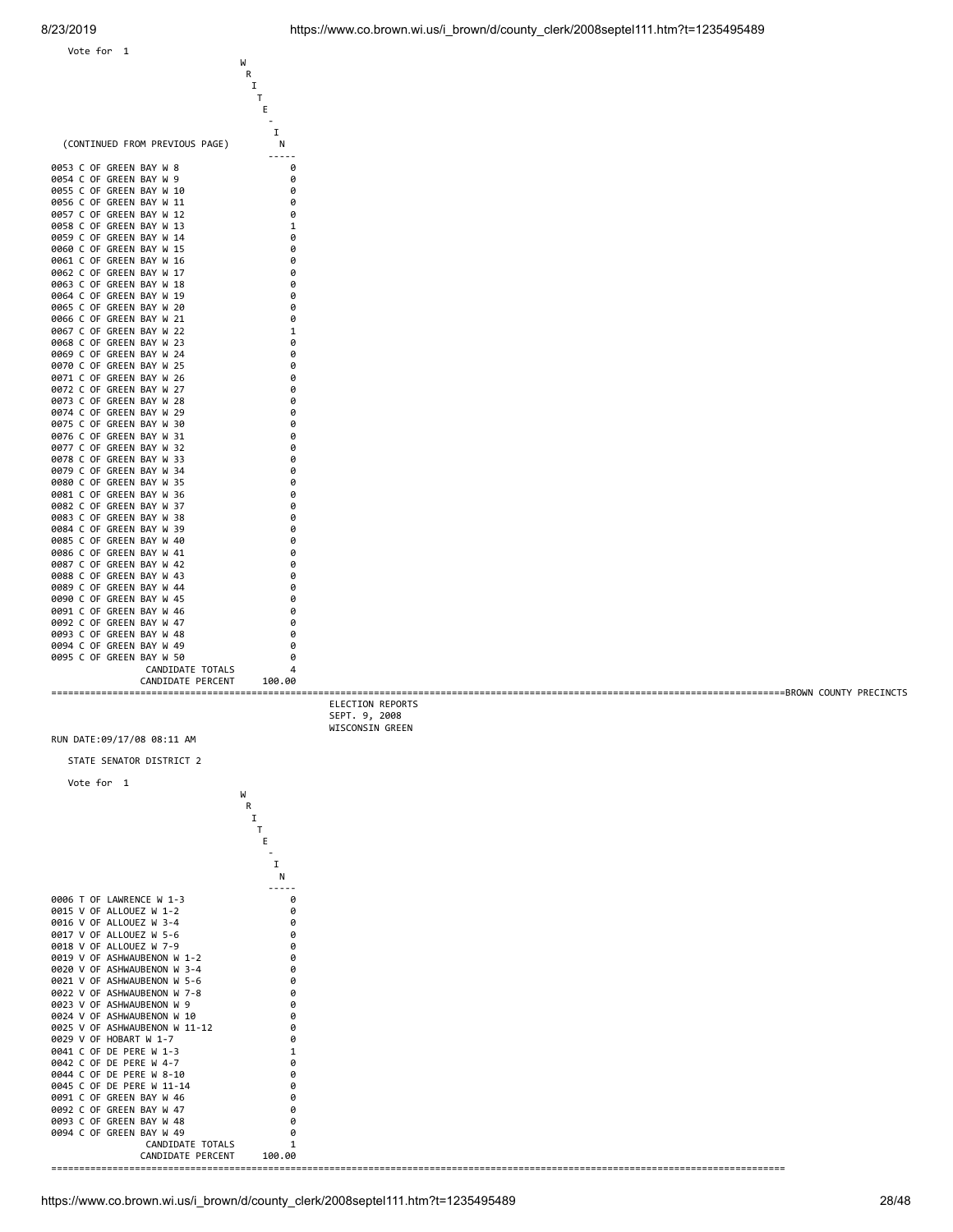Vote for 1

(CONTINUED FROM PREVIOUS PAGE)

| | WRITE-IN |
|---|---|
| 0053 C OF GREEN BAY W 8 | 0 |
| 0054 C OF GREEN BAY W 9 | 0 |
| 0055 C OF GREEN BAY W 10 | 0 |
| 0056 C OF GREEN BAY W 11 | 0 |
| 0057 C OF GREEN BAY W 12 | 0 |
| 0058 C OF GREEN BAY W 13 | 1 |
| 0059 C OF GREEN BAY W 14 | 0 |
| 0060 C OF GREEN BAY W 15 | 0 |
| 0061 C OF GREEN BAY W 16 | 0 |
| 0062 C OF GREEN BAY W 17 | 0 |
| 0063 C OF GREEN BAY W 18 | 0 |
| 0064 C OF GREEN BAY W 19 | 0 |
| 0065 C OF GREEN BAY W 20 | 0 |
| 0066 C OF GREEN BAY W 21 | 0 |
| 0067 C OF GREEN BAY W 22 | 1 |
| 0068 C OF GREEN BAY W 23 | 0 |
| 0069 C OF GREEN BAY W 24 | 0 |
| 0070 C OF GREEN BAY W 25 | 0 |
| 0071 C OF GREEN BAY W 26 | 0 |
| 0072 C OF GREEN BAY W 27 | 0 |
| 0073 C OF GREEN BAY W 28 | 0 |
| 0074 C OF GREEN BAY W 29 | 0 |
| 0075 C OF GREEN BAY W 30 | 0 |
| 0076 C OF GREEN BAY W 31 | 0 |
| 0077 C OF GREEN BAY W 32 | 0 |
| 0078 C OF GREEN BAY W 33 | 0 |
| 0079 C OF GREEN BAY W 34 | 0 |
| 0080 C OF GREEN BAY W 35 | 0 |
| 0081 C OF GREEN BAY W 36 | 0 |
| 0082 C OF GREEN BAY W 37 | 0 |
| 0083 C OF GREEN BAY W 38 | 0 |
| 0084 C OF GREEN BAY W 39 | 0 |
| 0085 C OF GREEN BAY W 40 | 0 |
| 0086 C OF GREEN BAY W 41 | 0 |
| 0087 C OF GREEN BAY W 42 | 0 |
| 0088 C OF GREEN BAY W 43 | 0 |
| 0089 C OF GREEN BAY W 44 | 0 |
| 0090 C OF GREEN BAY W 45 | 0 |
| 0091 C OF GREEN BAY W 46 | 0 |
| 0092 C OF GREEN BAY W 47 | 0 |
| 0093 C OF GREEN BAY W 48 | 0 |
| 0094 C OF GREEN BAY W 49 | 0 |
| 0095 C OF GREEN BAY W 50 | 0 |
| CANDIDATE TOTALS | 4 |
| CANDIDATE PERCENT | 100.00 |

BROWN COUNTY PRECINCTS

ELECTION REPORTS
SEPT. 9, 2008
WISCONSIN GREEN

RUN DATE:09/17/08 08:11 AM

STATE SENATOR DISTRICT 2

Vote for 1

| | WRITE-IN |
|---|---|
| 0006 T OF LAWRENCE W 1-3 | 0 |
| 0015 V OF ALLOUEZ W 1-2 | 0 |
| 0016 V OF ALLOUEZ W 3-4 | 0 |
| 0017 V OF ALLOUEZ W 5-6 | 0 |
| 0018 V OF ALLOUEZ W 7-9 | 0 |
| 0019 V OF ASHWAUBENON W 1-2 | 0 |
| 0020 V OF ASHWAUBENON W 3-4 | 0 |
| 0021 V OF ASHWAUBENON W 5-6 | 0 |
| 0022 V OF ASHWAUBENON W 7-8 | 0 |
| 0023 V OF ASHWAUBENON W 9 | 0 |
| 0024 V OF ASHWAUBENON W 10 | 0 |
| 0025 V OF ASHWAUBENON W 11-12 | 0 |
| 0029 V OF HOBART W 1-7 | 0 |
| 0041 C OF DE PERE W 1-3 | 1 |
| 0042 C OF DE PERE W 4-7 | 0 |
| 0044 C OF DE PERE W 8-10 | 0 |
| 0045 C OF DE PERE W 11-14 | 0 |
| 0091 C OF GREEN BAY W 46 | 0 |
| 0092 C OF GREEN BAY W 47 | 0 |
| 0093 C OF GREEN BAY W 48 | 0 |
| 0094 C OF GREEN BAY W 49 | 0 |
| CANDIDATE TOTALS | 1 |
| CANDIDATE PERCENT | 100.00 |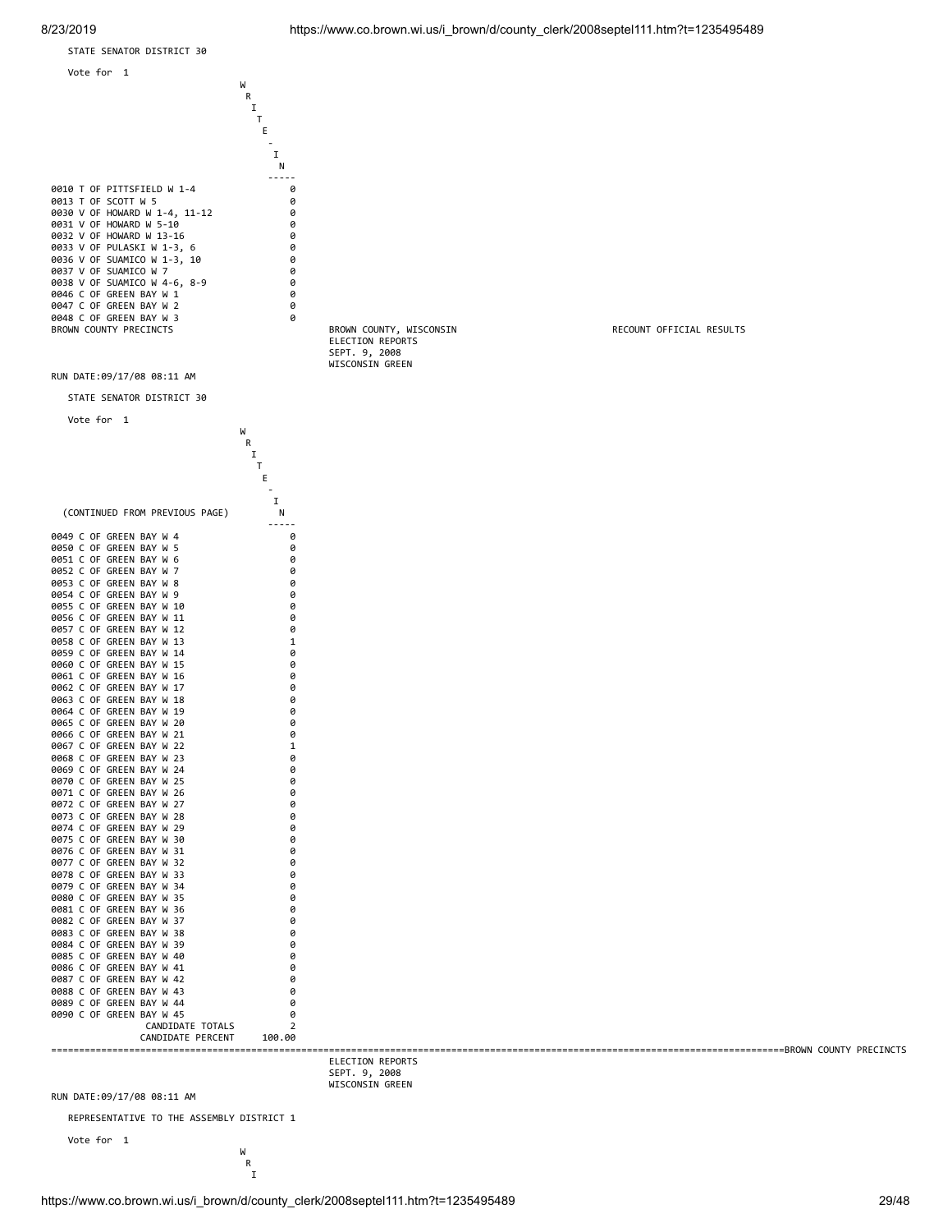STATE SENATOR DISTRICT 30

Vote for 1

| | WRITE-IN |
|---|---|
| 0010 T OF PITTSFIELD W 1-4 | 0 |
| 0013 T OF SCOTT W 5 | 0 |
| 0030 V OF HOWARD W 1-4, 11-12 | 0 |
| 0031 V OF HOWARD W 5-10 | 0 |
| 0032 V OF HOWARD W 13-16 | 0 |
| 0033 V OF PULASKI W 1-3, 6 | 0 |
| 0036 V OF SUAMICO W 1-3, 10 | 0 |
| 0037 V OF SUAMICO W 7 | 0 |
| 0038 V OF SUAMICO W 4-6, 8-9 | 0 |
| 0046 C OF GREEN BAY W 1 | 0 |
| 0047 C OF GREEN BAY W 2 | 0 |
| 0048 C OF GREEN BAY W 3 | 0 |

BROWN COUNTY PRECINCTS

BROWN COUNTY, WISCONSIN
ELECTION REPORTS
SEPT. 9, 2008
WISCONSIN GREEN

RECOUNT OFFICIAL RESULTS

RUN DATE:09/17/08 08:11 AM

STATE SENATOR DISTRICT 30

Vote for 1

| (CONTINUED FROM PREVIOUS PAGE) | WRITE-IN |
|---|---|
| 0049 C OF GREEN BAY W 4 | 0 |
| 0050 C OF GREEN BAY W 5 | 0 |
| 0051 C OF GREEN BAY W 6 | 0 |
| 0052 C OF GREEN BAY W 7 | 0 |
| 0053 C OF GREEN BAY W 8 | 0 |
| 0054 C OF GREEN BAY W 9 | 0 |
| 0055 C OF GREEN BAY W 10 | 0 |
| 0056 C OF GREEN BAY W 11 | 0 |
| 0057 C OF GREEN BAY W 12 | 0 |
| 0058 C OF GREEN BAY W 13 | 1 |
| 0059 C OF GREEN BAY W 14 | 0 |
| 0060 C OF GREEN BAY W 15 | 0 |
| 0061 C OF GREEN BAY W 16 | 0 |
| 0062 C OF GREEN BAY W 17 | 0 |
| 0063 C OF GREEN BAY W 18 | 0 |
| 0064 C OF GREEN BAY W 19 | 0 |
| 0065 C OF GREEN BAY W 20 | 0 |
| 0066 C OF GREEN BAY W 21 | 0 |
| 0067 C OF GREEN BAY W 22 | 1 |
| 0068 C OF GREEN BAY W 23 | 0 |
| 0069 C OF GREEN BAY W 24 | 0 |
| 0070 C OF GREEN BAY W 25 | 0 |
| 0071 C OF GREEN BAY W 26 | 0 |
| 0072 C OF GREEN BAY W 27 | 0 |
| 0073 C OF GREEN BAY W 28 | 0 |
| 0074 C OF GREEN BAY W 29 | 0 |
| 0075 C OF GREEN BAY W 30 | 0 |
| 0076 C OF GREEN BAY W 31 | 0 |
| 0077 C OF GREEN BAY W 32 | 0 |
| 0078 C OF GREEN BAY W 33 | 0 |
| 0079 C OF GREEN BAY W 34 | 0 |
| 0080 C OF GREEN BAY W 35 | 0 |
| 0081 C OF GREEN BAY W 36 | 0 |
| 0082 C OF GREEN BAY W 37 | 0 |
| 0083 C OF GREEN BAY W 38 | 0 |
| 0084 C OF GREEN BAY W 39 | 0 |
| 0085 C OF GREEN BAY W 40 | 0 |
| 0086 C OF GREEN BAY W 41 | 0 |
| 0087 C OF GREEN BAY W 42 | 0 |
| 0088 C OF GREEN BAY W 43 | 0 |
| 0089 C OF GREEN BAY W 44 | 0 |
| 0090 C OF GREEN BAY W 45 | 0 |
| CANDIDATE TOTALS | 2 |
| CANDIDATE PERCENT | 100.00 |

BROWN COUNTY PRECINCTS

ELECTION REPORTS
SEPT. 9, 2008
WISCONSIN GREEN

RUN DATE:09/17/08 08:11 AM

REPRESENTATIVE TO THE ASSEMBLY DISTRICT 1

Vote for 1

W
R
I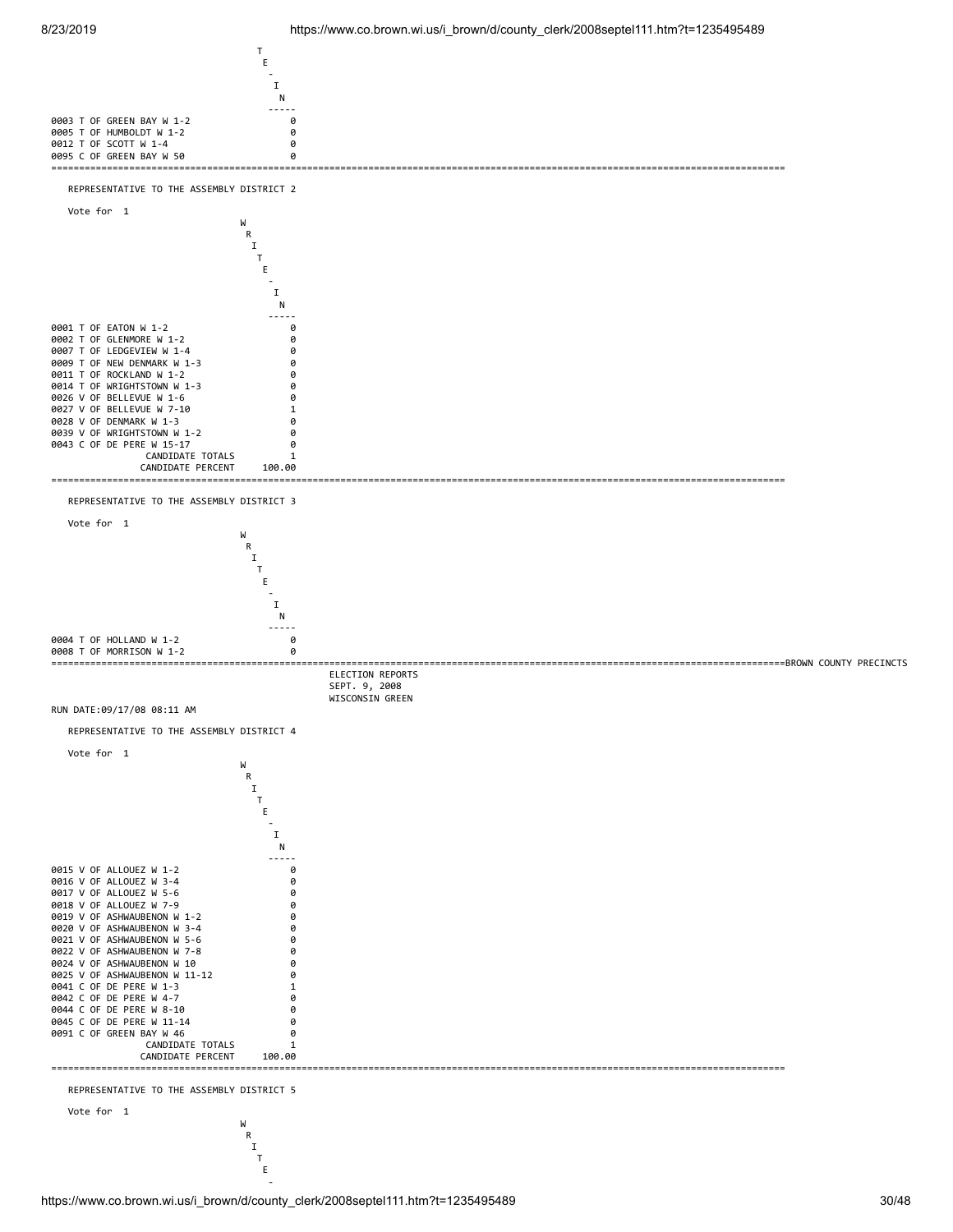| | WRITE-IN |
|---|---|
| 0003 T OF GREEN BAY W 1-2 | 0 |
| 0005 T OF HUMBOLDT W 1-2 | 0 |
| 0012 T OF SCOTT W 1-4 | 0 |
| 0095 C OF GREEN BAY W 50 | 0 |

## REPRESENTATIVE TO THE ASSEMBLY DISTRICT 2

Vote for 1

| | WRITE-IN |
|---|---|
| 0001 T OF EATON W 1-2 | 0 |
| 0002 T OF GLENMORE W 1-2 | 0 |
| 0007 T OF LEDGEVIEW W 1-4 | 0 |
| 0009 T OF NEW DENMARK W 1-3 | 0 |
| 0011 T OF ROCKLAND W 1-2 | 0 |
| 0014 T OF WRIGHTSTOWN W 1-3 | 0 |
| 0026 V OF BELLEVUE W 1-6 | 0 |
| 0027 V OF BELLEVUE W 7-10 | 1 |
| 0028 V OF DENMARK W 1-3 | 0 |
| 0039 V OF WRIGHTSTOWN W 1-2 | 0 |
| 0043 C OF DE PERE W 15-17 | 0 |
| CANDIDATE TOTALS | 1 |
| CANDIDATE PERCENT | 100.00 |

## REPRESENTATIVE TO THE ASSEMBLY DISTRICT 3

Vote for 1

| | WRITE-IN |
|---|---|
| 0004 T OF HOLLAND W 1-2 | 0 |
| 0008 T OF MORRISON W 1-2 | 0 |

BROWN COUNTY PRECINCTS

ELECTION REPORTS
SEPT. 9, 2008
WISCONSIN GREEN

RUN DATE:09/17/08 08:11 AM

## REPRESENTATIVE TO THE ASSEMBLY DISTRICT 4

Vote for 1

| | WRITE-IN |
|---|---|
| 0015 V OF ALLOUEZ W 1-2 | 0 |
| 0016 V OF ALLOUEZ W 3-4 | 0 |
| 0017 V OF ALLOUEZ W 5-6 | 0 |
| 0018 V OF ALLOUEZ W 7-9 | 0 |
| 0019 V OF ASHWAUBENON W 1-2 | 0 |
| 0020 V OF ASHWAUBENON W 3-4 | 0 |
| 0021 V OF ASHWAUBENON W 5-6 | 0 |
| 0022 V OF ASHWAUBENON W 7-8 | 0 |
| 0024 V OF ASHWAUBENON W 10 | 0 |
| 0025 V OF ASHWAUBENON W 11-12 | 0 |
| 0041 C OF DE PERE W 1-3 | 1 |
| 0042 C OF DE PERE W 4-7 | 0 |
| 0044 C OF DE PERE W 8-10 | 0 |
| 0045 C OF DE PERE W 11-14 | 0 |
| 0091 C OF GREEN BAY W 46 | 0 |
| CANDIDATE TOTALS | 1 |
| CANDIDATE PERCENT | 100.00 |

## REPRESENTATIVE TO THE ASSEMBLY DISTRICT 5

Vote for 1

WRITE-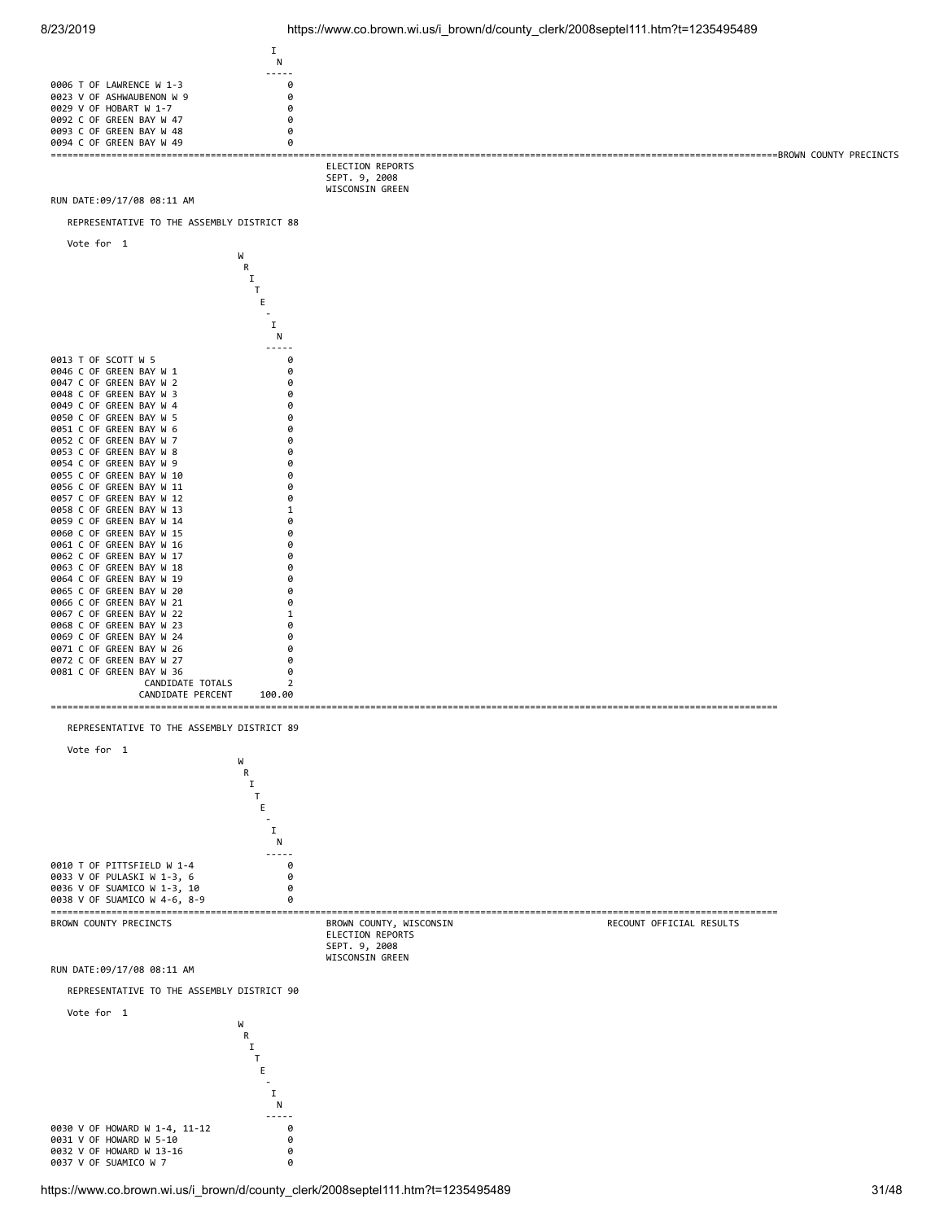| | WRITE-IN |
|---|---|
| 0006 T OF LAWRENCE W 1-3 | 0 |
| 0023 V OF ASHWAUBENON W 9 | 0 |
| 0029 V OF HOBART W 1-7 | 0 |
| 0092 C OF GREEN BAY W 47 | 0 |
| 0093 C OF GREEN BAY W 48 | 0 |
| 0094 C OF GREEN BAY W 49 | 0 |

BROWN COUNTY PRECINCTS

ELECTION REPORTS
SEPT. 9, 2008
WISCONSIN GREEN

RUN DATE:09/17/08 08:11 AM

## REPRESENTATIVE TO THE ASSEMBLY DISTRICT 88

Vote for 1

| | WRITE-IN |
|---|---|
| 0013 T OF SCOTT W 5 | 0 |
| 0046 C OF GREEN BAY W 1 | 0 |
| 0047 C OF GREEN BAY W 2 | 0 |
| 0048 C OF GREEN BAY W 3 | 0 |
| 0049 C OF GREEN BAY W 4 | 0 |
| 0050 C OF GREEN BAY W 5 | 0 |
| 0051 C OF GREEN BAY W 6 | 0 |
| 0052 C OF GREEN BAY W 7 | 0 |
| 0053 C OF GREEN BAY W 8 | 0 |
| 0054 C OF GREEN BAY W 9 | 0 |
| 0055 C OF GREEN BAY W 10 | 0 |
| 0056 C OF GREEN BAY W 11 | 0 |
| 0057 C OF GREEN BAY W 12 | 0 |
| 0058 C OF GREEN BAY W 13 | 1 |
| 0059 C OF GREEN BAY W 14 | 0 |
| 0060 C OF GREEN BAY W 15 | 0 |
| 0061 C OF GREEN BAY W 16 | 0 |
| 0062 C OF GREEN BAY W 17 | 0 |
| 0063 C OF GREEN BAY W 18 | 0 |
| 0064 C OF GREEN BAY W 19 | 0 |
| 0065 C OF GREEN BAY W 20 | 0 |
| 0066 C OF GREEN BAY W 21 | 0 |
| 0067 C OF GREEN BAY W 22 | 1 |
| 0068 C OF GREEN BAY W 23 | 0 |
| 0069 C OF GREEN BAY W 24 | 0 |
| 0071 C OF GREEN BAY W 26 | 0 |
| 0072 C OF GREEN BAY W 27 | 0 |
| 0081 C OF GREEN BAY W 36 | 0 |
| CANDIDATE TOTALS | 2 |
| CANDIDATE PERCENT | 100.00 |

## REPRESENTATIVE TO THE ASSEMBLY DISTRICT 89

Vote for 1

| | WRITE-IN |
|---|---|
| 0010 T OF PITTSFIELD W 1-4 | 0 |
| 0033 V OF PULASKI W 1-3, 6 | 0 |
| 0036 V OF SUAMICO W 1-3, 10 | 0 |
| 0038 V OF SUAMICO W 4-6, 8-9 | 0 |

BROWN COUNTY PRECINCTS

BROWN COUNTY, WISCONSIN
ELECTION REPORTS
SEPT. 9, 2008
WISCONSIN GREEN

RECOUNT OFFICIAL RESULTS

RUN DATE:09/17/08 08:11 AM

## REPRESENTATIVE TO THE ASSEMBLY DISTRICT 90

Vote for 1

| | WRITE-IN |
|---|---|
| 0030 V OF HOWARD W 1-4, 11-12 | 0 |
| 0031 V OF HOWARD W 5-10 | 0 |
| 0032 V OF HOWARD W 13-16 | 0 |
| 0037 V OF SUAMICO W 7 | 0 |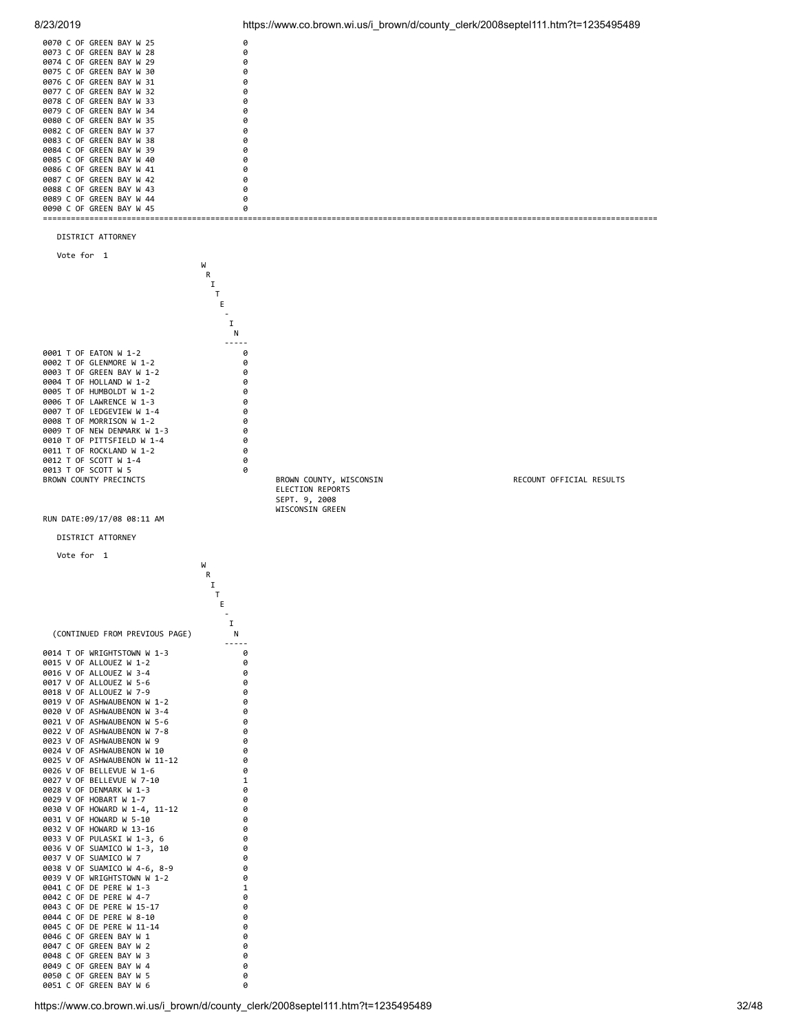| Precinct | WRITE-IN |
|---|---|
| 0070 C OF GREEN BAY W 25 | 0 |
| 0073 C OF GREEN BAY W 28 | 0 |
| 0074 C OF GREEN BAY W 29 | 0 |
| 0075 C OF GREEN BAY W 30 | 0 |
| 0076 C OF GREEN BAY W 31 | 0 |
| 0077 C OF GREEN BAY W 32 | 0 |
| 0078 C OF GREEN BAY W 33 | 0 |
| 0079 C OF GREEN BAY W 34 | 0 |
| 0080 C OF GREEN BAY W 35 | 0 |
| 0082 C OF GREEN BAY W 37 | 0 |
| 0083 C OF GREEN BAY W 38 | 0 |
| 0084 C OF GREEN BAY W 39 | 0 |
| 0085 C OF GREEN BAY W 40 | 0 |
| 0086 C OF GREEN BAY W 41 | 0 |
| 0087 C OF GREEN BAY W 42 | 0 |
| 0088 C OF GREEN BAY W 43 | 0 |
| 0089 C OF GREEN BAY W 44 | 0 |
| 0090 C OF GREEN BAY W 45 | 0 |

DISTRICT ATTORNEY

Vote for 1

| Precinct | WRITE-IN |
|---|---|
| 0001 T OF EATON W 1-2 | 0 |
| 0002 T OF GLENMORE W 1-2 | 0 |
| 0003 T OF GREEN BAY W 1-2 | 0 |
| 0004 T OF HOLLAND W 1-2 | 0 |
| 0005 T OF HUMBOLDT W 1-2 | 0 |
| 0006 T OF LAWRENCE W 1-3 | 0 |
| 0007 T OF LEDGEVIEW W 1-4 | 0 |
| 0008 T OF MORRISON W 1-2 | 0 |
| 0009 T OF NEW DENMARK W 1-3 | 0 |
| 0010 T OF PITTSFIELD W 1-4 | 0 |
| 0011 T OF ROCKLAND W 1-2 | 0 |
| 0012 T OF SCOTT W 1-4 | 0 |
| 0013 T OF SCOTT W 5 | 0 |

BROWN COUNTY PRECINCTS — BROWN COUNTY, WISCONSIN — RECOUNT OFFICIAL RESULTS

ELECTION REPORTS
SEPT. 9, 2008
WISCONSIN GREEN

RUN DATE:09/17/08 08:11 AM

DISTRICT ATTORNEY

Vote for 1

| (CONTINUED FROM PREVIOUS PAGE) | WRITE-IN |
|---|---|
| 0014 T OF WRIGHTSTOWN W 1-3 | 0 |
| 0015 V OF ALLOUEZ W 1-2 | 0 |
| 0016 V OF ALLOUEZ W 3-4 | 0 |
| 0017 V OF ALLOUEZ W 5-6 | 0 |
| 0018 V OF ALLOUEZ W 7-9 | 0 |
| 0019 V OF ASHWAUBENON W 1-2 | 0 |
| 0020 V OF ASHWAUBENON W 3-4 | 0 |
| 0021 V OF ASHWAUBENON W 5-6 | 0 |
| 0022 V OF ASHWAUBENON W 7-8 | 0 |
| 0023 V OF ASHWAUBENON W 9 | 0 |
| 0024 V OF ASHWAUBENON W 10 | 0 |
| 0025 V OF ASHWAUBENON W 11-12 | 0 |
| 0026 V OF BELLEVUE W 1-6 | 0 |
| 0027 V OF BELLEVUE W 7-10 | 1 |
| 0028 V OF DENMARK W 1-3 | 0 |
| 0029 V OF HOBART W 1-7 | 0 |
| 0030 V OF HOWARD W 1-4, 11-12 | 0 |
| 0031 V OF HOWARD W 5-10 | 0 |
| 0032 V OF HOWARD W 13-16 | 0 |
| 0033 V OF PULASKI W 1-3, 6 | 0 |
| 0036 V OF SUAMICO W 1-3, 10 | 0 |
| 0037 V OF SUAMICO W 7 | 0 |
| 0038 V OF SUAMICO W 4-6, 8-9 | 0 |
| 0039 V OF WRIGHTSTOWN W 1-2 | 0 |
| 0041 C OF DE PERE W 1-3 | 1 |
| 0042 C OF DE PERE W 4-7 | 0 |
| 0043 C OF DE PERE W 15-17 | 0 |
| 0044 C OF DE PERE W 8-10 | 0 |
| 0045 C OF DE PERE W 11-14 | 0 |
| 0046 C OF GREEN BAY W 1 | 0 |
| 0047 C OF GREEN BAY W 2 | 0 |
| 0048 C OF GREEN BAY W 3 | 0 |
| 0049 C OF GREEN BAY W 4 | 0 |
| 0050 C OF GREEN BAY W 5 | 0 |
| 0051 C OF GREEN BAY W 6 | 0 |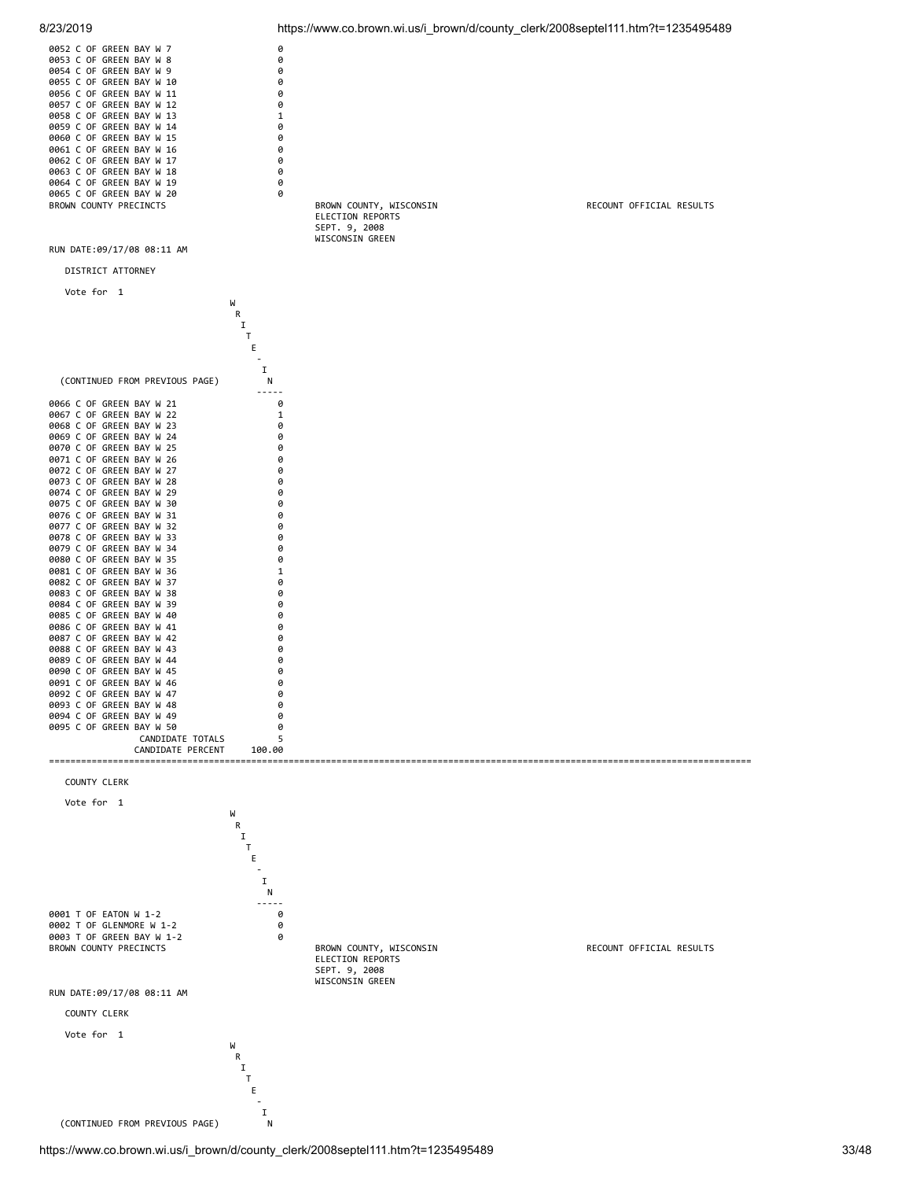| | WRITE-IN |
|---|---|
| 0052 C OF GREEN BAY W 7 | 0 |
| 0053 C OF GREEN BAY W 8 | 0 |
| 0054 C OF GREEN BAY W 9 | 0 |
| 0055 C OF GREEN BAY W 10 | 0 |
| 0056 C OF GREEN BAY W 11 | 0 |
| 0057 C OF GREEN BAY W 12 | 0 |
| 0058 C OF GREEN BAY W 13 | 1 |
| 0059 C OF GREEN BAY W 14 | 0 |
| 0060 C OF GREEN BAY W 15 | 0 |
| 0061 C OF GREEN BAY W 16 | 0 |
| 0062 C OF GREEN BAY W 17 | 0 |
| 0063 C OF GREEN BAY W 18 | 0 |
| 0064 C OF GREEN BAY W 19 | 0 |
| 0065 C OF GREEN BAY W 20 | 0 |

BROWN COUNTY PRECINCTS    BROWN COUNTY, WISCONSIN    RECOUNT OFFICIAL RESULTS
ELECTION REPORTS
SEPT. 9, 2008
WISCONSIN GREEN

RUN DATE:09/17/08 08:11 AM

DISTRICT ATTORNEY

Vote for 1

| (CONTINUED FROM PREVIOUS PAGE) | WRITE-IN |
|---|---|
| 0066 C OF GREEN BAY W 21 | 0 |
| 0067 C OF GREEN BAY W 22 | 1 |
| 0068 C OF GREEN BAY W 23 | 0 |
| 0069 C OF GREEN BAY W 24 | 0 |
| 0070 C OF GREEN BAY W 25 | 0 |
| 0071 C OF GREEN BAY W 26 | 0 |
| 0072 C OF GREEN BAY W 27 | 0 |
| 0073 C OF GREEN BAY W 28 | 0 |
| 0074 C OF GREEN BAY W 29 | 0 |
| 0075 C OF GREEN BAY W 30 | 0 |
| 0076 C OF GREEN BAY W 31 | 0 |
| 0077 C OF GREEN BAY W 32 | 0 |
| 0078 C OF GREEN BAY W 33 | 0 |
| 0079 C OF GREEN BAY W 34 | 0 |
| 0080 C OF GREEN BAY W 35 | 0 |
| 0081 C OF GREEN BAY W 36 | 1 |
| 0082 C OF GREEN BAY W 37 | 0 |
| 0083 C OF GREEN BAY W 38 | 0 |
| 0084 C OF GREEN BAY W 39 | 0 |
| 0085 C OF GREEN BAY W 40 | 0 |
| 0086 C OF GREEN BAY W 41 | 0 |
| 0087 C OF GREEN BAY W 42 | 0 |
| 0088 C OF GREEN BAY W 43 | 0 |
| 0089 C OF GREEN BAY W 44 | 0 |
| 0090 C OF GREEN BAY W 45 | 0 |
| 0091 C OF GREEN BAY W 46 | 0 |
| 0092 C OF GREEN BAY W 47 | 0 |
| 0093 C OF GREEN BAY W 48 | 0 |
| 0094 C OF GREEN BAY W 49 | 0 |
| 0095 C OF GREEN BAY W 50 | 0 |
| CANDIDATE TOTALS | 5 |
| CANDIDATE PERCENT | 100.00 |

COUNTY CLERK

Vote for 1

| | WRITE-IN |
|---|---|
| 0001 T OF EATON W 1-2 | 0 |
| 0002 T OF GLENMORE W 1-2 | 0 |
| 0003 T OF GREEN BAY W 1-2 | 0 |

BROWN COUNTY PRECINCTS    BROWN COUNTY, WISCONSIN    RECOUNT OFFICIAL RESULTS
ELECTION REPORTS
SEPT. 9, 2008
WISCONSIN GREEN

RUN DATE:09/17/08 08:11 AM

COUNTY CLERK

Vote for 1

| (CONTINUED FROM PREVIOUS PAGE) | WRITE-IN |
|---|---|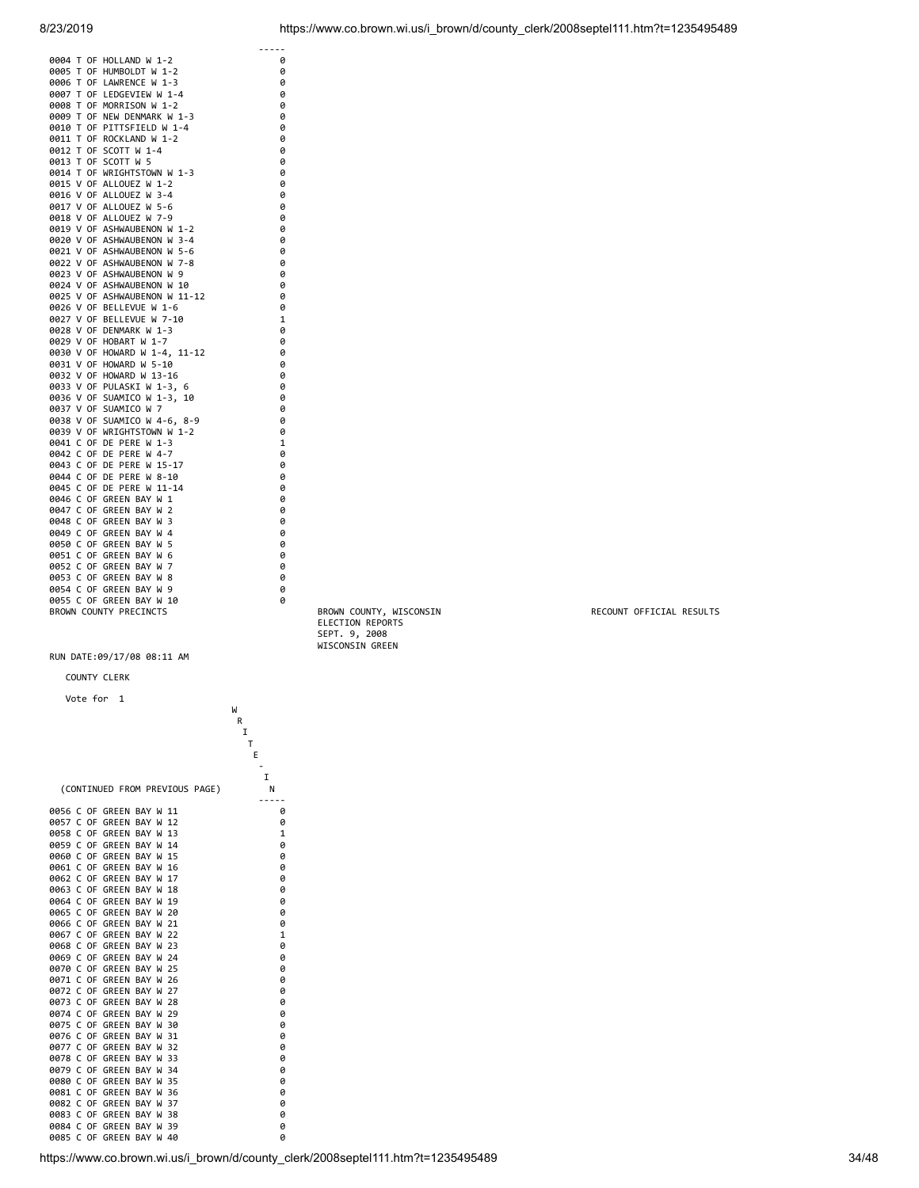| | WRITE-IN |
|---|---|
| 0004 T OF HOLLAND W 1-2 | 0 |
| 0005 T OF HUMBOLDT W 1-2 | 0 |
| 0006 T OF LAWRENCE W 1-3 | 0 |
| 0007 T OF LEDGEVIEW W 1-4 | 0 |
| 0008 T OF MORRISON W 1-2 | 0 |
| 0009 T OF NEW DENMARK W 1-3 | 0 |
| 0010 T OF PITTSFIELD W 1-4 | 0 |
| 0011 T OF ROCKLAND W 1-2 | 0 |
| 0012 T OF SCOTT W 1-4 | 0 |
| 0013 T OF SCOTT W 5 | 0 |
| 0014 T OF WRIGHTSTOWN W 1-3 | 0 |
| 0015 V OF ALLOUEZ W 1-2 | 0 |
| 0016 V OF ALLOUEZ W 3-4 | 0 |
| 0017 V OF ALLOUEZ W 5-6 | 0 |
| 0018 V OF ALLOUEZ W 7-9 | 0 |
| 0019 V OF ASHWAUBENON W 1-2 | 0 |
| 0020 V OF ASHWAUBENON W 3-4 | 0 |
| 0021 V OF ASHWAUBENON W 5-6 | 0 |
| 0022 V OF ASHWAUBENON W 7-8 | 0 |
| 0023 V OF ASHWAUBENON W 9 | 0 |
| 0024 V OF ASHWAUBENON W 10 | 0 |
| 0025 V OF ASHWAUBENON W 11-12 | 0 |
| 0026 V OF BELLEVUE W 1-6 | 0 |
| 0027 V OF BELLEVUE W 7-10 | 1 |
| 0028 V OF DENMARK W 1-3 | 0 |
| 0029 V OF HOBART W 1-7 | 0 |
| 0030 V OF HOWARD W 1-4, 11-12 | 0 |
| 0031 V OF HOWARD W 5-10 | 0 |
| 0032 V OF HOWARD W 13-16 | 0 |
| 0033 V OF PULASKI W 1-3, 6 | 0 |
| 0036 V OF SUAMICO W 1-3, 10 | 0 |
| 0037 V OF SUAMICO W 7 | 0 |
| 0038 V OF SUAMICO W 4-6, 8-9 | 0 |
| 0039 V OF WRIGHTSTOWN W 1-2 | 0 |
| 0041 C OF DE PERE W 1-3 | 1 |
| 0042 C OF DE PERE W 4-7 | 0 |
| 0043 C OF DE PERE W 15-17 | 0 |
| 0044 C OF DE PERE W 8-10 | 0 |
| 0045 C OF DE PERE W 11-14 | 0 |
| 0046 C OF GREEN BAY W 1 | 0 |
| 0047 C OF GREEN BAY W 2 | 0 |
| 0048 C OF GREEN BAY W 3 | 0 |
| 0049 C OF GREEN BAY W 4 | 0 |
| 0050 C OF GREEN BAY W 5 | 0 |
| 0051 C OF GREEN BAY W 6 | 0 |
| 0052 C OF GREEN BAY W 7 | 0 |
| 0053 C OF GREEN BAY W 8 | 0 |
| 0054 C OF GREEN BAY W 9 | 0 |
| 0055 C OF GREEN BAY W 10 | 0 |

BROWN COUNTY PRECINCTS

BROWN COUNTY, WISCONSIN
ELECTION REPORTS
SEPT. 9, 2008
WISCONSIN GREEN

RECOUNT OFFICIAL RESULTS

RUN DATE:09/17/08 08:11 AM

COUNTY CLERK

Vote for 1

| (CONTINUED FROM PREVIOUS PAGE) | WRITE-IN |
|---|---|
| 0056 C OF GREEN BAY W 11 | 0 |
| 0057 C OF GREEN BAY W 12 | 0 |
| 0058 C OF GREEN BAY W 13 | 1 |
| 0059 C OF GREEN BAY W 14 | 0 |
| 0060 C OF GREEN BAY W 15 | 0 |
| 0061 C OF GREEN BAY W 16 | 0 |
| 0062 C OF GREEN BAY W 17 | 0 |
| 0063 C OF GREEN BAY W 18 | 0 |
| 0064 C OF GREEN BAY W 19 | 0 |
| 0065 C OF GREEN BAY W 20 | 0 |
| 0066 C OF GREEN BAY W 21 | 0 |
| 0067 C OF GREEN BAY W 22 | 1 |
| 0068 C OF GREEN BAY W 23 | 0 |
| 0069 C OF GREEN BAY W 24 | 0 |
| 0070 C OF GREEN BAY W 25 | 0 |
| 0071 C OF GREEN BAY W 26 | 0 |
| 0072 C OF GREEN BAY W 27 | 0 |
| 0073 C OF GREEN BAY W 28 | 0 |
| 0074 C OF GREEN BAY W 29 | 0 |
| 0075 C OF GREEN BAY W 30 | 0 |
| 0076 C OF GREEN BAY W 31 | 0 |
| 0077 C OF GREEN BAY W 32 | 0 |
| 0078 C OF GREEN BAY W 33 | 0 |
| 0079 C OF GREEN BAY W 34 | 0 |
| 0080 C OF GREEN BAY W 35 | 0 |
| 0081 C OF GREEN BAY W 36 | 0 |
| 0082 C OF GREEN BAY W 37 | 0 |
| 0083 C OF GREEN BAY W 38 | 0 |
| 0084 C OF GREEN BAY W 39 | 0 |
| 0085 C OF GREEN BAY W 40 | 0 |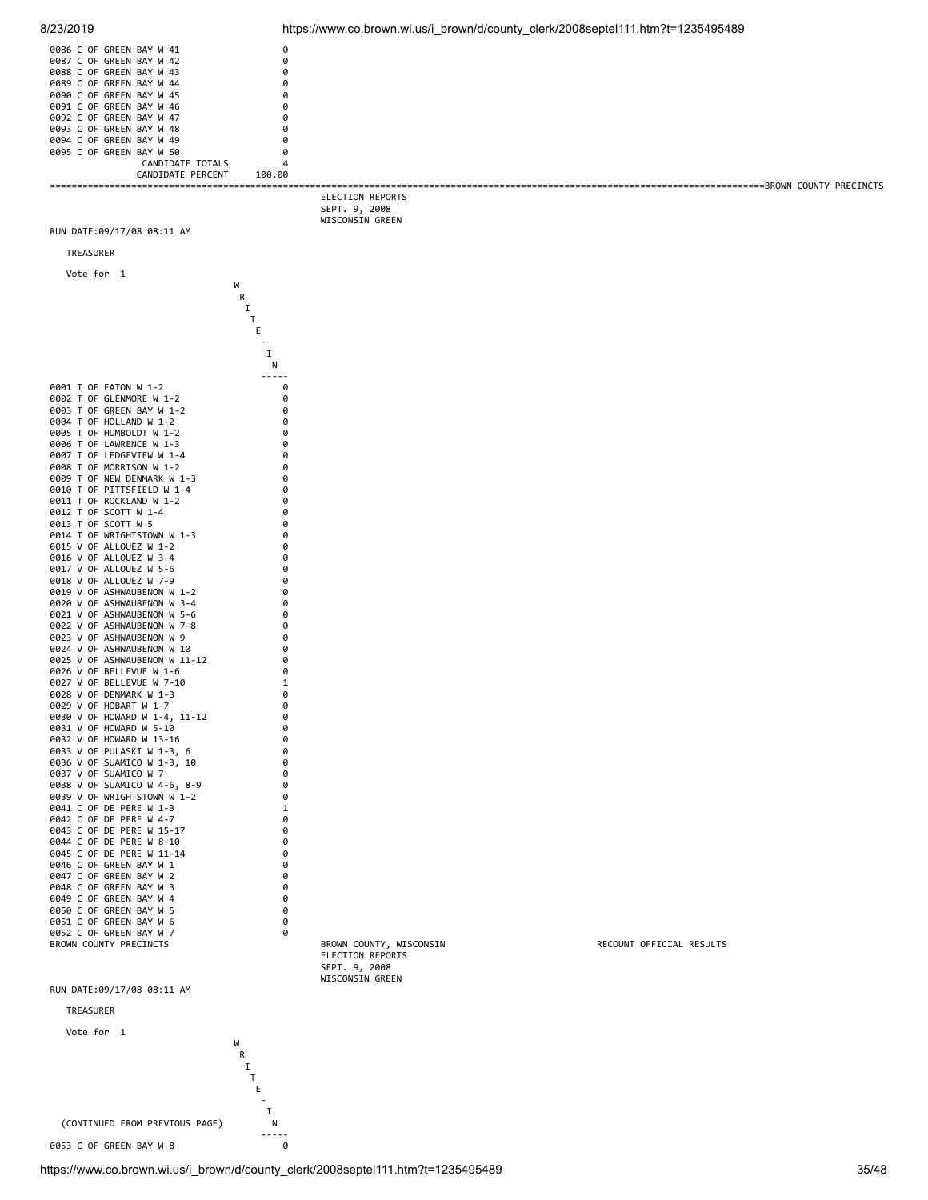| Precinct | WRITE-IN |
|---|---|
| 0086 C OF GREEN BAY W 41 | 0 |
| 0087 C OF GREEN BAY W 42 | 0 |
| 0088 C OF GREEN BAY W 43 | 0 |
| 0089 C OF GREEN BAY W 44 | 0 |
| 0090 C OF GREEN BAY W 45 | 0 |
| 0091 C OF GREEN BAY W 46 | 0 |
| 0092 C OF GREEN BAY W 47 | 0 |
| 0093 C OF GREEN BAY W 48 | 0 |
| 0094 C OF GREEN BAY W 49 | 0 |
| 0095 C OF GREEN BAY W 50 | 0 |
| CANDIDATE TOTALS | 4 |
| CANDIDATE PERCENT | 100.00 |

BROWN COUNTY PRECINCTS

ELECTION REPORTS
SEPT. 9, 2008
WISCONSIN GREEN

RUN DATE:09/17/08 08:11 AM

TREASURER

Vote for 1

| Precinct | WRITE-IN |
|---|---|
| 0001 T OF EATON W 1-2 | 0 |
| 0002 T OF GLENMORE W 1-2 | 0 |
| 0003 T OF GREEN BAY W 1-2 | 0 |
| 0004 T OF HOLLAND W 1-2 | 0 |
| 0005 T OF HUMBOLDT W 1-2 | 0 |
| 0006 T OF LAWRENCE W 1-3 | 0 |
| 0007 T OF LEDGEVIEW W 1-4 | 0 |
| 0008 T OF MORRISON W 1-2 | 0 |
| 0009 T OF NEW DENMARK W 1-3 | 0 |
| 0010 T OF PITTSFIELD W 1-4 | 0 |
| 0011 T OF ROCKLAND W 1-2 | 0 |
| 0012 T OF SCOTT W 1-4 | 0 |
| 0013 T OF SCOTT W 5 | 0 |
| 0014 T OF WRIGHTSTOWN W 1-3 | 0 |
| 0015 V OF ALLOUEZ W 1-2 | 0 |
| 0016 V OF ALLOUEZ W 3-4 | 0 |
| 0017 V OF ALLOUEZ W 5-6 | 0 |
| 0018 V OF ALLOUEZ W 7-9 | 0 |
| 0019 V OF ASHWAUBENON W 1-2 | 0 |
| 0020 V OF ASHWAUBENON W 3-4 | 0 |
| 0021 V OF ASHWAUBENON W 5-6 | 0 |
| 0022 V OF ASHWAUBENON W 7-8 | 0 |
| 0023 V OF ASHWAUBENON W 9 | 0 |
| 0024 V OF ASHWAUBENON W 10 | 0 |
| 0025 V OF ASHWAUBENON W 11-12 | 0 |
| 0026 V OF BELLEVUE W 1-6 | 0 |
| 0027 V OF BELLEVUE W 7-10 | 1 |
| 0028 V OF DENMARK W 1-3 | 0 |
| 0029 V OF HOBART W 1-7 | 0 |
| 0030 V OF HOWARD W 1-4, 11-12 | 0 |
| 0031 V OF HOWARD W 5-10 | 0 |
| 0032 V OF HOWARD W 13-16 | 0 |
| 0033 V OF PULASKI W 1-3, 6 | 0 |
| 0036 V OF SUAMICO W 1-3, 10 | 0 |
| 0037 V OF SUAMICO W 7 | 0 |
| 0038 V OF SUAMICO W 4-6, 8-9 | 0 |
| 0039 V OF WRIGHTSTOWN W 1-2 | 0 |
| 0041 C OF DE PERE W 1-3 | 1 |
| 0042 C OF DE PERE W 4-7 | 0 |
| 0043 C OF DE PERE W 15-17 | 0 |
| 0044 C OF DE PERE W 8-10 | 0 |
| 0045 C OF DE PERE W 11-14 | 0 |
| 0046 C OF GREEN BAY W 1 | 0 |
| 0047 C OF GREEN BAY W 2 | 0 |
| 0048 C OF GREEN BAY W 3 | 0 |
| 0049 C OF GREEN BAY W 4 | 0 |
| 0050 C OF GREEN BAY W 5 | 0 |
| 0051 C OF GREEN BAY W 6 | 0 |
| 0052 C OF GREEN BAY W 7 | 0 |

BROWN COUNTY PRECINCTS　　BROWN COUNTY, WISCONSIN　　RECOUNT OFFICIAL RESULTS

ELECTION REPORTS
SEPT. 9, 2008
WISCONSIN GREEN

RUN DATE:09/17/08 08:11 AM

TREASURER

Vote for 1

| (CONTINUED FROM PREVIOUS PAGE) | WRITE-IN |
|---|---|
| 0053 C OF GREEN BAY W 8 | 0 |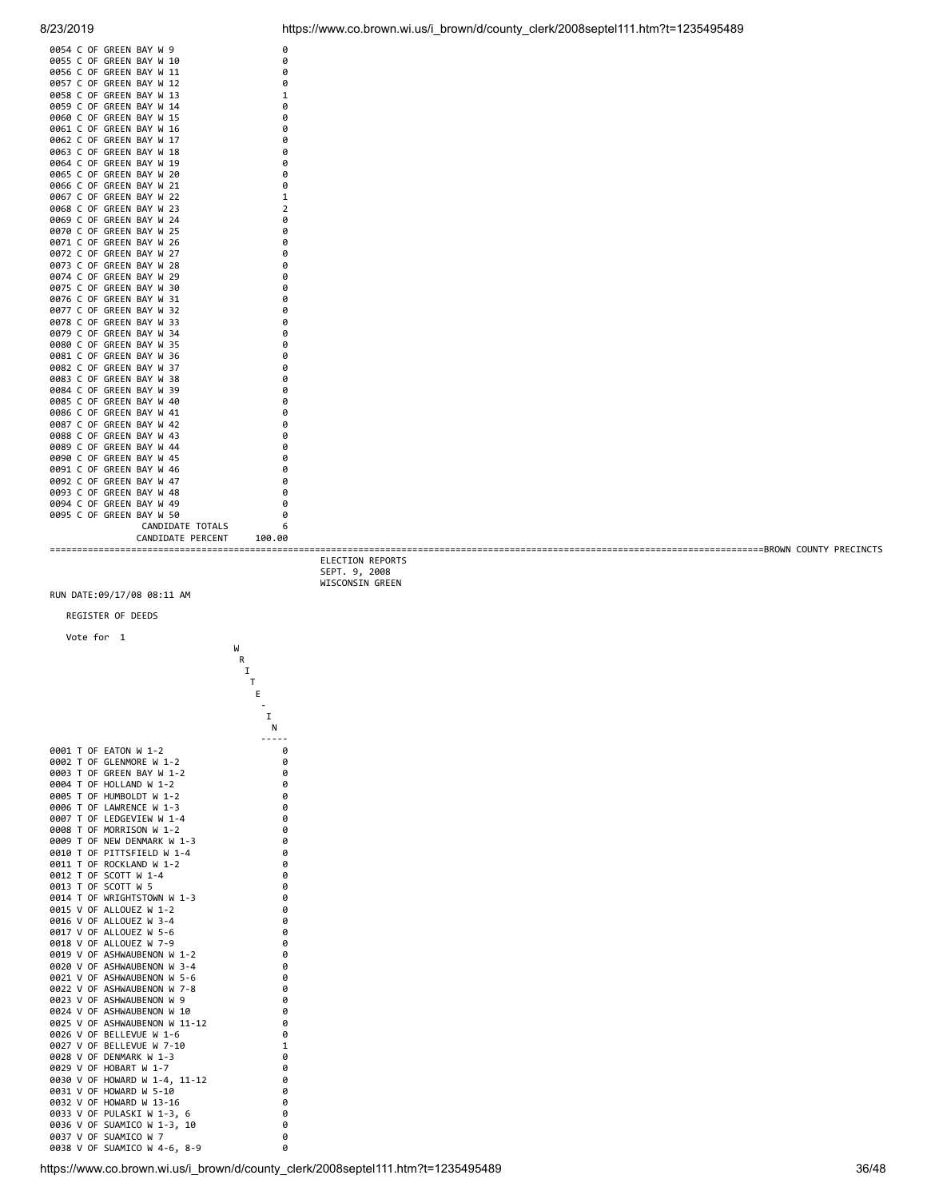| Precinct | |
|---|---|
| 0054 C OF GREEN BAY W 9 | 0 |
| 0055 C OF GREEN BAY W 10 | 0 |
| 0056 C OF GREEN BAY W 11 | 0 |
| 0057 C OF GREEN BAY W 12 | 0 |
| 0058 C OF GREEN BAY W 13 | 1 |
| 0059 C OF GREEN BAY W 14 | 0 |
| 0060 C OF GREEN BAY W 15 | 0 |
| 0061 C OF GREEN BAY W 16 | 0 |
| 0062 C OF GREEN BAY W 17 | 0 |
| 0063 C OF GREEN BAY W 18 | 0 |
| 0064 C OF GREEN BAY W 19 | 0 |
| 0065 C OF GREEN BAY W 20 | 0 |
| 0066 C OF GREEN BAY W 21 | 0 |
| 0067 C OF GREEN BAY W 22 | 1 |
| 0068 C OF GREEN BAY W 23 | 2 |
| 0069 C OF GREEN BAY W 24 | 0 |
| 0070 C OF GREEN BAY W 25 | 0 |
| 0071 C OF GREEN BAY W 26 | 0 |
| 0072 C OF GREEN BAY W 27 | 0 |
| 0073 C OF GREEN BAY W 28 | 0 |
| 0074 C OF GREEN BAY W 29 | 0 |
| 0075 C OF GREEN BAY W 30 | 0 |
| 0076 C OF GREEN BAY W 31 | 0 |
| 0077 C OF GREEN BAY W 32 | 0 |
| 0078 C OF GREEN BAY W 33 | 0 |
| 0079 C OF GREEN BAY W 34 | 0 |
| 0080 C OF GREEN BAY W 35 | 0 |
| 0081 C OF GREEN BAY W 36 | 0 |
| 0082 C OF GREEN BAY W 37 | 0 |
| 0083 C OF GREEN BAY W 38 | 0 |
| 0084 C OF GREEN BAY W 39 | 0 |
| 0085 C OF GREEN BAY W 40 | 0 |
| 0086 C OF GREEN BAY W 41 | 0 |
| 0087 C OF GREEN BAY W 42 | 0 |
| 0088 C OF GREEN BAY W 43 | 0 |
| 0089 C OF GREEN BAY W 44 | 0 |
| 0090 C OF GREEN BAY W 45 | 0 |
| 0091 C OF GREEN BAY W 46 | 0 |
| 0092 C OF GREEN BAY W 47 | 0 |
| 0093 C OF GREEN BAY W 48 | 0 |
| 0094 C OF GREEN BAY W 49 | 0 |
| 0095 C OF GREEN BAY W 50 | 0 |
| CANDIDATE TOTALS | 6 |
| CANDIDATE PERCENT | 100.00 |

BROWN COUNTY PRECINCTS

ELECTION REPORTS
SEPT. 9, 2008
WISCONSIN GREEN

RUN DATE:09/17/08 08:11 AM

REGISTER OF DEEDS

Vote for 1

| Precinct | WRITE-IN |
|---|---|
| 0001 T OF EATON W 1-2 | 0 |
| 0002 T OF GLENMORE W 1-2 | 0 |
| 0003 T OF GREEN BAY W 1-2 | 0 |
| 0004 T OF HOLLAND W 1-2 | 0 |
| 0005 T OF HUMBOLDT W 1-2 | 0 |
| 0006 T OF LAWRENCE W 1-3 | 0 |
| 0007 T OF LEDGEVIEW W 1-4 | 0 |
| 0008 T OF MORRISON W 1-2 | 0 |
| 0009 T OF NEW DENMARK W 1-3 | 0 |
| 0010 T OF PITTSFIELD W 1-4 | 0 |
| 0011 T OF ROCKLAND W 1-2 | 0 |
| 0012 T OF SCOTT W 1-4 | 0 |
| 0013 T OF SCOTT W 5 | 0 |
| 0014 T OF WRIGHTSTOWN W 1-3 | 0 |
| 0015 V OF ALLOUEZ W 1-2 | 0 |
| 0016 V OF ALLOUEZ W 3-4 | 0 |
| 0017 V OF ALLOUEZ W 5-6 | 0 |
| 0018 V OF ALLOUEZ W 7-9 | 0 |
| 0019 V OF ASHWAUBENON W 1-2 | 0 |
| 0020 V OF ASHWAUBENON W 3-4 | 0 |
| 0021 V OF ASHWAUBENON W 5-6 | 0 |
| 0022 V OF ASHWAUBENON W 7-8 | 0 |
| 0023 V OF ASHWAUBENON W 9 | 0 |
| 0024 V OF ASHWAUBENON W 10 | 0 |
| 0025 V OF ASHWAUBENON W 11-12 | 0 |
| 0026 V OF BELLEVUE W 1-6 | 0 |
| 0027 V OF BELLEVUE W 7-10 | 1 |
| 0028 V OF DENMARK W 1-3 | 0 |
| 0029 V OF HOBART W 1-7 | 0 |
| 0030 V OF HOWARD W 1-4, 11-12 | 0 |
| 0031 V OF HOWARD W 5-10 | 0 |
| 0032 V OF HOWARD W 13-16 | 0 |
| 0033 V OF PULASKI W 1-3, 6 | 0 |
| 0036 V OF SUAMICO W 1-3, 10 | 0 |
| 0037 V OF SUAMICO W 7 | 0 |
| 0038 V OF SUAMICO W 4-6, 8-9 | 0 |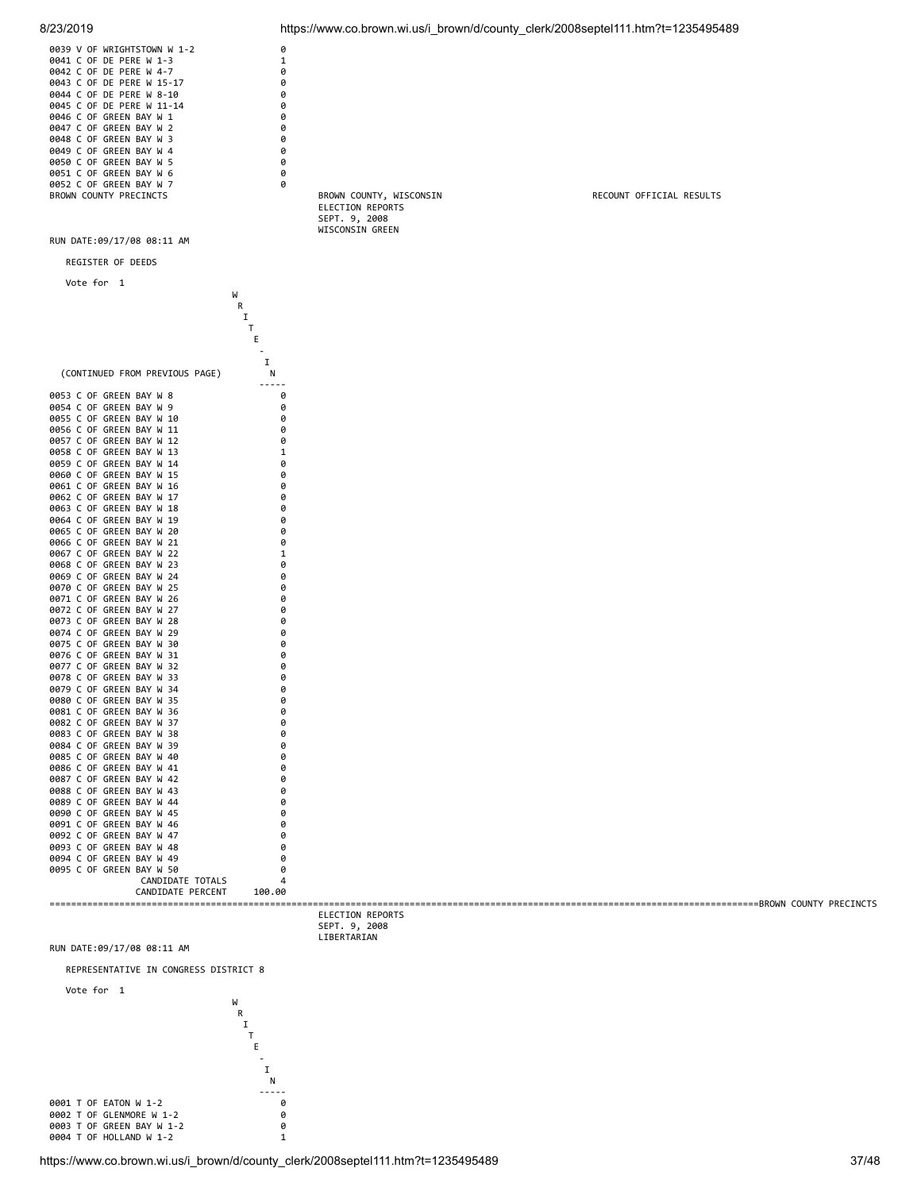| Precinct | WRITE-IN |
|---|---|
| 0039 V OF WRIGHTSTOWN W 1-2 | 0 |
| 0041 C OF DE PERE W 1-3 | 1 |
| 0042 C OF DE PERE W 4-7 | 0 |
| 0043 C OF DE PERE W 15-17 | 0 |
| 0044 C OF DE PERE W 8-10 | 0 |
| 0045 C OF DE PERE W 11-14 | 0 |
| 0046 C OF GREEN BAY W 1 | 0 |
| 0047 C OF GREEN BAY W 2 | 0 |
| 0048 C OF GREEN BAY W 3 | 0 |
| 0049 C OF GREEN BAY W 4 | 0 |
| 0050 C OF GREEN BAY W 5 | 0 |
| 0051 C OF GREEN BAY W 6 | 0 |
| 0052 C OF GREEN BAY W 7 | 0 |

BROWN COUNTY PRECINCTS

BROWN COUNTY, WISCONSIN
ELECTION REPORTS
SEPT. 9, 2008
WISCONSIN GREEN

RECOUNT OFFICIAL RESULTS

RUN DATE:09/17/08 08:11 AM

REGISTER OF DEEDS

Vote for 1

| (CONTINUED FROM PREVIOUS PAGE) | WRITE-IN |
|---|---|
| 0053 C OF GREEN BAY W 8 | 0 |
| 0054 C OF GREEN BAY W 9 | 0 |
| 0055 C OF GREEN BAY W 10 | 0 |
| 0056 C OF GREEN BAY W 11 | 0 |
| 0057 C OF GREEN BAY W 12 | 0 |
| 0058 C OF GREEN BAY W 13 | 1 |
| 0059 C OF GREEN BAY W 14 | 0 |
| 0060 C OF GREEN BAY W 15 | 0 |
| 0061 C OF GREEN BAY W 16 | 0 |
| 0062 C OF GREEN BAY W 17 | 0 |
| 0063 C OF GREEN BAY W 18 | 0 |
| 0064 C OF GREEN BAY W 19 | 0 |
| 0065 C OF GREEN BAY W 20 | 0 |
| 0066 C OF GREEN BAY W 21 | 0 |
| 0067 C OF GREEN BAY W 22 | 1 |
| 0068 C OF GREEN BAY W 23 | 0 |
| 0069 C OF GREEN BAY W 24 | 0 |
| 0070 C OF GREEN BAY W 25 | 0 |
| 0071 C OF GREEN BAY W 26 | 0 |
| 0072 C OF GREEN BAY W 27 | 0 |
| 0073 C OF GREEN BAY W 28 | 0 |
| 0074 C OF GREEN BAY W 29 | 0 |
| 0075 C OF GREEN BAY W 30 | 0 |
| 0076 C OF GREEN BAY W 31 | 0 |
| 0077 C OF GREEN BAY W 32 | 0 |
| 0078 C OF GREEN BAY W 33 | 0 |
| 0079 C OF GREEN BAY W 34 | 0 |
| 0080 C OF GREEN BAY W 35 | 0 |
| 0081 C OF GREEN BAY W 36 | 0 |
| 0082 C OF GREEN BAY W 37 | 0 |
| 0083 C OF GREEN BAY W 38 | 0 |
| 0084 C OF GREEN BAY W 39 | 0 |
| 0085 C OF GREEN BAY W 40 | 0 |
| 0086 C OF GREEN BAY W 41 | 0 |
| 0087 C OF GREEN BAY W 42 | 0 |
| 0088 C OF GREEN BAY W 43 | 0 |
| 0089 C OF GREEN BAY W 44 | 0 |
| 0090 C OF GREEN BAY W 45 | 0 |
| 0091 C OF GREEN BAY W 46 | 0 |
| 0092 C OF GREEN BAY W 47 | 0 |
| 0093 C OF GREEN BAY W 48 | 0 |
| 0094 C OF GREEN BAY W 49 | 0 |
| 0095 C OF GREEN BAY W 50 | 0 |
| CANDIDATE TOTALS | 4 |
| CANDIDATE PERCENT | 100.00 |

BROWN COUNTY PRECINCTS

ELECTION REPORTS
SEPT. 9, 2008
LIBERTARIAN

RUN DATE:09/17/08 08:11 AM

REPRESENTATIVE IN CONGRESS DISTRICT 8

Vote for 1

| Precinct | WRITE-IN |
|---|---|
| 0001 T OF EATON W 1-2 | 0 |
| 0002 T OF GLENMORE W 1-2 | 0 |
| 0003 T OF GREEN BAY W 1-2 | 0 |
| 0004 T OF HOLLAND W 1-2 | 1 |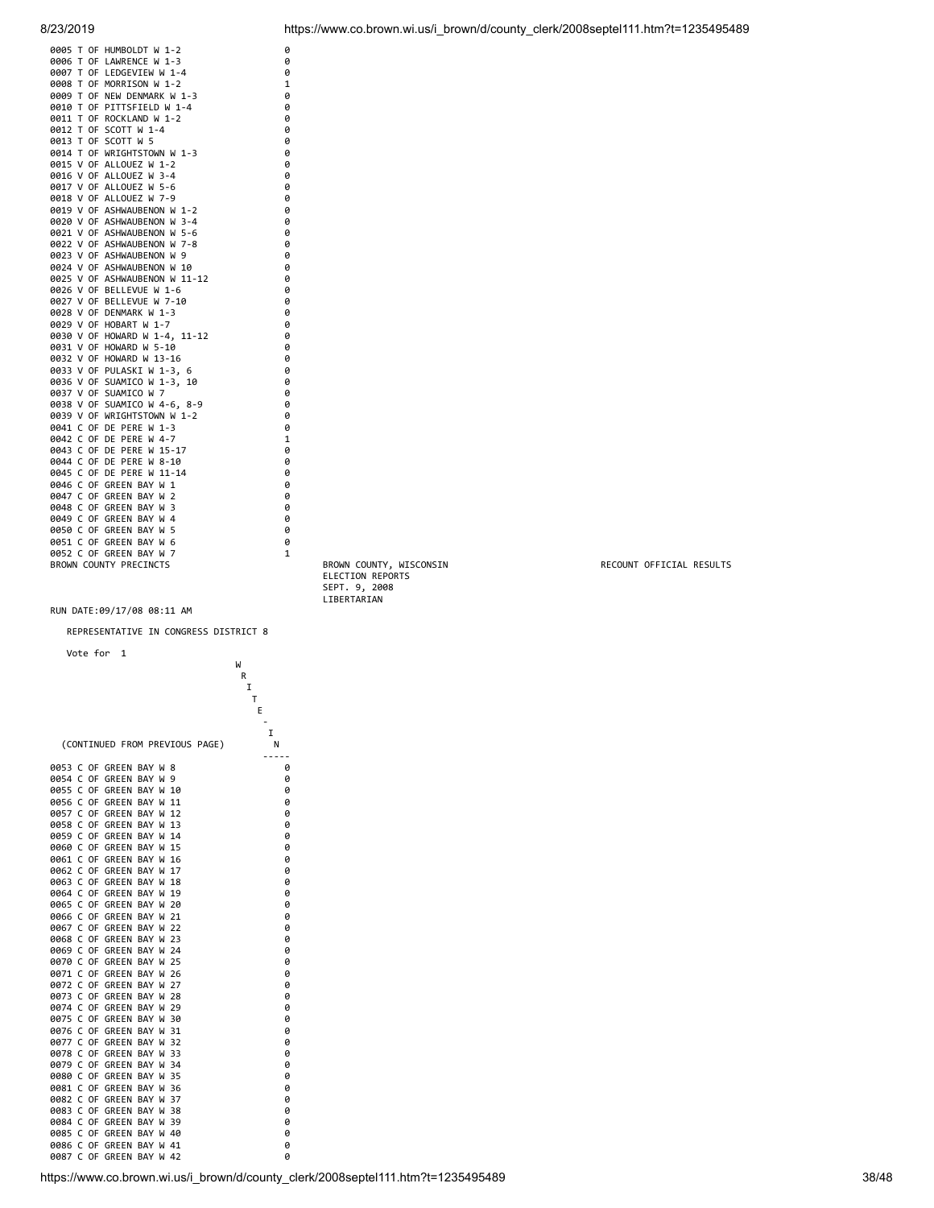| Precinct | WRITE-IN |
|---|---|
| 0005 T OF HUMBOLDT W 1-2 | 0 |
| 0006 T OF LAWRENCE W 1-3 | 0 |
| 0007 T OF LEDGEVIEW W 1-4 | 0 |
| 0008 T OF MORRISON W 1-2 | 1 |
| 0009 T OF NEW DENMARK W 1-3 | 0 |
| 0010 T OF PITTSFIELD W 1-4 | 0 |
| 0011 T OF ROCKLAND W 1-2 | 0 |
| 0012 T OF SCOTT W 1-4 | 0 |
| 0013 T OF SCOTT W 5 | 0 |
| 0014 T OF WRIGHTSTOWN W 1-3 | 0 |
| 0015 V OF ALLOUEZ W 1-2 | 0 |
| 0016 V OF ALLOUEZ W 3-4 | 0 |
| 0017 V OF ALLOUEZ W 5-6 | 0 |
| 0018 V OF ALLOUEZ W 7-9 | 0 |
| 0019 V OF ASHWAUBENON W 1-2 | 0 |
| 0020 V OF ASHWAUBENON W 3-4 | 0 |
| 0021 V OF ASHWAUBENON W 5-6 | 0 |
| 0022 V OF ASHWAUBENON W 7-8 | 0 |
| 0023 V OF ASHWAUBENON W 9 | 0 |
| 0024 V OF ASHWAUBENON W 10 | 0 |
| 0025 V OF ASHWAUBENON W 11-12 | 0 |
| 0026 V OF BELLEVUE W 1-6 | 0 |
| 0027 V OF BELLEVUE W 7-10 | 0 |
| 0028 V OF DENMARK W 1-3 | 0 |
| 0029 V OF HOBART W 1-7 | 0 |
| 0030 V OF HOWARD W 1-4, 11-12 | 0 |
| 0031 V OF HOWARD W 5-10 | 0 |
| 0032 V OF HOWARD W 13-16 | 0 |
| 0033 V OF PULASKI W 1-3, 6 | 0 |
| 0036 V OF SUAMICO W 1-3, 10 | 0 |
| 0037 V OF SUAMICO W 7 | 0 |
| 0038 V OF SUAMICO W 4-6, 8-9 | 0 |
| 0039 V OF WRIGHTSTOWN W 1-2 | 0 |
| 0041 C OF DE PERE W 1-3 | 0 |
| 0042 C OF DE PERE W 4-7 | 1 |
| 0043 C OF DE PERE W 15-17 | 0 |
| 0044 C OF DE PERE W 8-10 | 0 |
| 0045 C OF DE PERE W 11-14 | 0 |
| 0046 C OF GREEN BAY W 1 | 0 |
| 0047 C OF GREEN BAY W 2 | 0 |
| 0048 C OF GREEN BAY W 3 | 0 |
| 0049 C OF GREEN BAY W 4 | 0 |
| 0050 C OF GREEN BAY W 5 | 0 |
| 0051 C OF GREEN BAY W 6 | 0 |
| 0052 C OF GREEN BAY W 7 | 1 |

BROWN COUNTY PRECINCTS

BROWN COUNTY, WISCONSIN
ELECTION REPORTS
SEPT. 9, 2008
LIBERTARIAN

RECOUNT OFFICIAL RESULTS

RUN DATE:09/17/08 08:11 AM

REPRESENTATIVE IN CONGRESS DISTRICT 8

Vote for 1

| (CONTINUED FROM PREVIOUS PAGE) | WRITE-IN |
|---|---|
| 0053 C OF GREEN BAY W 8 | 0 |
| 0054 C OF GREEN BAY W 9 | 0 |
| 0055 C OF GREEN BAY W 10 | 0 |
| 0056 C OF GREEN BAY W 11 | 0 |
| 0057 C OF GREEN BAY W 12 | 0 |
| 0058 C OF GREEN BAY W 13 | 0 |
| 0059 C OF GREEN BAY W 14 | 0 |
| 0060 C OF GREEN BAY W 15 | 0 |
| 0061 C OF GREEN BAY W 16 | 0 |
| 0062 C OF GREEN BAY W 17 | 0 |
| 0063 C OF GREEN BAY W 18 | 0 |
| 0064 C OF GREEN BAY W 19 | 0 |
| 0065 C OF GREEN BAY W 20 | 0 |
| 0066 C OF GREEN BAY W 21 | 0 |
| 0067 C OF GREEN BAY W 22 | 0 |
| 0068 C OF GREEN BAY W 23 | 0 |
| 0069 C OF GREEN BAY W 24 | 0 |
| 0070 C OF GREEN BAY W 25 | 0 |
| 0071 C OF GREEN BAY W 26 | 0 |
| 0072 C OF GREEN BAY W 27 | 0 |
| 0073 C OF GREEN BAY W 28 | 0 |
| 0074 C OF GREEN BAY W 29 | 0 |
| 0075 C OF GREEN BAY W 30 | 0 |
| 0076 C OF GREEN BAY W 31 | 0 |
| 0077 C OF GREEN BAY W 32 | 0 |
| 0078 C OF GREEN BAY W 33 | 0 |
| 0079 C OF GREEN BAY W 34 | 0 |
| 0080 C OF GREEN BAY W 35 | 0 |
| 0081 C OF GREEN BAY W 36 | 0 |
| 0082 C OF GREEN BAY W 37 | 0 |
| 0083 C OF GREEN BAY W 38 | 0 |
| 0084 C OF GREEN BAY W 39 | 0 |
| 0085 C OF GREEN BAY W 40 | 0 |
| 0086 C OF GREEN BAY W 41 | 0 |
| 0087 C OF GREEN BAY W 42 | 0 |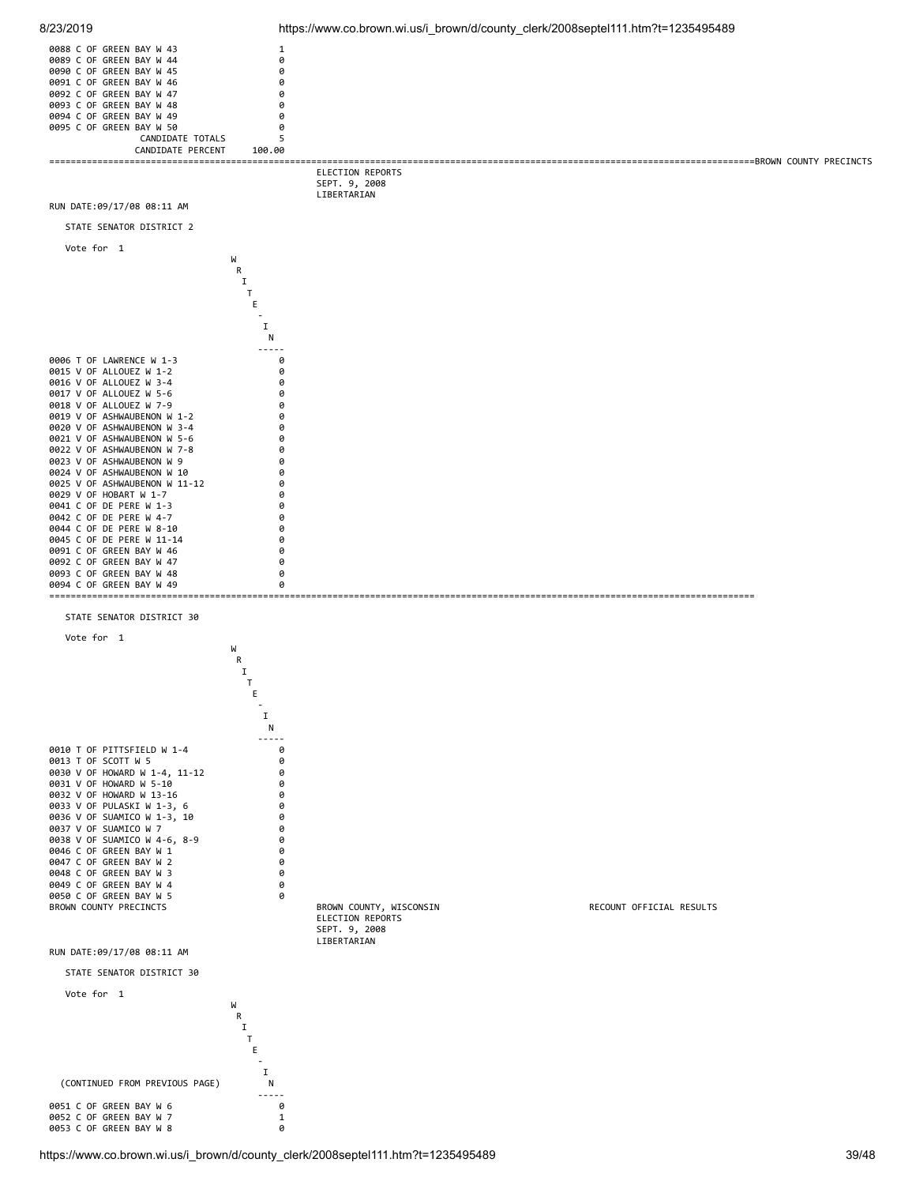| Precinct | WRITE-IN |
|---|---|
| 0088 C OF GREEN BAY W 43 | 1 |
| 0089 C OF GREEN BAY W 44 | 0 |
| 0090 C OF GREEN BAY W 45 | 0 |
| 0091 C OF GREEN BAY W 46 | 0 |
| 0092 C OF GREEN BAY W 47 | 0 |
| 0093 C OF GREEN BAY W 48 | 0 |
| 0094 C OF GREEN BAY W 49 | 0 |
| 0095 C OF GREEN BAY W 50 | 0 |
| CANDIDATE TOTALS | 5 |
| CANDIDATE PERCENT | 100.00 |

BROWN COUNTY PRECINCTS

ELECTION REPORTS
SEPT. 9, 2008
LIBERTARIAN

RUN DATE:09/17/08 08:11 AM

STATE SENATOR DISTRICT 2

Vote for 1

| Precinct | WRITE-IN |
|---|---|
| 0006 T OF LAWRENCE W 1-3 | 0 |
| 0015 V OF ALLOUEZ W 1-2 | 0 |
| 0016 V OF ALLOUEZ W 3-4 | 0 |
| 0017 V OF ALLOUEZ W 5-6 | 0 |
| 0018 V OF ALLOUEZ W 7-9 | 0 |
| 0019 V OF ASHWAUBENON W 1-2 | 0 |
| 0020 V OF ASHWAUBENON W 3-4 | 0 |
| 0021 V OF ASHWAUBENON W 5-6 | 0 |
| 0022 V OF ASHWAUBENON W 7-8 | 0 |
| 0023 V OF ASHWAUBENON W 9 | 0 |
| 0024 V OF ASHWAUBENON W 10 | 0 |
| 0025 V OF ASHWAUBENON W 11-12 | 0 |
| 0029 V OF HOBART W 1-7 | 0 |
| 0041 C OF DE PERE W 1-3 | 0 |
| 0042 C OF DE PERE W 4-7 | 0 |
| 0044 C OF DE PERE W 8-10 | 0 |
| 0045 C OF DE PERE W 11-14 | 0 |
| 0091 C OF GREEN BAY W 46 | 0 |
| 0092 C OF GREEN BAY W 47 | 0 |
| 0093 C OF GREEN BAY W 48 | 0 |
| 0094 C OF GREEN BAY W 49 | 0 |

STATE SENATOR DISTRICT 30

Vote for 1

| Precinct | WRITE-IN |
|---|---|
| 0010 T OF PITTSFIELD W 1-4 | 0 |
| 0013 T OF SCOTT W 5 | 0 |
| 0030 V OF HOWARD W 1-4, 11-12 | 0 |
| 0031 V OF HOWARD W 5-10 | 0 |
| 0032 V OF HOWARD W 13-16 | 0 |
| 0033 V OF PULASKI W 1-3, 6 | 0 |
| 0036 V OF SUAMICO W 1-3, 10 | 0 |
| 0037 V OF SUAMICO W 7 | 0 |
| 0038 V OF SUAMICO W 4-6, 8-9 | 0 |
| 0046 C OF GREEN BAY W 1 | 0 |
| 0047 C OF GREEN BAY W 2 | 0 |
| 0048 C OF GREEN BAY W 3 | 0 |
| 0049 C OF GREEN BAY W 4 | 0 |
| 0050 C OF GREEN BAY W 5 | 0 |

BROWN COUNTY PRECINCTS　　BROWN COUNTY, WISCONSIN　　RECOUNT OFFICIAL RESULTS

ELECTION REPORTS
SEPT. 9, 2008
LIBERTARIAN

RUN DATE:09/17/08 08:11 AM

STATE SENATOR DISTRICT 30

Vote for 1

| (CONTINUED FROM PREVIOUS PAGE) | WRITE-IN |
|---|---|
| 0051 C OF GREEN BAY W 6 | 0 |
| 0052 C OF GREEN BAY W 7 | 1 |
| 0053 C OF GREEN BAY W 8 | 0 |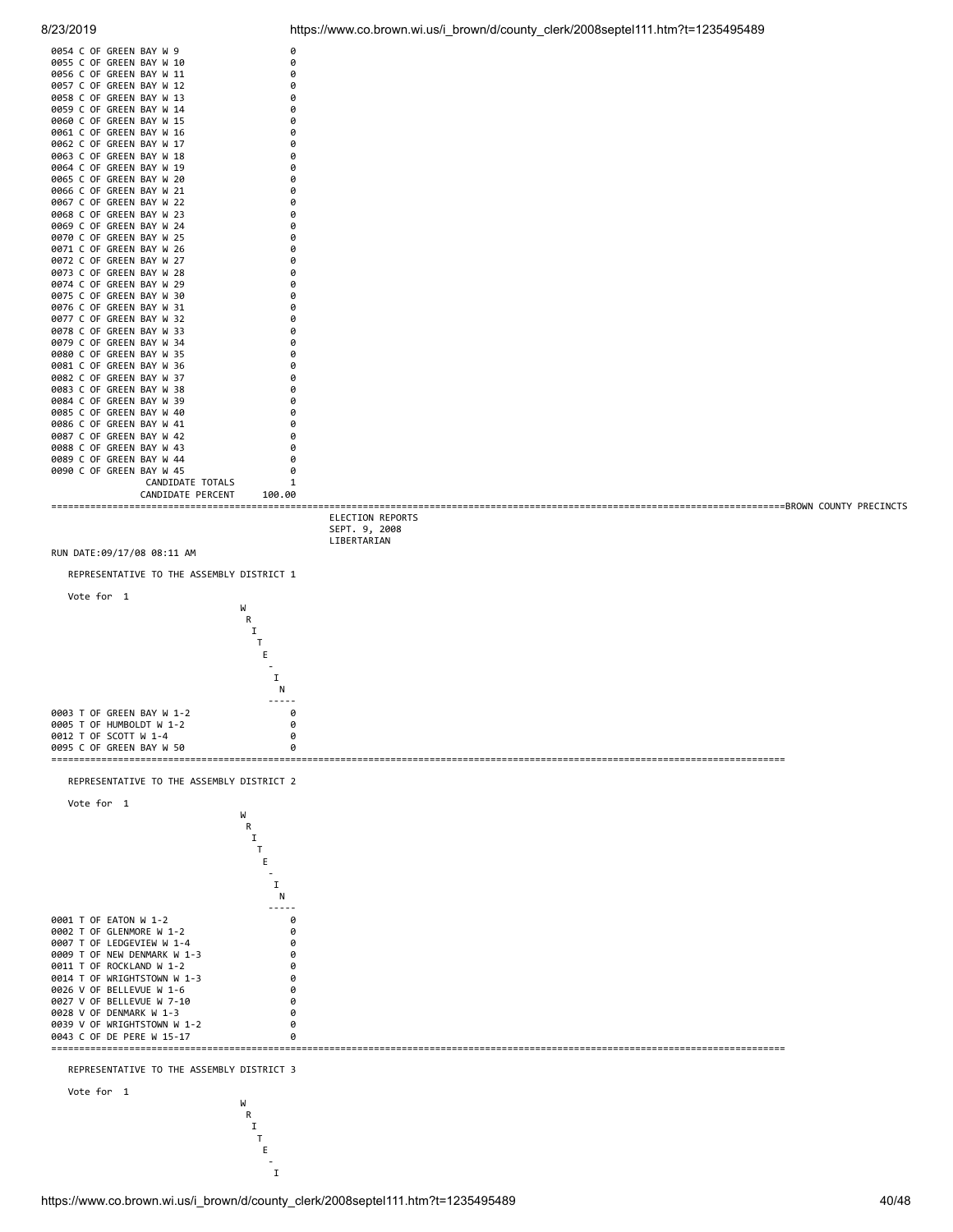| Precinct | WRITE-IN |
|---|---|
| 0054 C OF GREEN BAY W 9 | 0 |
| 0055 C OF GREEN BAY W 10 | 0 |
| 0056 C OF GREEN BAY W 11 | 0 |
| 0057 C OF GREEN BAY W 12 | 0 |
| 0058 C OF GREEN BAY W 13 | 0 |
| 0059 C OF GREEN BAY W 14 | 0 |
| 0060 C OF GREEN BAY W 15 | 0 |
| 0061 C OF GREEN BAY W 16 | 0 |
| 0062 C OF GREEN BAY W 17 | 0 |
| 0063 C OF GREEN BAY W 18 | 0 |
| 0064 C OF GREEN BAY W 19 | 0 |
| 0065 C OF GREEN BAY W 20 | 0 |
| 0066 C OF GREEN BAY W 21 | 0 |
| 0067 C OF GREEN BAY W 22 | 0 |
| 0068 C OF GREEN BAY W 23 | 0 |
| 0069 C OF GREEN BAY W 24 | 0 |
| 0070 C OF GREEN BAY W 25 | 0 |
| 0071 C OF GREEN BAY W 26 | 0 |
| 0072 C OF GREEN BAY W 27 | 0 |
| 0073 C OF GREEN BAY W 28 | 0 |
| 0074 C OF GREEN BAY W 29 | 0 |
| 0075 C OF GREEN BAY W 30 | 0 |
| 0076 C OF GREEN BAY W 31 | 0 |
| 0077 C OF GREEN BAY W 32 | 0 |
| 0078 C OF GREEN BAY W 33 | 0 |
| 0079 C OF GREEN BAY W 34 | 0 |
| 0080 C OF GREEN BAY W 35 | 0 |
| 0081 C OF GREEN BAY W 36 | 0 |
| 0082 C OF GREEN BAY W 37 | 0 |
| 0083 C OF GREEN BAY W 38 | 0 |
| 0084 C OF GREEN BAY W 39 | 0 |
| 0085 C OF GREEN BAY W 40 | 0 |
| 0086 C OF GREEN BAY W 41 | 0 |
| 0087 C OF GREEN BAY W 42 | 0 |
| 0088 C OF GREEN BAY W 43 | 0 |
| 0089 C OF GREEN BAY W 44 | 0 |
| 0090 C OF GREEN BAY W 45 | 0 |
| CANDIDATE TOTALS | 1 |
| CANDIDATE PERCENT | 100.00 |

BROWN COUNTY PRECINCTS

ELECTION REPORTS
SEPT. 9, 2008
LIBERTARIAN

RUN DATE:09/17/08 08:11 AM

REPRESENTATIVE TO THE ASSEMBLY DISTRICT 1

Vote for 1

| Precinct | WRITE-IN |
|---|---|
| 0003 T OF GREEN BAY W 1-2 | 0 |
| 0005 T OF HUMBOLDT W 1-2 | 0 |
| 0012 T OF SCOTT W 1-4 | 0 |
| 0095 C OF GREEN BAY W 50 | 0 |

REPRESENTATIVE TO THE ASSEMBLY DISTRICT 2

Vote for 1

| Precinct | WRITE-IN |
|---|---|
| 0001 T OF EATON W 1-2 | 0 |
| 0002 T OF GLENMORE W 1-2 | 0 |
| 0007 T OF LEDGEVIEW W 1-4 | 0 |
| 0009 T OF NEW DENMARK W 1-3 | 0 |
| 0011 T OF ROCKLAND W 1-2 | 0 |
| 0014 T OF WRIGHTSTOWN W 1-3 | 0 |
| 0026 V OF BELLEVUE W 1-6 | 0 |
| 0027 V OF BELLEVUE W 7-10 | 0 |
| 0028 V OF DENMARK W 1-3 | 0 |
| 0039 V OF WRIGHTSTOWN W 1-2 | 0 |
| 0043 C OF DE PERE W 15-17 | 0 |

REPRESENTATIVE TO THE ASSEMBLY DISTRICT 3

Vote for 1

WRITE-I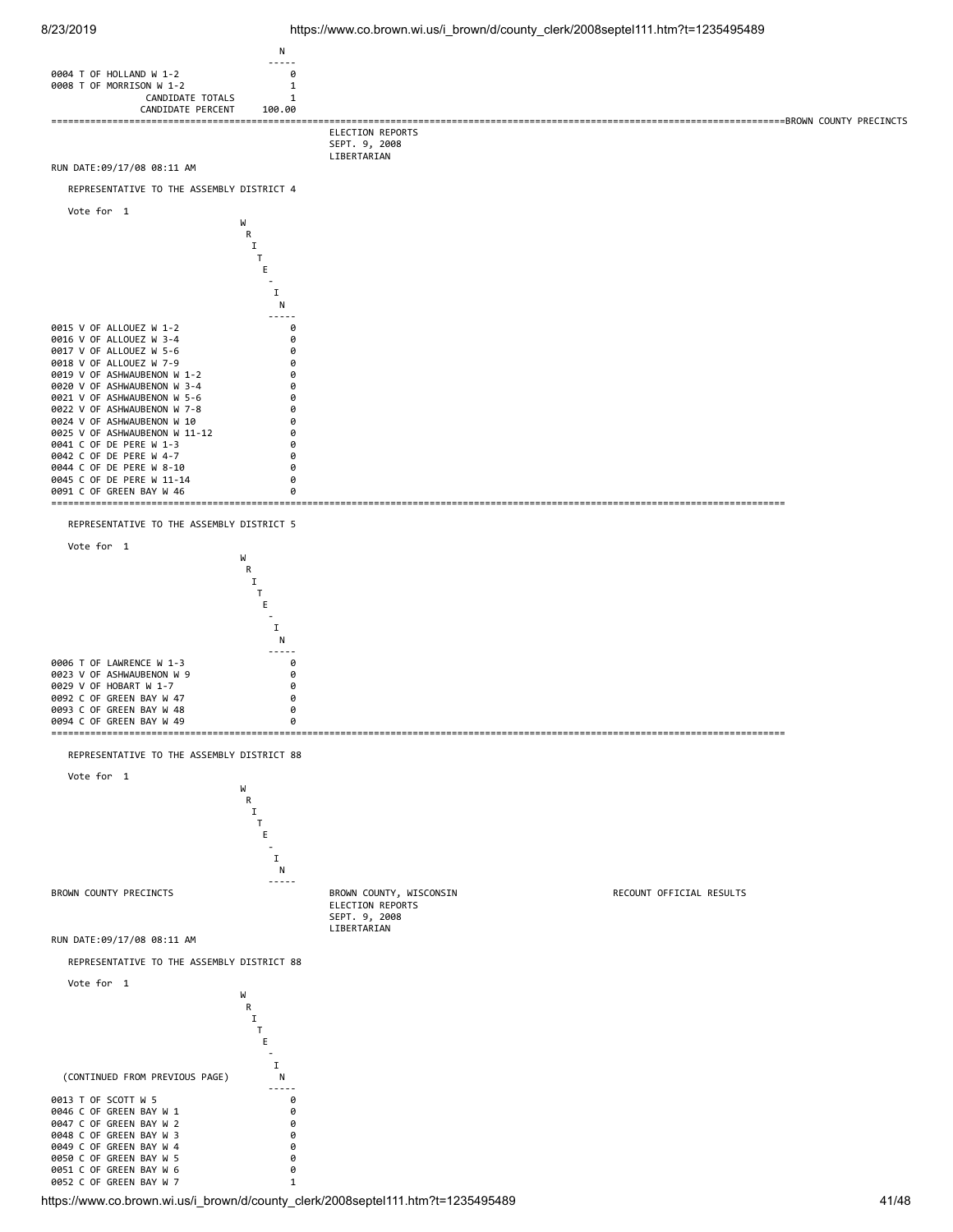| | N |
|---|---|
| 0004 T OF HOLLAND W 1-2 | 0 |
| 0008 T OF MORRISON W 1-2 | 1 |
| CANDIDATE TOTALS | 1 |
| CANDIDATE PERCENT | 100.00 |

ELECTION REPORTS
SEPT. 9, 2008
LIBERTARIAN

RUN DATE:09/17/08 08:11 AM

## REPRESENTATIVE TO THE ASSEMBLY DISTRICT 4

Vote for 1

| | WRITE-IN |
|---|---|
| 0015 V OF ALLOUEZ W 1-2 | 0 |
| 0016 V OF ALLOUEZ W 3-4 | 0 |
| 0017 V OF ALLOUEZ W 5-6 | 0 |
| 0018 V OF ALLOUEZ W 7-9 | 0 |
| 0019 V OF ASHWAUBENON W 1-2 | 0 |
| 0020 V OF ASHWAUBENON W 3-4 | 0 |
| 0021 V OF ASHWAUBENON W 5-6 | 0 |
| 0022 V OF ASHWAUBENON W 7-8 | 0 |
| 0024 V OF ASHWAUBENON W 10 | 0 |
| 0025 V OF ASHWAUBENON W 11-12 | 0 |
| 0041 C OF DE PERE W 1-3 | 0 |
| 0042 C OF DE PERE W 4-7 | 0 |
| 0044 C OF DE PERE W 8-10 | 0 |
| 0045 C OF DE PERE W 11-14 | 0 |
| 0091 C OF GREEN BAY W 46 | 0 |

## REPRESENTATIVE TO THE ASSEMBLY DISTRICT 5

Vote for 1

| | WRITE-IN |
|---|---|
| 0006 T OF LAWRENCE W 1-3 | 0 |
| 0023 V OF ASHWAUBENON W 9 | 0 |
| 0029 V OF HOBART W 1-7 | 0 |
| 0092 C OF GREEN BAY W 47 | 0 |
| 0093 C OF GREEN BAY W 48 | 0 |
| 0094 C OF GREEN BAY W 49 | 0 |

## REPRESENTATIVE TO THE ASSEMBLY DISTRICT 88

Vote for 1

WRITE-IN

BROWN COUNTY PRECINCTS — BROWN COUNTY, WISCONSIN — RECOUNT OFFICIAL RESULTS

ELECTION REPORTS
SEPT. 9, 2008
LIBERTARIAN

RUN DATE:09/17/08 08:11 AM

## REPRESENTATIVE TO THE ASSEMBLY DISTRICT 88

Vote for 1

| (CONTINUED FROM PREVIOUS PAGE) | WRITE-IN |
|---|---|
| 0013 T OF SCOTT W 5 | 0 |
| 0046 C OF GREEN BAY W 1 | 0 |
| 0047 C OF GREEN BAY W 2 | 0 |
| 0048 C OF GREEN BAY W 3 | 0 |
| 0049 C OF GREEN BAY W 4 | 0 |
| 0050 C OF GREEN BAY W 5 | 0 |
| 0051 C OF GREEN BAY W 6 | 0 |
| 0052 C OF GREEN BAY W 7 | 1 |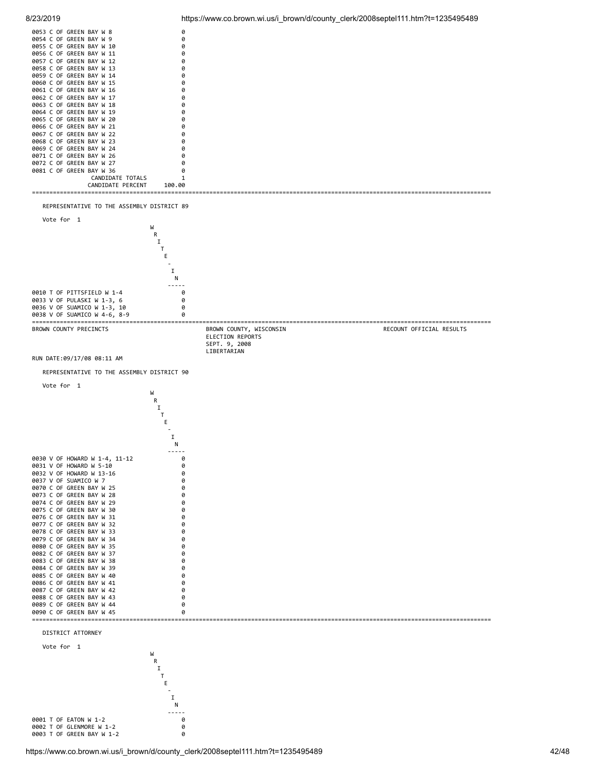| | WRITE-IN |
|---|---|
| 0053 C OF GREEN BAY W 8 | 0 |
| 0054 C OF GREEN BAY W 9 | 0 |
| 0055 C OF GREEN BAY W 10 | 0 |
| 0056 C OF GREEN BAY W 11 | 0 |
| 0057 C OF GREEN BAY W 12 | 0 |
| 0058 C OF GREEN BAY W 13 | 0 |
| 0059 C OF GREEN BAY W 14 | 0 |
| 0060 C OF GREEN BAY W 15 | 0 |
| 0061 C OF GREEN BAY W 16 | 0 |
| 0062 C OF GREEN BAY W 17 | 0 |
| 0063 C OF GREEN BAY W 18 | 0 |
| 0064 C OF GREEN BAY W 19 | 0 |
| 0065 C OF GREEN BAY W 20 | 0 |
| 0066 C OF GREEN BAY W 21 | 0 |
| 0067 C OF GREEN BAY W 22 | 0 |
| 0068 C OF GREEN BAY W 23 | 0 |
| 0069 C OF GREEN BAY W 24 | 0 |
| 0071 C OF GREEN BAY W 26 | 0 |
| 0072 C OF GREEN BAY W 27 | 0 |
| 0081 C OF GREEN BAY W 36 | 0 |
| CANDIDATE TOTALS | 1 |
| CANDIDATE PERCENT | 100.00 |

## REPRESENTATIVE TO THE ASSEMBLY DISTRICT 89

Vote for 1

| | WRITE-IN |
|---|---|
| 0010 T OF PITTSFIELD W 1-4 | 0 |
| 0033 V OF PULASKI W 1-3, 6 | 0 |
| 0036 V OF SUAMICO W 1-3, 10 | 0 |
| 0038 V OF SUAMICO W 4-6, 8-9 | 0 |

BROWN COUNTY PRECINCTS — BROWN COUNTY, WISCONSIN ELECTION REPORTS SEPT. 9, 2008 LIBERTARIAN — RECOUNT OFFICIAL RESULTS

RUN DATE:09/17/08 08:11 AM

## REPRESENTATIVE TO THE ASSEMBLY DISTRICT 90

Vote for 1

| | WRITE-IN |
|---|---|
| 0030 V OF HOWARD W 1-4, 11-12 | 0 |
| 0031 V OF HOWARD W 5-10 | 0 |
| 0032 V OF HOWARD W 13-16 | 0 |
| 0037 V OF SUAMICO W 7 | 0 |
| 0070 C OF GREEN BAY W 25 | 0 |
| 0073 C OF GREEN BAY W 28 | 0 |
| 0074 C OF GREEN BAY W 29 | 0 |
| 0075 C OF GREEN BAY W 30 | 0 |
| 0076 C OF GREEN BAY W 31 | 0 |
| 0077 C OF GREEN BAY W 32 | 0 |
| 0078 C OF GREEN BAY W 33 | 0 |
| 0079 C OF GREEN BAY W 34 | 0 |
| 0080 C OF GREEN BAY W 35 | 0 |
| 0082 C OF GREEN BAY W 37 | 0 |
| 0083 C OF GREEN BAY W 38 | 0 |
| 0084 C OF GREEN BAY W 39 | 0 |
| 0085 C OF GREEN BAY W 40 | 0 |
| 0086 C OF GREEN BAY W 41 | 0 |
| 0087 C OF GREEN BAY W 42 | 0 |
| 0088 C OF GREEN BAY W 43 | 0 |
| 0089 C OF GREEN BAY W 44 | 0 |
| 0090 C OF GREEN BAY W 45 | 0 |

## DISTRICT ATTORNEY

Vote for 1

| | WRITE-IN |
|---|---|
| 0001 T OF EATON W 1-2 | 0 |
| 0002 T OF GLENMORE W 1-2 | 0 |
| 0003 T OF GREEN BAY W 1-2 | 0 |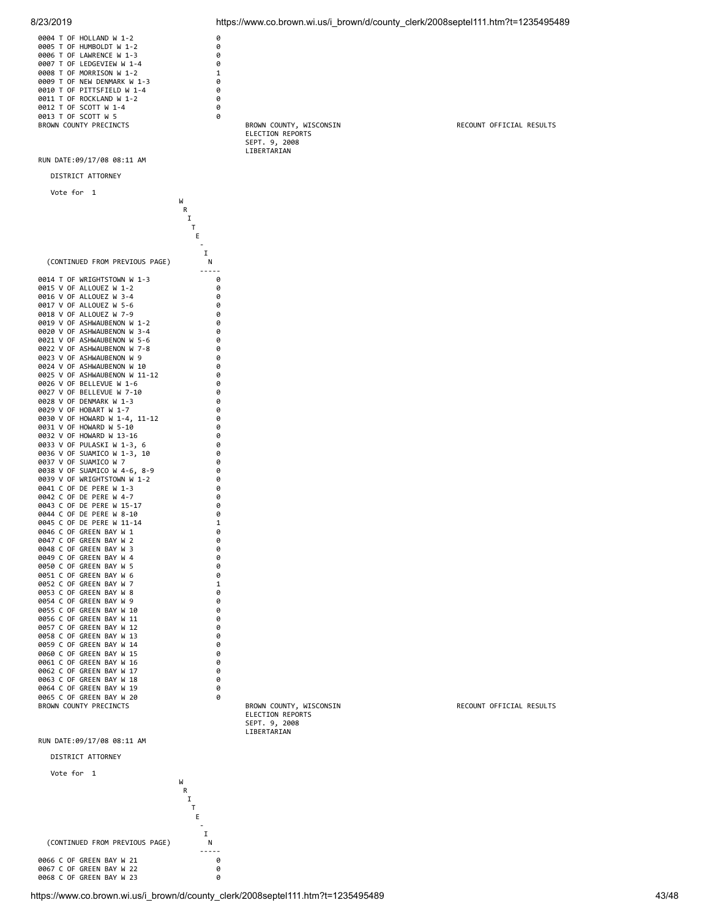| Precinct | WRITE-IN |
|---|---|
| 0004 T OF HOLLAND W 1-2 | 0 |
| 0005 T OF HUMBOLDT W 1-2 | 0 |
| 0006 T OF LAWRENCE W 1-3 | 0 |
| 0007 T OF LEDGEVIEW W 1-4 | 0 |
| 0008 T OF MORRISON W 1-2 | 1 |
| 0009 T OF NEW DENMARK W 1-3 | 0 |
| 0010 T OF PITTSFIELD W 1-4 | 0 |
| 0011 T OF ROCKLAND W 1-2 | 0 |
| 0012 T OF SCOTT W 1-4 | 0 |
| 0013 T OF SCOTT W 5 | 0 |

BROWN COUNTY PRECINCTS — BROWN COUNTY, WISCONSIN — RECOUNT OFFICIAL RESULTS
ELECTION REPORTS
SEPT. 9, 2008
LIBERTARIAN

RUN DATE:09/17/08 08:11 AM

DISTRICT ATTORNEY

Vote for 1

| (CONTINUED FROM PREVIOUS PAGE) | WRITE-IN |
|---|---|
| 0014 T OF WRIGHTSTOWN W 1-3 | 0 |
| 0015 V OF ALLOUEZ W 1-2 | 0 |
| 0016 V OF ALLOUEZ W 3-4 | 0 |
| 0017 V OF ALLOUEZ W 5-6 | 0 |
| 0018 V OF ALLOUEZ W 7-9 | 0 |
| 0019 V OF ASHWAUBENON W 1-2 | 0 |
| 0020 V OF ASHWAUBENON W 3-4 | 0 |
| 0021 V OF ASHWAUBENON W 5-6 | 0 |
| 0022 V OF ASHWAUBENON W 7-8 | 0 |
| 0023 V OF ASHWAUBENON W 9 | 0 |
| 0024 V OF ASHWAUBENON W 10 | 0 |
| 0025 V OF ASHWAUBENON W 11-12 | 0 |
| 0026 V OF BELLEVUE W 1-6 | 0 |
| 0027 V OF BELLEVUE W 7-10 | 0 |
| 0028 V OF DENMARK W 1-3 | 0 |
| 0029 V OF HOBART W 1-7 | 0 |
| 0030 V OF HOWARD W 1-4, 11-12 | 0 |
| 0031 V OF HOWARD W 5-10 | 0 |
| 0032 V OF HOWARD W 13-16 | 0 |
| 0033 V OF PULASKI W 1-3, 6 | 0 |
| 0036 V OF SUAMICO W 1-3, 10 | 0 |
| 0037 V OF SUAMICO W 7 | 0 |
| 0038 V OF SUAMICO W 4-6, 8-9 | 0 |
| 0039 V OF WRIGHTSTOWN W 1-2 | 0 |
| 0041 C OF DE PERE W 1-3 | 0 |
| 0042 C OF DE PERE W 4-7 | 0 |
| 0043 C OF DE PERE W 15-17 | 0 |
| 0044 C OF DE PERE W 8-10 | 0 |
| 0045 C OF DE PERE W 11-14 | 1 |
| 0046 C OF GREEN BAY W 1 | 0 |
| 0047 C OF GREEN BAY W 2 | 0 |
| 0048 C OF GREEN BAY W 3 | 0 |
| 0049 C OF GREEN BAY W 4 | 0 |
| 0050 C OF GREEN BAY W 5 | 0 |
| 0051 C OF GREEN BAY W 6 | 0 |
| 0052 C OF GREEN BAY W 7 | 1 |
| 0053 C OF GREEN BAY W 8 | 0 |
| 0054 C OF GREEN BAY W 9 | 0 |
| 0055 C OF GREEN BAY W 10 | 0 |
| 0056 C OF GREEN BAY W 11 | 0 |
| 0057 C OF GREEN BAY W 12 | 0 |
| 0058 C OF GREEN BAY W 13 | 0 |
| 0059 C OF GREEN BAY W 14 | 0 |
| 0060 C OF GREEN BAY W 15 | 0 |
| 0061 C OF GREEN BAY W 16 | 0 |
| 0062 C OF GREEN BAY W 17 | 0 |
| 0063 C OF GREEN BAY W 18 | 0 |
| 0064 C OF GREEN BAY W 19 | 0 |
| 0065 C OF GREEN BAY W 20 | 0 |

BROWN COUNTY PRECINCTS — BROWN COUNTY, WISCONSIN — RECOUNT OFFICIAL RESULTS
ELECTION REPORTS
SEPT. 9, 2008
LIBERTARIAN

RUN DATE:09/17/08 08:11 AM

DISTRICT ATTORNEY

Vote for 1

| (CONTINUED FROM PREVIOUS PAGE) | WRITE-IN |
|---|---|
| 0066 C OF GREEN BAY W 21 | 0 |
| 0067 C OF GREEN BAY W 22 | 0 |
| 0068 C OF GREEN BAY W 23 | 0 |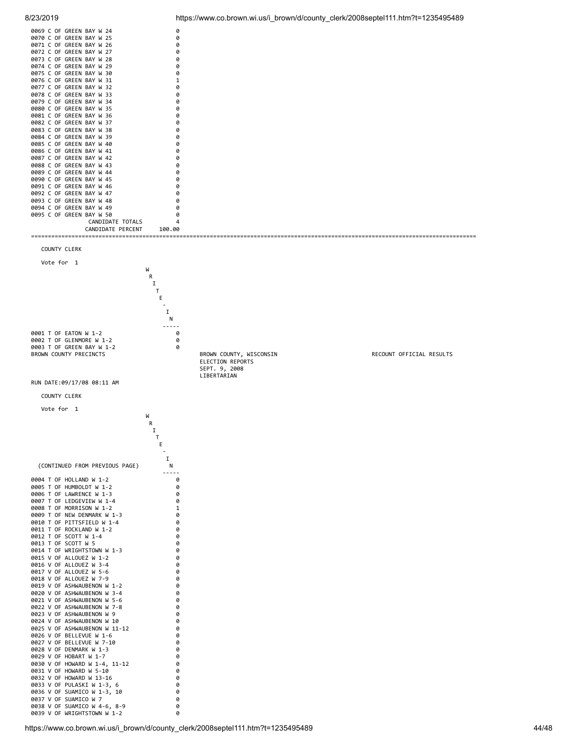| Precinct | WRITE-IN |
|---|---|
| 0069 C OF GREEN BAY W 24 | 0 |
| 0070 C OF GREEN BAY W 25 | 0 |
| 0071 C OF GREEN BAY W 26 | 0 |
| 0072 C OF GREEN BAY W 27 | 0 |
| 0073 C OF GREEN BAY W 28 | 0 |
| 0074 C OF GREEN BAY W 29 | 0 |
| 0075 C OF GREEN BAY W 30 | 0 |
| 0076 C OF GREEN BAY W 31 | 1 |
| 0077 C OF GREEN BAY W 32 | 0 |
| 0078 C OF GREEN BAY W 33 | 0 |
| 0079 C OF GREEN BAY W 34 | 0 |
| 0080 C OF GREEN BAY W 35 | 0 |
| 0081 C OF GREEN BAY W 36 | 0 |
| 0082 C OF GREEN BAY W 37 | 0 |
| 0083 C OF GREEN BAY W 38 | 0 |
| 0084 C OF GREEN BAY W 39 | 0 |
| 0085 C OF GREEN BAY W 40 | 0 |
| 0086 C OF GREEN BAY W 41 | 0 |
| 0087 C OF GREEN BAY W 42 | 0 |
| 0088 C OF GREEN BAY W 43 | 0 |
| 0089 C OF GREEN BAY W 44 | 0 |
| 0090 C OF GREEN BAY W 45 | 0 |
| 0091 C OF GREEN BAY W 46 | 0 |
| 0092 C OF GREEN BAY W 47 | 0 |
| 0093 C OF GREEN BAY W 48 | 0 |
| 0094 C OF GREEN BAY W 49 | 0 |
| 0095 C OF GREEN BAY W 50 | 0 |
| CANDIDATE TOTALS | 4 |
| CANDIDATE PERCENT | 100.00 |

---

COUNTY CLERK

Vote for 1

| Precinct | WRITE-IN |
|---|---|
| 0001 T OF EATON W 1-2 | 0 |
| 0002 T OF GLENMORE W 1-2 | 0 |
| 0003 T OF GREEN BAY W 1-2 | 0 |

BROWN COUNTY PRECINCTS

BROWN COUNTY, WISCONSIN
ELECTION REPORTS
SEPT. 9, 2008
LIBERTARIAN

RECOUNT OFFICIAL RESULTS

RUN DATE:09/17/08 08:11 AM

COUNTY CLERK

Vote for 1

(CONTINUED FROM PREVIOUS PAGE)

| Precinct | WRITE-IN |
|---|---|
| 0004 T OF HOLLAND W 1-2 | 0 |
| 0005 T OF HUMBOLDT W 1-2 | 0 |
| 0006 T OF LAWRENCE W 1-3 | 0 |
| 0007 T OF LEDGEVIEW W 1-4 | 0 |
| 0008 T OF MORRISON W 1-2 | 1 |
| 0009 T OF NEW DENMARK W 1-3 | 0 |
| 0010 T OF PITTSFIELD W 1-4 | 0 |
| 0011 T OF ROCKLAND W 1-2 | 0 |
| 0012 T OF SCOTT W 1-4 | 0 |
| 0013 T OF SCOTT W 5 | 0 |
| 0014 T OF WRIGHTSTOWN W 1-3 | 0 |
| 0015 V OF ALLOUEZ W 1-2 | 0 |
| 0016 V OF ALLOUEZ W 3-4 | 0 |
| 0017 V OF ALLOUEZ W 5-6 | 0 |
| 0018 V OF ALLOUEZ W 7-9 | 0 |
| 0019 V OF ASHWAUBENON W 1-2 | 0 |
| 0020 V OF ASHWAUBENON W 3-4 | 0 |
| 0021 V OF ASHWAUBENON W 5-6 | 0 |
| 0022 V OF ASHWAUBENON W 7-8 | 0 |
| 0023 V OF ASHWAUBENON W 9 | 0 |
| 0024 V OF ASHWAUBENON W 10 | 0 |
| 0025 V OF ASHWAUBENON W 11-12 | 0 |
| 0026 V OF BELLEVUE W 1-6 | 0 |
| 0027 V OF BELLEVUE W 7-10 | 0 |
| 0028 V OF DENMARK W 1-3 | 0 |
| 0029 V OF HOBART W 1-7 | 0 |
| 0030 V OF HOWARD W 1-4, 11-12 | 0 |
| 0031 V OF HOWARD W 5-10 | 0 |
| 0032 V OF HOWARD W 13-16 | 0 |
| 0033 V OF PULASKI W 1-3, 6 | 0 |
| 0036 V OF SUAMICO W 1-3, 10 | 0 |
| 0037 V OF SUAMICO W 7 | 0 |
| 0038 V OF SUAMICO W 4-6, 8-9 | 0 |
| 0039 V OF WRIGHTSTOWN W 1-2 | 0 |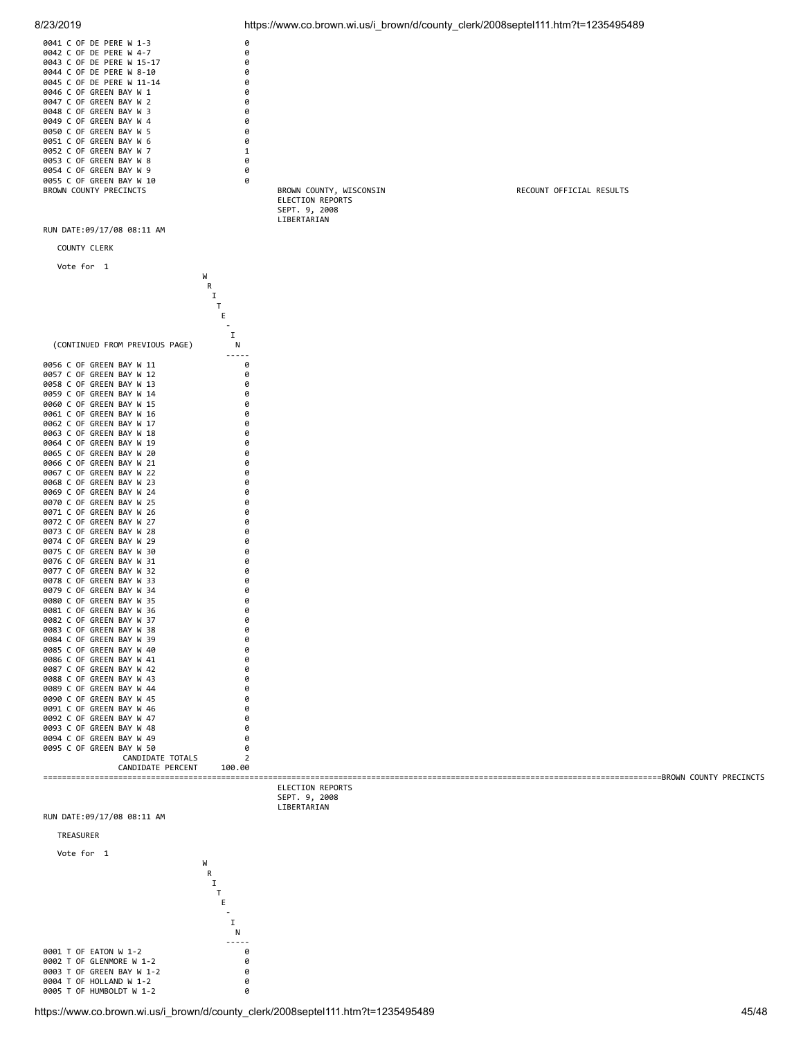| Precinct | WRITE-IN |
|---|---|
| 0041 C OF DE PERE W 1-3 | 0 |
| 0042 C OF DE PERE W 4-7 | 0 |
| 0043 C OF DE PERE W 15-17 | 0 |
| 0044 C OF DE PERE W 8-10 | 0 |
| 0045 C OF DE PERE W 11-14 | 0 |
| 0046 C OF GREEN BAY W 1 | 0 |
| 0047 C OF GREEN BAY W 2 | 0 |
| 0048 C OF GREEN BAY W 3 | 0 |
| 0049 C OF GREEN BAY W 4 | 0 |
| 0050 C OF GREEN BAY W 5 | 0 |
| 0051 C OF GREEN BAY W 6 | 0 |
| 0052 C OF GREEN BAY W 7 | 1 |
| 0053 C OF GREEN BAY W 8 | 0 |
| 0054 C OF GREEN BAY W 9 | 0 |
| 0055 C OF GREEN BAY W 10 | 0 |

BROWN COUNTY PRECINCTS

BROWN COUNTY, WISCONSIN
ELECTION REPORTS
SEPT. 9, 2008
LIBERTARIAN

RECOUNT OFFICIAL RESULTS

RUN DATE:09/17/08 08:11 AM

COUNTY CLERK

Vote for 1

| (CONTINUED FROM PREVIOUS PAGE) | WRITE-IN |
|---|---|
| 0056 C OF GREEN BAY W 11 | 0 |
| 0057 C OF GREEN BAY W 12 | 0 |
| 0058 C OF GREEN BAY W 13 | 0 |
| 0059 C OF GREEN BAY W 14 | 0 |
| 0060 C OF GREEN BAY W 15 | 0 |
| 0061 C OF GREEN BAY W 16 | 0 |
| 0062 C OF GREEN BAY W 17 | 0 |
| 0063 C OF GREEN BAY W 18 | 0 |
| 0064 C OF GREEN BAY W 19 | 0 |
| 0065 C OF GREEN BAY W 20 | 0 |
| 0066 C OF GREEN BAY W 21 | 0 |
| 0067 C OF GREEN BAY W 22 | 0 |
| 0068 C OF GREEN BAY W 23 | 0 |
| 0069 C OF GREEN BAY W 24 | 0 |
| 0070 C OF GREEN BAY W 25 | 0 |
| 0071 C OF GREEN BAY W 26 | 0 |
| 0072 C OF GREEN BAY W 27 | 0 |
| 0073 C OF GREEN BAY W 28 | 0 |
| 0074 C OF GREEN BAY W 29 | 0 |
| 0075 C OF GREEN BAY W 30 | 0 |
| 0076 C OF GREEN BAY W 31 | 0 |
| 0077 C OF GREEN BAY W 32 | 0 |
| 0078 C OF GREEN BAY W 33 | 0 |
| 0079 C OF GREEN BAY W 34 | 0 |
| 0080 C OF GREEN BAY W 35 | 0 |
| 0081 C OF GREEN BAY W 36 | 0 |
| 0082 C OF GREEN BAY W 37 | 0 |
| 0083 C OF GREEN BAY W 38 | 0 |
| 0084 C OF GREEN BAY W 39 | 0 |
| 0085 C OF GREEN BAY W 40 | 0 |
| 0086 C OF GREEN BAY W 41 | 0 |
| 0087 C OF GREEN BAY W 42 | 0 |
| 0088 C OF GREEN BAY W 43 | 0 |
| 0089 C OF GREEN BAY W 44 | 0 |
| 0090 C OF GREEN BAY W 45 | 0 |
| 0091 C OF GREEN BAY W 46 | 0 |
| 0092 C OF GREEN BAY W 47 | 0 |
| 0093 C OF GREEN BAY W 48 | 0 |
| 0094 C OF GREEN BAY W 49 | 0 |
| 0095 C OF GREEN BAY W 50 | 0 |
| CANDIDATE TOTALS | 2 |
| CANDIDATE PERCENT | 100.00 |

BROWN COUNTY PRECINCTS

ELECTION REPORTS
SEPT. 9, 2008
LIBERTARIAN

RUN DATE:09/17/08 08:11 AM

TREASURER

Vote for 1

| Precinct | WRITE-IN |
|---|---|
| 0001 T OF EATON W 1-2 | 0 |
| 0002 T OF GLENMORE W 1-2 | 0 |
| 0003 T OF GREEN BAY W 1-2 | 0 |
| 0004 T OF HOLLAND W 1-2 | 0 |
| 0005 T OF HUMBOLDT W 1-2 | 0 |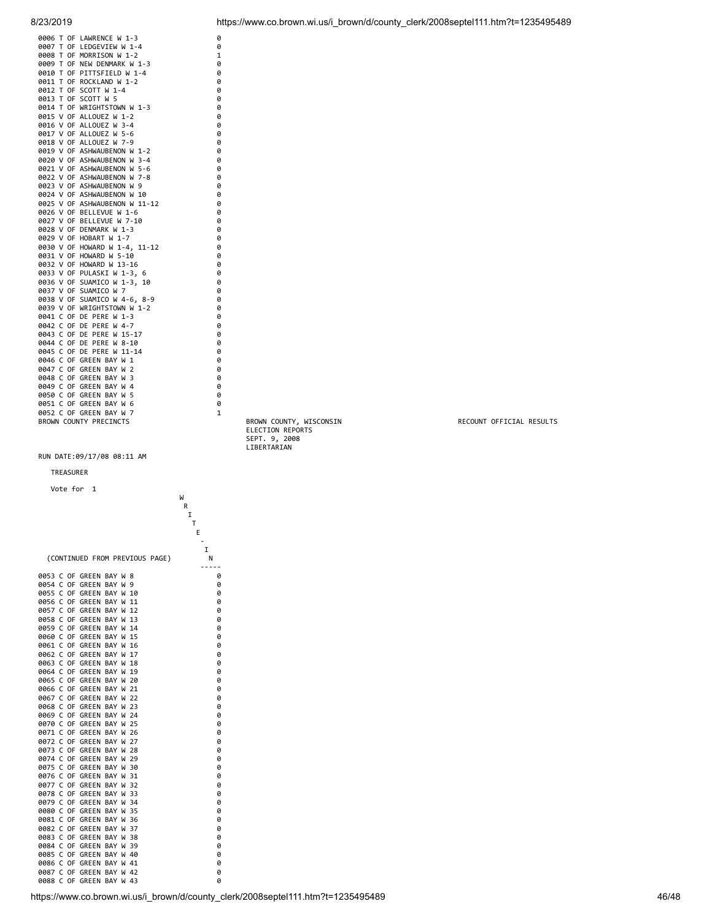| Precinct | WRITE-IN |
|---|---|
| 0006 T OF LAWRENCE W 1-3 | 0 |
| 0007 T OF LEDGEVIEW W 1-4 | 0 |
| 0008 T OF MORRISON W 1-2 | 1 |
| 0009 T OF NEW DENMARK W 1-3 | 0 |
| 0010 T OF PITTSFIELD W 1-4 | 0 |
| 0011 T OF ROCKLAND W 1-2 | 0 |
| 0012 T OF SCOTT W 1-4 | 0 |
| 0013 T OF SCOTT W 5 | 0 |
| 0014 T OF WRIGHTSTOWN W 1-3 | 0 |
| 0015 V OF ALLOUEZ W 1-2 | 0 |
| 0016 V OF ALLOUEZ W 3-4 | 0 |
| 0017 V OF ALLOUEZ W 5-6 | 0 |
| 0018 V OF ALLOUEZ W 7-9 | 0 |
| 0019 V OF ASHWAUBENON W 1-2 | 0 |
| 0020 V OF ASHWAUBENON W 3-4 | 0 |
| 0021 V OF ASHWAUBENON W 5-6 | 0 |
| 0022 V OF ASHWAUBENON W 7-8 | 0 |
| 0023 V OF ASHWAUBENON W 9 | 0 |
| 0024 V OF ASHWAUBENON W 10 | 0 |
| 0025 V OF ASHWAUBENON W 11-12 | 0 |
| 0026 V OF BELLEVUE W 1-6 | 0 |
| 0027 V OF BELLEVUE W 7-10 | 0 |
| 0028 V OF DENMARK W 1-3 | 0 |
| 0029 V OF HOBART W 1-7 | 0 |
| 0030 V OF HOWARD W 1-4, 11-12 | 0 |
| 0031 V OF HOWARD W 5-10 | 0 |
| 0032 V OF HOWARD W 13-16 | 0 |
| 0033 V OF PULASKI W 1-3, 6 | 0 |
| 0036 V OF SUAMICO W 1-3, 10 | 0 |
| 0037 V OF SUAMICO W 7 | 0 |
| 0038 V OF SUAMICO W 4-6, 8-9 | 0 |
| 0039 V OF WRIGHTSTOWN W 1-2 | 0 |
| 0041 C OF DE PERE W 1-3 | 0 |
| 0042 C OF DE PERE W 4-7 | 0 |
| 0043 C OF DE PERE W 15-17 | 0 |
| 0044 C OF DE PERE W 8-10 | 0 |
| 0045 C OF DE PERE W 11-14 | 0 |
| 0046 C OF GREEN BAY W 1 | 0 |
| 0047 C OF GREEN BAY W 2 | 0 |
| 0048 C OF GREEN BAY W 3 | 0 |
| 0049 C OF GREEN BAY W 4 | 0 |
| 0050 C OF GREEN BAY W 5 | 0 |
| 0051 C OF GREEN BAY W 6 | 0 |
| 0052 C OF GREEN BAY W 7 | 1 |

BROWN COUNTY PRECINCTS

BROWN COUNTY, WISCONSIN
ELECTION REPORTS
SEPT. 9, 2008
LIBERTARIAN

RECOUNT OFFICIAL RESULTS

RUN DATE:09/17/08 08:11 AM

TREASURER

Vote for 1

| (CONTINUED FROM PREVIOUS PAGE) | WRITE-IN |
|---|---|
| 0053 C OF GREEN BAY W 8 | 0 |
| 0054 C OF GREEN BAY W 9 | 0 |
| 0055 C OF GREEN BAY W 10 | 0 |
| 0056 C OF GREEN BAY W 11 | 0 |
| 0057 C OF GREEN BAY W 12 | 0 |
| 0058 C OF GREEN BAY W 13 | 0 |
| 0059 C OF GREEN BAY W 14 | 0 |
| 0060 C OF GREEN BAY W 15 | 0 |
| 0061 C OF GREEN BAY W 16 | 0 |
| 0062 C OF GREEN BAY W 17 | 0 |
| 0063 C OF GREEN BAY W 18 | 0 |
| 0064 C OF GREEN BAY W 19 | 0 |
| 0065 C OF GREEN BAY W 20 | 0 |
| 0066 C OF GREEN BAY W 21 | 0 |
| 0067 C OF GREEN BAY W 22 | 0 |
| 0068 C OF GREEN BAY W 23 | 0 |
| 0069 C OF GREEN BAY W 24 | 0 |
| 0070 C OF GREEN BAY W 25 | 0 |
| 0071 C OF GREEN BAY W 26 | 0 |
| 0072 C OF GREEN BAY W 27 | 0 |
| 0073 C OF GREEN BAY W 28 | 0 |
| 0074 C OF GREEN BAY W 29 | 0 |
| 0075 C OF GREEN BAY W 30 | 0 |
| 0076 C OF GREEN BAY W 31 | 0 |
| 0077 C OF GREEN BAY W 32 | 0 |
| 0078 C OF GREEN BAY W 33 | 0 |
| 0079 C OF GREEN BAY W 34 | 0 |
| 0080 C OF GREEN BAY W 35 | 0 |
| 0081 C OF GREEN BAY W 36 | 0 |
| 0082 C OF GREEN BAY W 37 | 0 |
| 0083 C OF GREEN BAY W 38 | 0 |
| 0084 C OF GREEN BAY W 39 | 0 |
| 0085 C OF GREEN BAY W 40 | 0 |
| 0086 C OF GREEN BAY W 41 | 0 |
| 0087 C OF GREEN BAY W 42 | 0 |
| 0088 C OF GREEN BAY W 43 | 0 |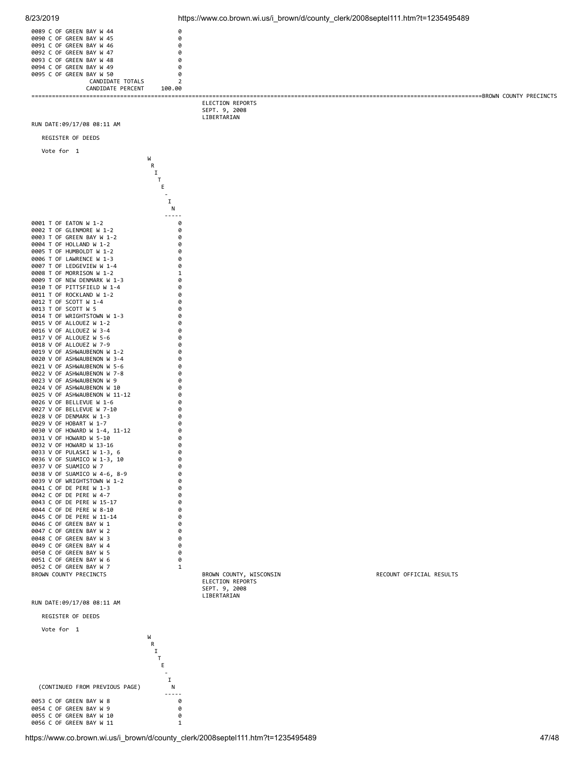| | |
|---|---|
| 0089 C OF GREEN BAY W 44 | 0 |
| 0090 C OF GREEN BAY W 45 | 0 |
| 0091 C OF GREEN BAY W 46 | 0 |
| 0092 C OF GREEN BAY W 47 | 0 |
| 0093 C OF GREEN BAY W 48 | 0 |
| 0094 C OF GREEN BAY W 49 | 0 |
| 0095 C OF GREEN BAY W 50 | 0 |
| CANDIDATE TOTALS | 2 |
| CANDIDATE PERCENT | 100.00 |

BROWN COUNTY PRECINCTS

ELECTION REPORTS
SEPT. 9, 2008
LIBERTARIAN

RUN DATE:09/17/08 08:11 AM

REGISTER OF DEEDS

Vote for 1

| | WRITE-IN |
|---|---|
| 0001 T OF EATON W 1-2 | 0 |
| 0002 T OF GLENMORE W 1-2 | 0 |
| 0003 T OF GREEN BAY W 1-2 | 0 |
| 0004 T OF HOLLAND W 1-2 | 0 |
| 0005 T OF HUMBOLDT W 1-2 | 0 |
| 0006 T OF LAWRENCE W 1-3 | 0 |
| 0007 T OF LEDGEVIEW W 1-4 | 0 |
| 0008 T OF MORRISON W 1-2 | 1 |
| 0009 T OF NEW DENMARK W 1-3 | 0 |
| 0010 T OF PITTSFIELD W 1-4 | 0 |
| 0011 T OF ROCKLAND W 1-2 | 0 |
| 0012 T OF SCOTT W 1-4 | 0 |
| 0013 T OF SCOTT W 5 | 0 |
| 0014 T OF WRIGHTSTOWN W 1-3 | 0 |
| 0015 V OF ALLOUEZ W 1-2 | 0 |
| 0016 V OF ALLOUEZ W 3-4 | 0 |
| 0017 V OF ALLOUEZ W 5-6 | 0 |
| 0018 V OF ALLOUEZ W 7-9 | 0 |
| 0019 V OF ASHWAUBENON W 1-2 | 0 |
| 0020 V OF ASHWAUBENON W 3-4 | 0 |
| 0021 V OF ASHWAUBENON W 5-6 | 0 |
| 0022 V OF ASHWAUBENON W 7-8 | 0 |
| 0023 V OF ASHWAUBENON W 9 | 0 |
| 0024 V OF ASHWAUBENON W 10 | 0 |
| 0025 V OF ASHWAUBENON W 11-12 | 0 |
| 0026 V OF BELLEVUE W 1-6 | 0 |
| 0027 V OF BELLEVUE W 7-10 | 0 |
| 0028 V OF DENMARK W 1-3 | 0 |
| 0029 V OF HOBART W 1-7 | 0 |
| 0030 V OF HOWARD W 1-4, 11-12 | 0 |
| 0031 V OF HOWARD W 5-10 | 0 |
| 0032 V OF HOWARD W 13-16 | 0 |
| 0033 V OF PULASKI W 1-3, 6 | 0 |
| 0036 V OF SUAMICO W 1-3, 10 | 0 |
| 0037 V OF SUAMICO W 7 | 0 |
| 0038 V OF SUAMICO W 4-6, 8-9 | 0 |
| 0039 V OF WRIGHTSTOWN W 1-2 | 0 |
| 0041 C OF DE PERE W 1-3 | 0 |
| 0042 C OF DE PERE W 4-7 | 0 |
| 0043 C OF DE PERE W 15-17 | 0 |
| 0044 C OF DE PERE W 8-10 | 0 |
| 0045 C OF DE PERE W 11-14 | 0 |
| 0046 C OF GREEN BAY W 1 | 0 |
| 0047 C OF GREEN BAY W 2 | 0 |
| 0048 C OF GREEN BAY W 3 | 0 |
| 0049 C OF GREEN BAY W 4 | 0 |
| 0050 C OF GREEN BAY W 5 | 0 |
| 0051 C OF GREEN BAY W 6 | 0 |
| 0052 C OF GREEN BAY W 7 | 1 |

BROWN COUNTY PRECINCTS — BROWN COUNTY, WISCONSIN — RECOUNT OFFICIAL RESULTS

ELECTION REPORTS
SEPT. 9, 2008
LIBERTARIAN

RUN DATE:09/17/08 08:11 AM

REGISTER OF DEEDS

Vote for 1

| (CONTINUED FROM PREVIOUS PAGE) | WRITE-IN |
|---|---|
| 0053 C OF GREEN BAY W 8 | 0 |
| 0054 C OF GREEN BAY W 9 | 0 |
| 0055 C OF GREEN BAY W 10 | 0 |
| 0056 C OF GREEN BAY W 11 | 1 |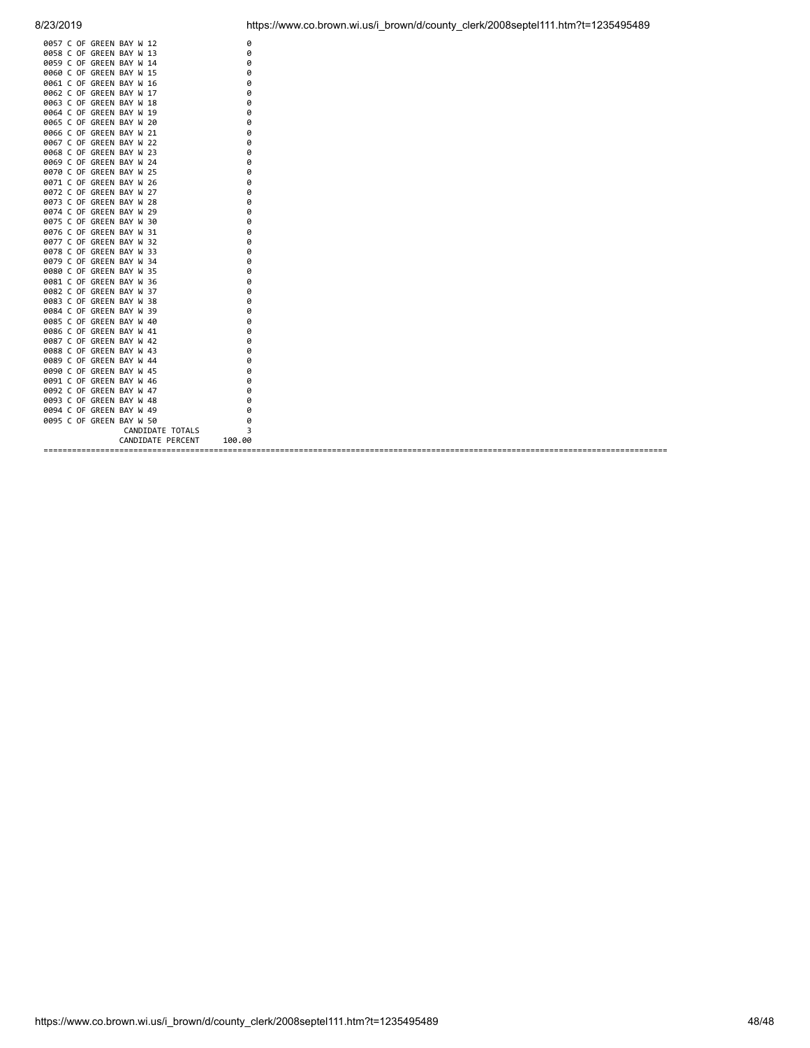| | |
|---|---|
| 0057 C OF GREEN BAY W 12 | 0 |
| 0058 C OF GREEN BAY W 13 | 0 |
| 0059 C OF GREEN BAY W 14 | 0 |
| 0060 C OF GREEN BAY W 15 | 0 |
| 0061 C OF GREEN BAY W 16 | 0 |
| 0062 C OF GREEN BAY W 17 | 0 |
| 0063 C OF GREEN BAY W 18 | 0 |
| 0064 C OF GREEN BAY W 19 | 0 |
| 0065 C OF GREEN BAY W 20 | 0 |
| 0066 C OF GREEN BAY W 21 | 0 |
| 0067 C OF GREEN BAY W 22 | 0 |
| 0068 C OF GREEN BAY W 23 | 0 |
| 0069 C OF GREEN BAY W 24 | 0 |
| 0070 C OF GREEN BAY W 25 | 0 |
| 0071 C OF GREEN BAY W 26 | 0 |
| 0072 C OF GREEN BAY W 27 | 0 |
| 0073 C OF GREEN BAY W 28 | 0 |
| 0074 C OF GREEN BAY W 29 | 0 |
| 0075 C OF GREEN BAY W 30 | 0 |
| 0076 C OF GREEN BAY W 31 | 0 |
| 0077 C OF GREEN BAY W 32 | 0 |
| 0078 C OF GREEN BAY W 33 | 0 |
| 0079 C OF GREEN BAY W 34 | 0 |
| 0080 C OF GREEN BAY W 35 | 0 |
| 0081 C OF GREEN BAY W 36 | 0 |
| 0082 C OF GREEN BAY W 37 | 0 |
| 0083 C OF GREEN BAY W 38 | 0 |
| 0084 C OF GREEN BAY W 39 | 0 |
| 0085 C OF GREEN BAY W 40 | 0 |
| 0086 C OF GREEN BAY W 41 | 0 |
| 0087 C OF GREEN BAY W 42 | 0 |
| 0088 C OF GREEN BAY W 43 | 0 |
| 0089 C OF GREEN BAY W 44 | 0 |
| 0090 C OF GREEN BAY W 45 | 0 |
| 0091 C OF GREEN BAY W 46 | 0 |
| 0092 C OF GREEN BAY W 47 | 0 |
| 0093 C OF GREEN BAY W 48 | 0 |
| 0094 C OF GREEN BAY W 49 | 0 |
| 0095 C OF GREEN BAY W 50 | 0 |
| CANDIDATE TOTALS | 3 |
| CANDIDATE PERCENT | 100.00 |

==========================================================================================================================================